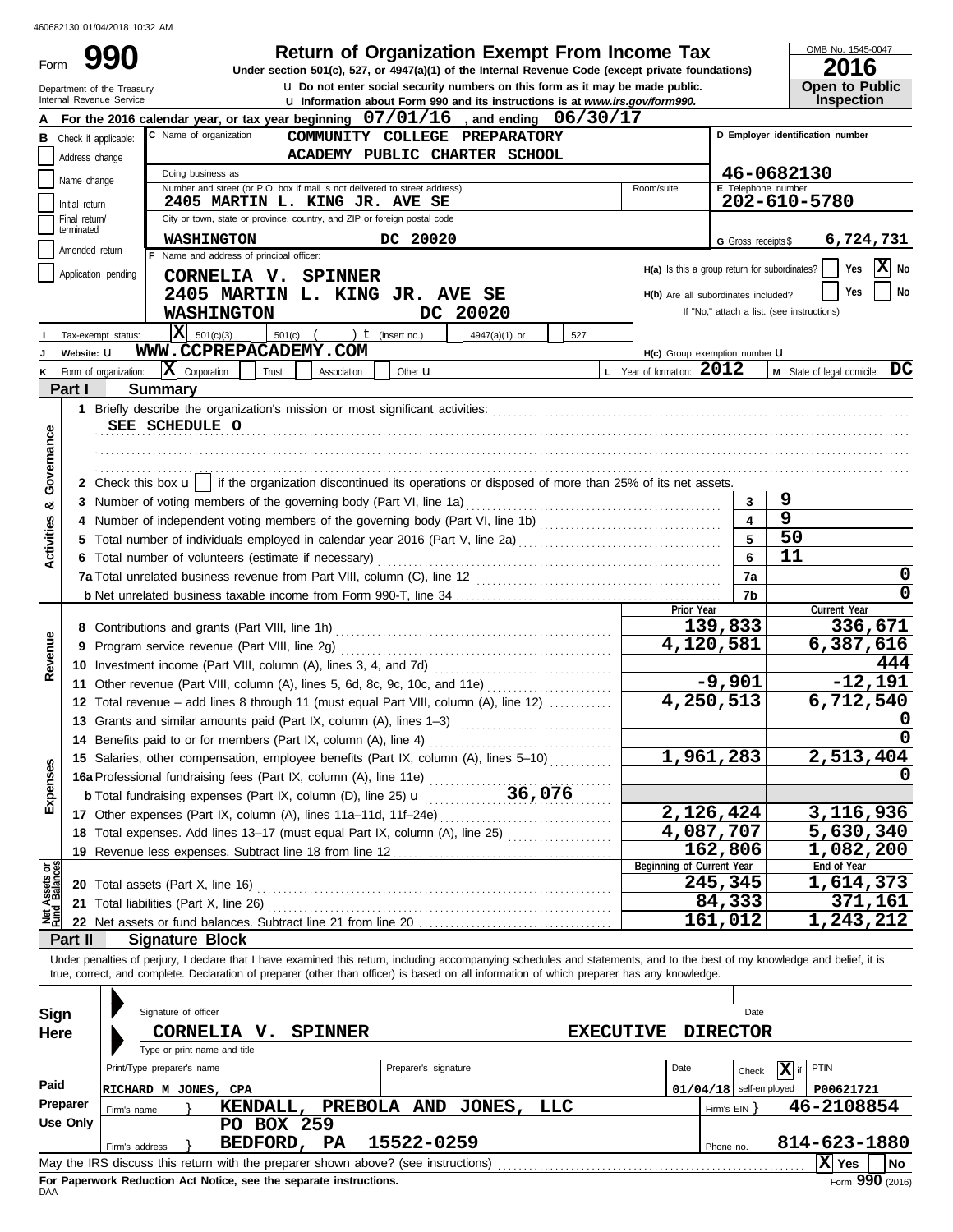460682130 01/04/2018 10:32 AM

Form **990**

# Return of Organization Exempt From Income Tax

**Under section 501(c), 527, or 4947(a)(1) of the Internal Revenue Code (except private foundations)**

u Do not enter social security numbers on this form as it may be made public.

u Information about Form 990 and its instructions is at *www.irs.gov/form990.*

Department of the Treasury
Internal Revenue Service

OMB No. 1545-0047

**2016**

**Open to Public Inspection**

**A** For the 2016 calendar year, or tax year beginning 07/01/16 , and ending 06/30/17

**B** Check if applicable:
- Address change
- Name change
- Initial return
- Final return/terminated
- Amended return
- Application pending

**C** Name of organization: COMMUNITY COLLEGE PREPARATORY ACADEMY PUBLIC CHARTER SCHOOL

Doing business as

Number and street (or P.O. box if mail is not delivered to street address): 2405 MARTIN L. KING JR. AVE SE — Room/suite

City or town, state or province, country, and ZIP or foreign postal code: WASHINGTON DC 20020

**D** Employer identification number: 46-0682130

**E** Telephone number: 202-610-5780

**G** Gross receipts $ 6,724,731

**F** Name and address of principal officer:
CORNELIA V. SPINNER
2405 MARTIN L. KING JR. AVE SE
WASHINGTON DC 20020

H(a) Is this a group return for subordinates? Yes [ ] No [X]

H(b) Are all subordinates included? Yes [ ] No [ ]
If "No," attach a list. (see instructions)

**I** Tax-exempt status: [X] 501(c)(3) [ ] 501(c) ( ) t (insert no.) [ ] 4947(a)(1) or [ ] 527

**J** Website: u WWW.CCPREPACADEMY.COM

H(c) Group exemption number u

**K** Form of organization: [X] Corporation [ ] Trust [ ] Association [ ] Other u

**L** Year of formation: 2012

**M** State of legal domicile: DC

## Part I — Summary

**Activities & Governance**

1 Briefly describe the organization's mission or most significant activities:
SEE SCHEDULE O

2 Check this box u [ ] if the organization discontinued its operations or disposed of more than 25% of its net assets.

| | | | |
|---|---|---|---|
| 3 | Number of voting members of the governing body (Part VI, line 1a) | 3 | 9 |
| 4 | Number of independent voting members of the governing body (Part VI, line 1b) | 4 | 9 |
| 5 | Total number of individuals employed in calendar year 2016 (Part V, line 2a) | 5 | 50 |
| 6 | Total number of volunteers (estimate if necessary) | 6 | 11 |
| 7a | Total unrelated business revenue from Part VIII, column (C), line 12 | 7a | 0 |
| b | Net unrelated business taxable income from Form 990-T, line 34 | 7b | 0 |

| | | Prior Year | Current Year |
|---|---|---|---|
| **Revenue** | | | |
| 8 | Contributions and grants (Part VIII, line 1h) | 139,833 | 336,671 |
| 9 | Program service revenue (Part VIII, line 2g) | 4,120,581 | 6,387,616 |
| 10 | Investment income (Part VIII, column (A), lines 3, 4, and 7d) | | 444 |
| 11 | Other revenue (Part VIII, column (A), lines 5, 6d, 8c, 9c, 10c, and 11e) | -9,901 | -12,191 |
| 12 | Total revenue – add lines 8 through 11 (must equal Part VIII, column (A), line 12) | 4,250,513 | 6,712,540 |
| **Expenses** | | | |
| 13 | Grants and similar amounts paid (Part IX, column (A), lines 1–3) | | 0 |
| 14 | Benefits paid to or for members (Part IX, column (A), line 4) | | 0 |
| 15 | Salaries, other compensation, employee benefits (Part IX, column (A), lines 5–10) | 1,961,283 | 2,513,404 |
| 16a | Professional fundraising fees (Part IX, column (A), line 11e) | | 0 |
| b | Total fundraising expenses (Part IX, column (D), line 25) u 36,076 | | |
| 17 | Other expenses (Part IX, column (A), lines 11a–11d, 11f–24e) | 2,126,424 | 3,116,936 |
| 18 | Total expenses. Add lines 13–17 (must equal Part IX, column (A), line 25) | 4,087,707 | 5,630,340 |
| 19 | Revenue less expenses. Subtract line 18 from line 12 | 162,806 | 1,082,200 |
| **Net Assets or Fund Balances** | | **Beginning of Current Year** | **End of Year** |
| 20 | Total assets (Part X, line 16) | 245,345 | 1,614,373 |
| 21 | Total liabilities (Part X, line 26) | 84,333 | 371,161 |
| 22 | Net assets or fund balances. Subtract line 21 from line 20 | 161,012 | 1,243,212 |

## Part II — Signature Block

Under penalties of perjury, I declare that I have examined this return, including accompanying schedules and statements, and to the best of my knowledge and belief, it is true, correct, and complete. Declaration of preparer (other than officer) is based on all information of which preparer has any knowledge.

**Sign Here**

Signature of officer — Date

CORNELIA V. SPINNER — EXECUTIVE DIRECTOR

Type or print name and title

**Paid Preparer Use Only**

| Print/Type preparer's name | Preparer's signature | Date | Check [X] if self-employed | PTIN |
|---|---|---|---|---|
| RICHARD M JONES, CPA | | 01/04/18 | | P00621721 |

Firm's name: KENDALL, PREBOLA AND JONES, LLC — Firm's EIN: 46-2108854

Firm's address: PO BOX 259, BEDFORD, PA 15522-0259 — Phone no. 814-623-1880

May the IRS discuss this return with the preparer shown above? (see instructions) [X] Yes [ ] No

**For Paperwork Reduction Act Notice, see the separate instructions.**

DAA — Form **990** (2016)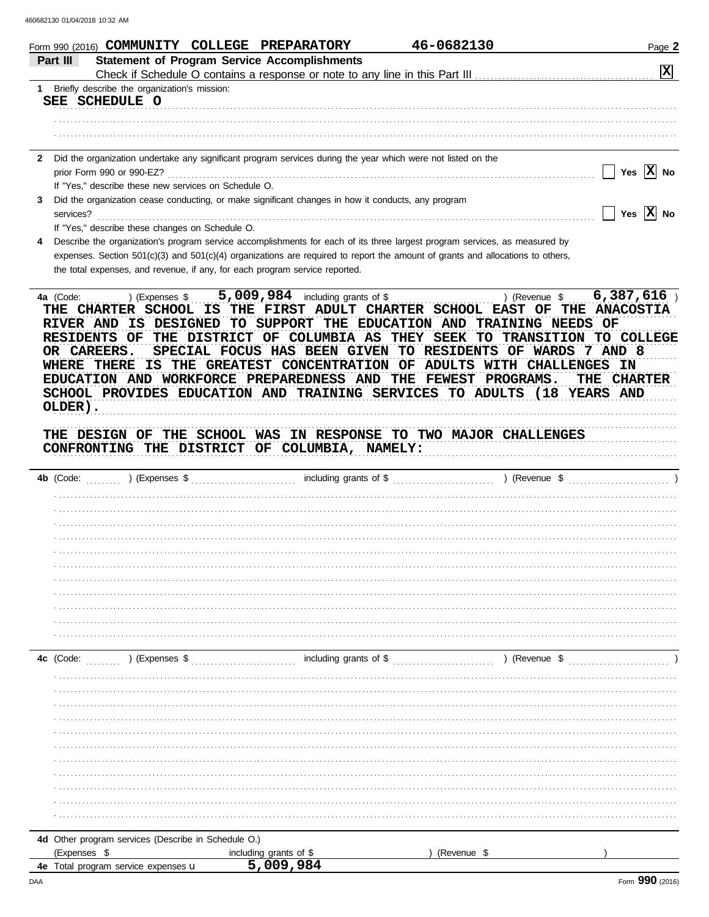Form 990 (2016) **COMMUNITY COLLEGE PREPARATORY** **46-0682130**

## Part III Statement of Program Service Accomplishments

Check if Schedule O contains a response or note to any line in this Part III [X]

**1** Briefly describe the organization's mission:

SEE SCHEDULE O

**2** Did the organization undertake any significant program services during the year which were not listed on the prior Form 990 or 990-EZ? [ ] Yes [X] No

If "Yes," describe these new services on Schedule O.

**3** Did the organization cease conducting, or make significant changes in how it conducts, any program services? [ ] Yes [X] No

If "Yes," describe these changes on Schedule O.

**4** Describe the organization's program service accomplishments for each of its three largest program services, as measured by expenses. Section 501(c)(3) and 501(c)(4) organizations are required to report the amount of grants and allocations to others, the total expenses, and revenue, if any, for each program service reported.

**4a** (Code: ) (Expenses $ 5,009,984 including grants of $ ) (Revenue $ 6,387,616 )

THE CHARTER SCHOOL IS THE FIRST ADULT CHARTER SCHOOL EAST OF THE ANACOSTIA RIVER AND IS DESIGNED TO SUPPORT THE EDUCATION AND TRAINING NEEDS OF RESIDENTS OF THE DISTRICT OF COLUMBIA AS THEY SEEK TO TRANSITION TO COLLEGE OR CAREERS. SPECIAL FOCUS HAS BEEN GIVEN TO RESIDENTS OF WARDS 7 AND 8 WHERE THERE IS THE GREATEST CONCENTRATION OF ADULTS WITH CHALLENGES IN EDUCATION AND WORKFORCE PREPAREDNESS AND THE FEWEST PROGRAMS. THE CHARTER SCHOOL PROVIDES EDUCATION AND TRAINING SERVICES TO ADULTS (18 YEARS AND OLDER).

THE DESIGN OF THE SCHOOL WAS IN RESPONSE TO TWO MAJOR CHALLENGES CONFRONTING THE DISTRICT OF COLUMBIA, NAMELY:

**4b** (Code: ) (Expenses $ including grants of $ ) (Revenue $ )

**4c** (Code: ) (Expenses $ including grants of $ ) (Revenue $ )

**4d** Other program services (Describe in Schedule O.)

(Expenses $ including grants of $ ) (Revenue $ )

**4e** Total program service expenses 5,009,984

Form **990** (2016)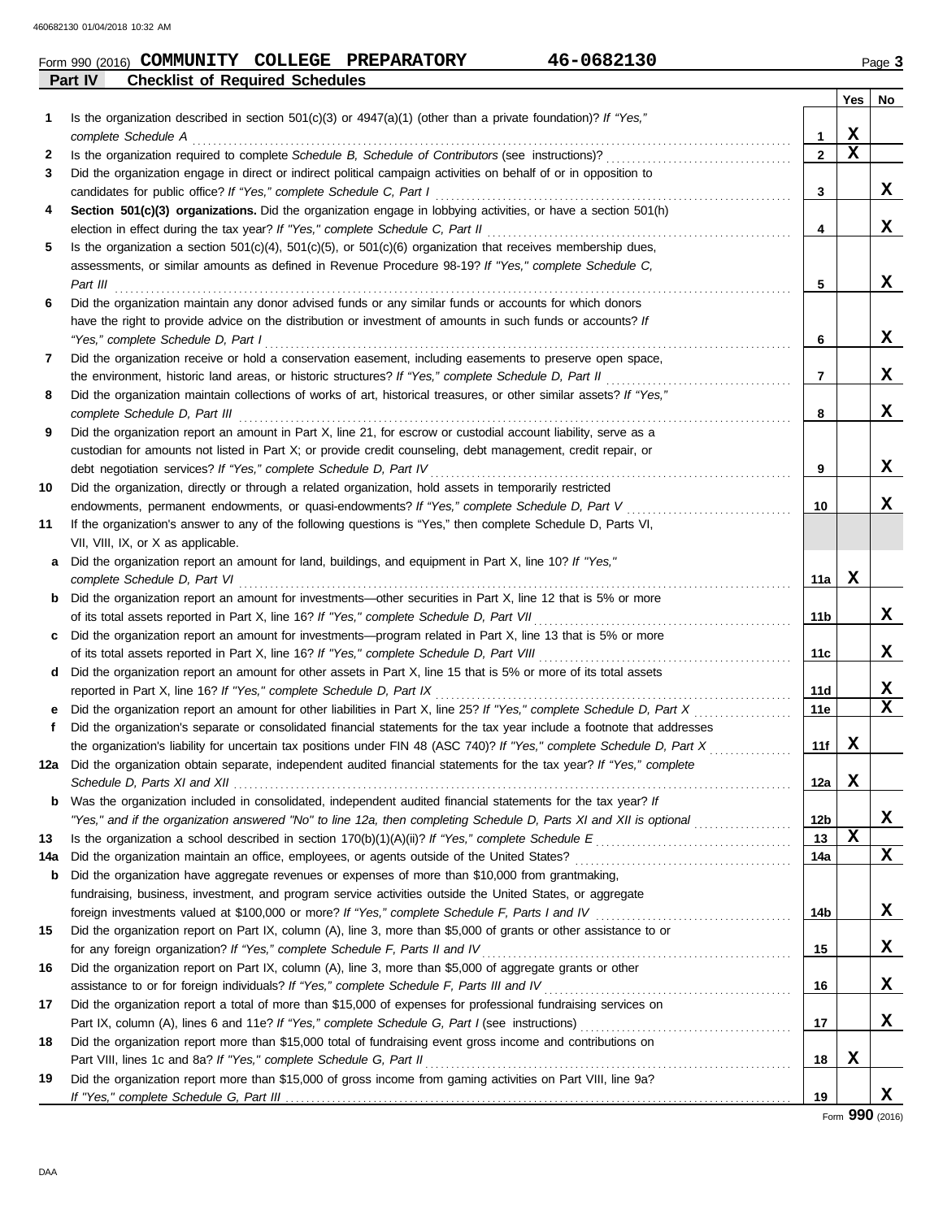Form 990 (2016) **COMMUNITY COLLEGE PREPARATORY** **46-0682130**

## Part IV Checklist of Required Schedules

| | | | Yes | No |
|---|---|---|---|---|
| **1** | Is the organization described in section 501(c)(3) or 4947(a)(1) (other than a private foundation)? *If "Yes," complete Schedule A* | 1 | X | |
| **2** | Is the organization required to complete *Schedule B, Schedule of Contributors* (see instructions)? | 2 | X | |
| **3** | Did the organization engage in direct or indirect political campaign activities on behalf of or in opposition to candidates for public office? *If "Yes," complete Schedule C, Part I* | 3 | | X |
| **4** | **Section 501(c)(3) organizations.** Did the organization engage in lobbying activities, or have a section 501(h) election in effect during the tax year? *If "Yes," complete Schedule C, Part II* | 4 | | X |
| **5** | Is the organization a section 501(c)(4), 501(c)(5), or 501(c)(6) organization that receives membership dues, assessments, or similar amounts as defined in Revenue Procedure 98-19? *If "Yes," complete Schedule C, Part III* | 5 | | X |
| **6** | Did the organization maintain any donor advised funds or any similar funds or accounts for which donors have the right to provide advice on the distribution or investment of amounts in such funds or accounts? *If "Yes," complete Schedule D, Part I* | 6 | | X |
| **7** | Did the organization receive or hold a conservation easement, including easements to preserve open space, the environment, historic land areas, or historic structures? *If "Yes," complete Schedule D, Part II* | 7 | | X |
| **8** | Did the organization maintain collections of works of art, historical treasures, or other similar assets? *If "Yes," complete Schedule D, Part III* | 8 | | X |
| **9** | Did the organization report an amount in Part X, line 21, for escrow or custodial account liability, serve as a custodian for amounts not listed in Part X; or provide credit counseling, debt management, credit repair, or debt negotiation services? *If "Yes," complete Schedule D, Part IV* | 9 | | X |
| **10** | Did the organization, directly or through a related organization, hold assets in temporarily restricted endowments, permanent endowments, or quasi-endowments? *If "Yes," complete Schedule D, Part V* | 10 | | X |
| **11** | If the organization's answer to any of the following questions is "Yes," then complete Schedule D, Parts VI, VII, VIII, IX, or X as applicable. | | | |
| **a** | Did the organization report an amount for land, buildings, and equipment in Part X, line 10? *If "Yes," complete Schedule D, Part VI* | 11a | X | |
| **b** | Did the organization report an amount for investments—other securities in Part X, line 12 that is 5% or more of its total assets reported in Part X, line 16? *If "Yes," complete Schedule D, Part VII* | 11b | | X |
| **c** | Did the organization report an amount for investments—program related in Part X, line 13 that is 5% or more of its total assets reported in Part X, line 16? *If "Yes," complete Schedule D, Part VIII* | 11c | | X |
| **d** | Did the organization report an amount for other assets in Part X, line 15 that is 5% or more of its total assets reported in Part X, line 16? *If "Yes," complete Schedule D, Part IX* | 11d | | X |
| **e** | Did the organization report an amount for other liabilities in Part X, line 25? *If "Yes," complete Schedule D, Part X* | 11e | | X |
| **f** | Did the organization's separate or consolidated financial statements for the tax year include a footnote that addresses the organization's liability for uncertain tax positions under FIN 48 (ASC 740)? *If "Yes," complete Schedule D, Part X* | 11f | X | |
| **12a** | Did the organization obtain separate, independent audited financial statements for the tax year? *If "Yes," complete Schedule D, Parts XI and XII* | 12a | X | |
| **b** | Was the organization included in consolidated, independent audited financial statements for the tax year? *If "Yes," and if the organization answered "No" to line 12a, then completing Schedule D, Parts XI and XII is optional* | 12b | | X |
| **13** | Is the organization a school described in section 170(b)(1)(A)(ii)? *If "Yes," complete Schedule E* | 13 | X | |
| **14a** | Did the organization maintain an office, employees, or agents outside of the United States? | 14a | | X |
| **b** | Did the organization have aggregate revenues or expenses of more than $10,000 from grantmaking, fundraising, business, investment, and program service activities outside the United States, or aggregate foreign investments valued at $100,000 or more? *If "Yes," complete Schedule F, Parts I and IV* | 14b | | X |
| **15** | Did the organization report on Part IX, column (A), line 3, more than $5,000 of grants or other assistance to or for any foreign organization? *If "Yes," complete Schedule F, Parts II and IV* | 15 | | X |
| **16** | Did the organization report on Part IX, column (A), line 3, more than $5,000 of aggregate grants or other assistance to or for foreign individuals? *If "Yes," complete Schedule F, Parts III and IV* | 16 | | X |
| **17** | Did the organization report a total of more than $15,000 of expenses for professional fundraising services on Part IX, column (A), lines 6 and 11e? *If "Yes," complete Schedule G, Part I* (see instructions) | 17 | | X |
| **18** | Did the organization report more than $15,000 total of fundraising event gross income and contributions on Part VIII, lines 1c and 8a? *If "Yes," complete Schedule G, Part II* | 18 | X | |
| **19** | Did the organization report more than $15,000 of gross income from gaming activities on Part VIII, line 9a? *If "Yes," complete Schedule G, Part III* | 19 | | X |

Form **990** (2016)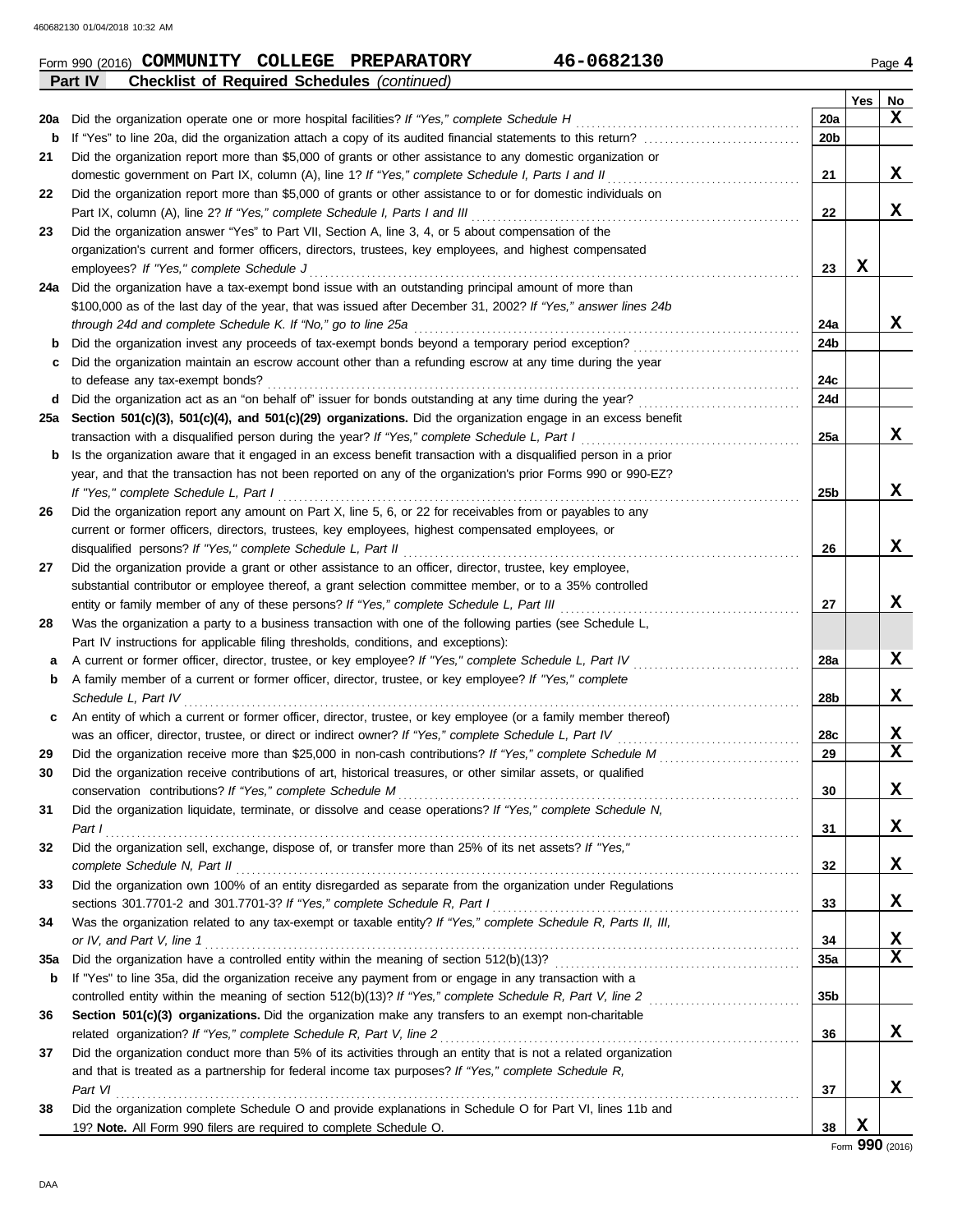Form 990 (2016) **COMMUNITY COLLEGE PREPARATORY** **46-0682130** Page **4**

**Part IV** **Checklist of Required Schedules** *(continued)*

| | | | Yes | No |
|---|---|---|---|---|
| **20a** | Did the organization operate one or more hospital facilities? *If "Yes," complete Schedule H* | 20a | | X |
| **b** | If "Yes" to line 20a, did the organization attach a copy of its audited financial statements to this return? | 20b | | |
| **21** | Did the organization report more than $5,000 of grants or other assistance to any domestic organization or domestic government on Part IX, column (A), line 1? *If "Yes," complete Schedule I, Parts I and II* | 21 | | X |
| **22** | Did the organization report more than $5,000 of grants or other assistance to or for domestic individuals on Part IX, column (A), line 2? *If "Yes," complete Schedule I, Parts I and III* | 22 | | X |
| **23** | Did the organization answer "Yes" to Part VII, Section A, line 3, 4, or 5 about compensation of the organization's current and former officers, directors, trustees, key employees, and highest compensated employees? *If "Yes," complete Schedule J* | 23 | X | |
| **24a** | Did the organization have a tax-exempt bond issue with an outstanding principal amount of more than $100,000 as of the last day of the year, that was issued after December 31, 2002? *If "Yes," answer lines 24b through 24d and complete Schedule K. If "No," go to line 25a* | 24a | | X |
| **b** | Did the organization invest any proceeds of tax-exempt bonds beyond a temporary period exception? | 24b | | |
| **c** | Did the organization maintain an escrow account other than a refunding escrow at any time during the year to defease any tax-exempt bonds? | 24c | | |
| **d** | Did the organization act as an "on behalf of" issuer for bonds outstanding at any time during the year? | 24d | | |
| **25a** | **Section 501(c)(3), 501(c)(4), and 501(c)(29) organizations.** Did the organization engage in an excess benefit transaction with a disqualified person during the year? *If "Yes," complete Schedule L, Part I* | 25a | | X |
| **b** | Is the organization aware that it engaged in an excess benefit transaction with a disqualified person in a prior year, and that the transaction has not been reported on any of the organization's prior Forms 990 or 990-EZ? *If "Yes," complete Schedule L, Part I* | 25b | | X |
| **26** | Did the organization report any amount on Part X, line 5, 6, or 22 for receivables from or payables to any current or former officers, directors, trustees, key employees, highest compensated employees, or disqualified persons? *If "Yes," complete Schedule L, Part II* | 26 | | X |
| **27** | Did the organization provide a grant or other assistance to an officer, director, trustee, key employee, substantial contributor or employee thereof, a grant selection committee member, or to a 35% controlled entity or family member of any of these persons? *If "Yes," complete Schedule L, Part III* | 27 | | X |
| **28** | Was the organization a party to a business transaction with one of the following parties (see Schedule L, Part IV instructions for applicable filing thresholds, conditions, and exceptions): | | | |
| **a** | A current or former officer, director, trustee, or key employee? *If "Yes," complete Schedule L, Part IV* | 28a | | X |
| **b** | A family member of a current or former officer, director, trustee, or key employee? *If "Yes," complete Schedule L, Part IV* | 28b | | X |
| **c** | An entity of which a current or former officer, director, trustee, or key employee (or a family member thereof) was an officer, director, trustee, or direct or indirect owner? *If "Yes," complete Schedule L, Part IV* | 28c | | X |
| **29** | Did the organization receive more than $25,000 in non-cash contributions? *If "Yes," complete Schedule M* | 29 | | X |
| **30** | Did the organization receive contributions of art, historical treasures, or other similar assets, or qualified conservation contributions? *If "Yes," complete Schedule M* | 30 | | X |
| **31** | Did the organization liquidate, terminate, or dissolve and cease operations? *If "Yes," complete Schedule N, Part I* | 31 | | X |
| **32** | Did the organization sell, exchange, dispose of, or transfer more than 25% of its net assets? *If "Yes," complete Schedule N, Part II* | 32 | | X |
| **33** | Did the organization own 100% of an entity disregarded as separate from the organization under Regulations sections 301.7701-2 and 301.7701-3? *If "Yes," complete Schedule R, Part I* | 33 | | X |
| **34** | Was the organization related to any tax-exempt or taxable entity? *If "Yes," complete Schedule R, Parts II, III, or IV, and Part V, line 1* | 34 | | X |
| **35a** | Did the organization have a controlled entity within the meaning of section 512(b)(13)? | 35a | | X |
| **b** | If "Yes" to line 35a, did the organization receive any payment from or engage in any transaction with a controlled entity within the meaning of section 512(b)(13)? *If "Yes," complete Schedule R, Part V, line 2* | 35b | | |
| **36** | **Section 501(c)(3) organizations.** Did the organization make any transfers to an exempt non-charitable related organization? *If "Yes," complete Schedule R, Part V, line 2* | 36 | | X |
| **37** | Did the organization conduct more than 5% of its activities through an entity that is not a related organization and that is treated as a partnership for federal income tax purposes? *If "Yes," complete Schedule R, Part VI* | 37 | | X |
| **38** | Did the organization complete Schedule O and provide explanations in Schedule O for Part VI, lines 11b and 19? **Note.** All Form 990 filers are required to complete Schedule O. | 38 | X | |

Form **990** (2016)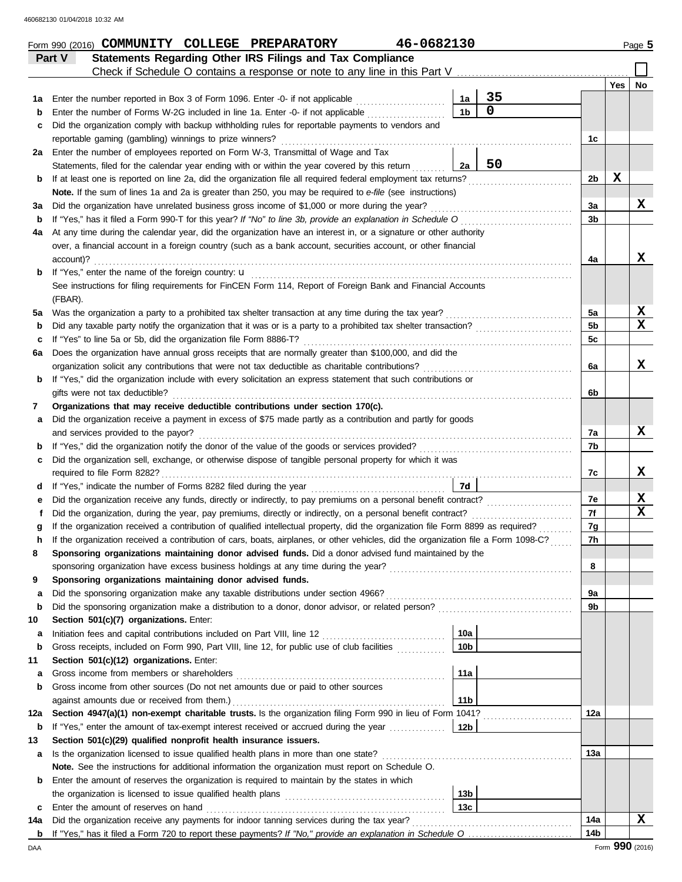Form 990 (2016) **COMMUNITY COLLEGE PREPARATORY 46-0682130** Page **5**

## Part V Statements Regarding Other IRS Filings and Tax Compliance

Check if Schedule O contains a response or note to any line in this Part V ☐

| | | | | | Yes | No |
|---|---|---|---|---|---|---|
| **1a** | Enter the number reported in Box 3 of Form 1096. Enter -0- if not applicable | 1a | 35 | | | |
| **b** | Enter the number of Forms W-2G included in line 1a. Enter -0- if not applicable | 1b | 0 | | | |
| **c** | Did the organization comply with backup withholding rules for reportable payments to vendors and reportable gaming (gambling) winnings to prize winners? | | | 1c | | |
| **2a** | Enter the number of employees reported on Form W-3, Transmittal of Wage and Tax Statements, filed for the calendar year ending with or within the year covered by this return | 2a | 50 | | | |
| **b** | If at least one is reported on line 2a, did the organization file all required federal employment tax returns? | | | 2b | X | |
| | **Note.** If the sum of lines 1a and 2a is greater than 250, you may be required to *e-file* (see instructions) | | | | | |
| **3a** | Did the organization have unrelated business gross income of $1,000 or more during the year? | | | 3a | | X |
| **b** | If "Yes," has it filed a Form 990-T for this year? *If "No" to line 3b, provide an explanation in Schedule O* | | | 3b | | |
| **4a** | At any time during the calendar year, did the organization have an interest in, or a signature or other authority over, a financial account in a foreign country (such as a bank account, securities account, or other financial account)? | | | 4a | | X |
| **b** | If "Yes," enter the name of the foreign country: u | | | | | |
| | See instructions for filing requirements for FinCEN Form 114, Report of Foreign Bank and Financial Accounts (FBAR). | | | | | |
| **5a** | Was the organization a party to a prohibited tax shelter transaction at any time during the tax year? | | | 5a | | X |
| **b** | Did any taxable party notify the organization that it was or is a party to a prohibited tax shelter transaction? | | | 5b | | X |
| **c** | If "Yes" to line 5a or 5b, did the organization file Form 8886-T? | | | 5c | | |
| **6a** | Does the organization have annual gross receipts that are normally greater than $100,000, and did the organization solicit any contributions that were not tax deductible as charitable contributions? | | | 6a | | X |
| **b** | If "Yes," did the organization include with every solicitation an express statement that such contributions or gifts were not tax deductible? | | | 6b | | |
| **7** | **Organizations that may receive deductible contributions under section 170(c).** | | | | | |
| **a** | Did the organization receive a payment in excess of $75 made partly as a contribution and partly for goods and services provided to the payor? | | | 7a | | X |
| **b** | If "Yes," did the organization notify the donor of the value of the goods or services provided? | | | 7b | | |
| **c** | Did the organization sell, exchange, or otherwise dispose of tangible personal property for which it was required to file Form 8282? | | | 7c | | X |
| **d** | If "Yes," indicate the number of Forms 8282 filed during the year | 7d | | | | |
| **e** | Did the organization receive any funds, directly or indirectly, to pay premiums on a personal benefit contract? | | | 7e | | X |
| **f** | Did the organization, during the year, pay premiums, directly or indirectly, on a personal benefit contract? | | | 7f | | X |
| **g** | If the organization received a contribution of qualified intellectual property, did the organization file Form 8899 as required? | | | 7g | | |
| **h** | If the organization received a contribution of cars, boats, airplanes, or other vehicles, did the organization file a Form 1098-C? | | | 7h | | |
| **8** | **Sponsoring organizations maintaining donor advised funds.** Did a donor advised fund maintained by the sponsoring organization have excess business holdings at any time during the year? | | | 8 | | |
| **9** | **Sponsoring organizations maintaining donor advised funds.** | | | | | |
| **a** | Did the sponsoring organization make any taxable distributions under section 4966? | | | 9a | | |
| **b** | Did the sponsoring organization make a distribution to a donor, donor advisor, or related person? | | | 9b | | |
| **10** | **Section 501(c)(7) organizations.** Enter: | | | | | |
| **a** | Initiation fees and capital contributions included on Part VIII, line 12 | 10a | | | | |
| **b** | Gross receipts, included on Form 990, Part VIII, line 12, for public use of club facilities | 10b | | | | |
| **11** | **Section 501(c)(12) organizations.** Enter: | | | | | |
| **a** | Gross income from members or shareholders | 11a | | | | |
| **b** | Gross income from other sources (Do not net amounts due or paid to other sources against amounts due or received from them.) | 11b | | | | |
| **12a** | **Section 4947(a)(1) non-exempt charitable trusts.** Is the organization filing Form 990 in lieu of Form 1041? | | | 12a | | |
| **b** | If "Yes," enter the amount of tax-exempt interest received or accrued during the year | 12b | | | | |
| **13** | **Section 501(c)(29) qualified nonprofit health insurance issuers.** | | | | | |
| **a** | Is the organization licensed to issue qualified health plans in more than one state? | | | 13a | | |
| | **Note.** See the instructions for additional information the organization must report on Schedule O. | | | | | |
| **b** | Enter the amount of reserves the organization is required to maintain by the states in which the organization is licensed to issue qualified health plans | 13b | | | | |
| **c** | Enter the amount of reserves on hand | 13c | | | | |
| **14a** | Did the organization receive any payments for indoor tanning services during the tax year? | | | 14a | | X |
| **b** | If "Yes," has it filed a Form 720 to report these payments? *If "No," provide an explanation in Schedule O* | | | 14b | | |

Form **990** (2016)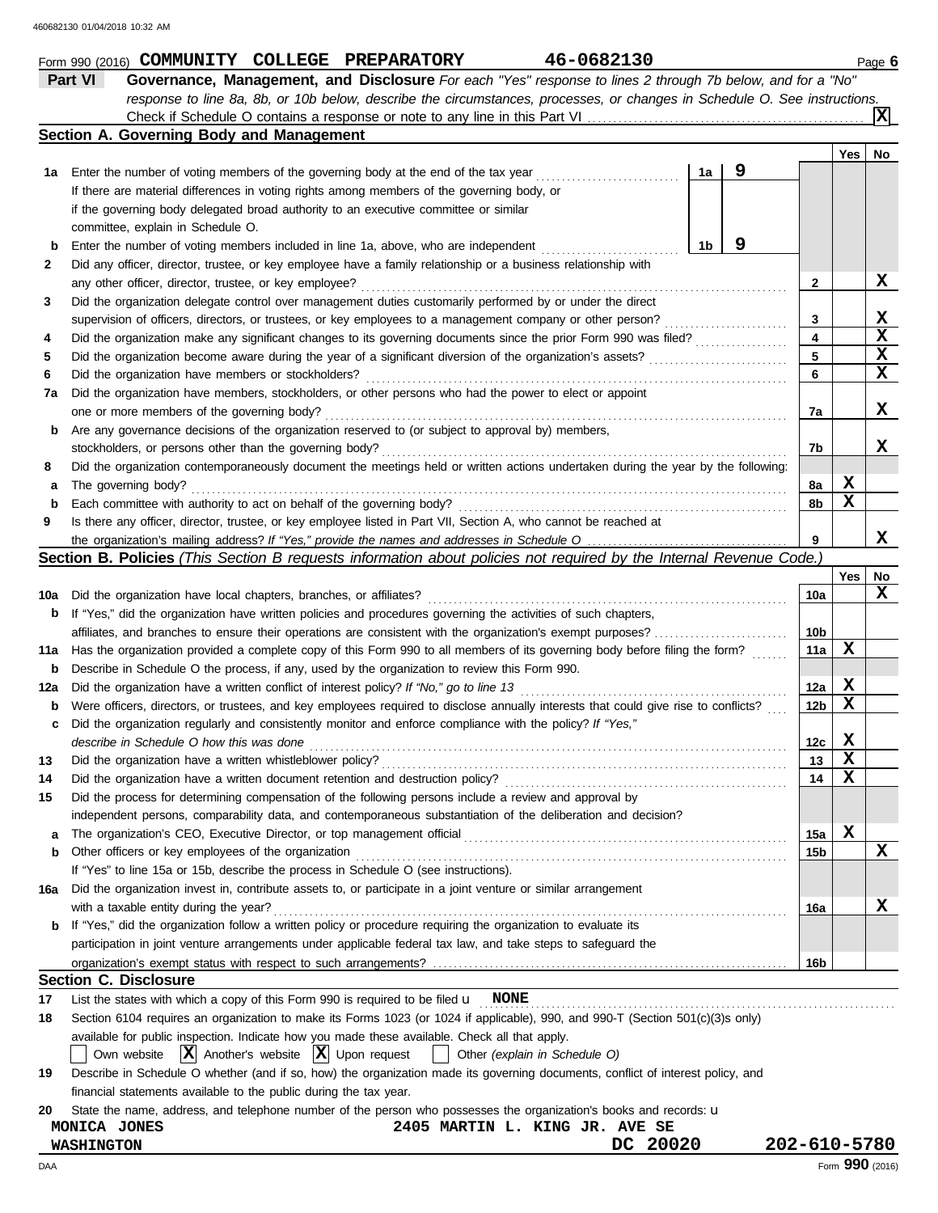Form 990 (2016) **COMMUNITY COLLEGE PREPARATORY** **46-0682130** Page **6**

**Part VI** **Governance, Management, and Disclosure** *For each "Yes" response to lines 2 through 7b below, and for a "No" response to line 8a, 8b, or 10b below, describe the circumstances, processes, or changes in Schedule O. See instructions.*

Check if Schedule O contains a response or note to any line in this Part VI ... **X**

## Section A. Governing Body and Management

| | | | | Yes | No |
|---|---|---|---|---|---|
| **1a** | Enter the number of voting members of the governing body at the end of the tax year | 1a | 9 | | |
| | If there are material differences in voting rights among members of the governing body, or if the governing body delegated broad authority to an executive committee or similar committee, explain in Schedule O. | | | | |
| **b** | Enter the number of voting members included in line 1a, above, who are independent | 1b | 9 | | |
| **2** | Did any officer, director, trustee, or key employee have a family relationship or a business relationship with any other officer, director, trustee, or key employee? | | 2 | | X |
| **3** | Did the organization delegate control over management duties customarily performed by or under the direct supervision of officers, directors, or trustees, or key employees to a management company or other person? | | 3 | | X |
| **4** | Did the organization make any significant changes to its governing documents since the prior Form 990 was filed? | | 4 | | X |
| **5** | Did the organization become aware during the year of a significant diversion of the organization's assets? | | 5 | | X |
| **6** | Did the organization have members or stockholders? | | 6 | | X |
| **7a** | Did the organization have members, stockholders, or other persons who had the power to elect or appoint one or more members of the governing body? | | 7a | | X |
| **b** | Are any governance decisions of the organization reserved to (or subject to approval by) members, stockholders, or persons other than the governing body? | | 7b | | X |
| **8** | Did the organization contemporaneously document the meetings held or written actions undertaken during the year by the following: | | | | |
| **a** | The governing body? | | 8a | X | |
| **b** | Each committee with authority to act on behalf of the governing body? | | 8b | X | |
| **9** | Is there any officer, director, trustee, or key employee listed in Part VII, Section A, who cannot be reached at the organization's mailing address? *If "Yes," provide the names and addresses in Schedule O* | | 9 | | X |

## Section B. Policies *(This Section B requests information about policies not required by the Internal Revenue Code.)*

| | | | Yes | No |
|---|---|---|---|---|
| **10a** | Did the organization have local chapters, branches, or affiliates? | 10a | | X |
| **b** | If "Yes," did the organization have written policies and procedures governing the activities of such chapters, affiliates, and branches to ensure their operations are consistent with the organization's exempt purposes? | 10b | | |
| **11a** | Has the organization provided a complete copy of this Form 990 to all members of its governing body before filing the form? | 11a | X | |
| **b** | Describe in Schedule O the process, if any, used by the organization to review this Form 990. | | | |
| **12a** | Did the organization have a written conflict of interest policy? *If "No," go to line 13* | 12a | X | |
| **b** | Were officers, directors, or trustees, and key employees required to disclose annually interests that could give rise to conflicts? | 12b | X | |
| **c** | Did the organization regularly and consistently monitor and enforce compliance with the policy? *If "Yes," describe in Schedule O how this was done* | 12c | X | |
| **13** | Did the organization have a written whistleblower policy? | 13 | X | |
| **14** | Did the organization have a written document retention and destruction policy? | 14 | X | |
| **15** | Did the process for determining compensation of the following persons include a review and approval by independent persons, comparability data, and contemporaneous substantiation of the deliberation and decision? | | | |
| **a** | The organization's CEO, Executive Director, or top management official | 15a | X | |
| **b** | Other officers or key employees of the organization | 15b | | X |
| | If "Yes" to line 15a or 15b, describe the process in Schedule O (see instructions). | | | |
| **16a** | Did the organization invest in, contribute assets to, or participate in a joint venture or similar arrangement with a taxable entity during the year? | 16a | | X |
| **b** | If "Yes," did the organization follow a written policy or procedure requiring the organization to evaluate its participation in joint venture arrangements under applicable federal tax law, and take steps to safeguard the organization's exempt status with respect to such arrangements? | 16b | | |

## Section C. Disclosure

**17** List the states with which a copy of this Form 990 is required to be filed u **NONE**

**18** Section 6104 requires an organization to make its Forms 1023 (or 1024 if applicable), 990, and 990-T (Section 501(c)(3)s only) available for public inspection. Indicate how you made these available. Check all that apply.

☐ Own website ☒ Another's website ☒ Upon request ☐ Other *(explain in Schedule O)*

**19** Describe in Schedule O whether (and if so, how) the organization made its governing documents, conflict of interest policy, and financial statements available to the public during the tax year.

**20** State the name, address, and telephone number of the person who possesses the organization's books and records: u

**MONICA JONES** **2405 MARTIN L. KING JR. AVE SE**
**WASHINGTON** **DC 20020** **202-610-5780**

Form **990** (2016)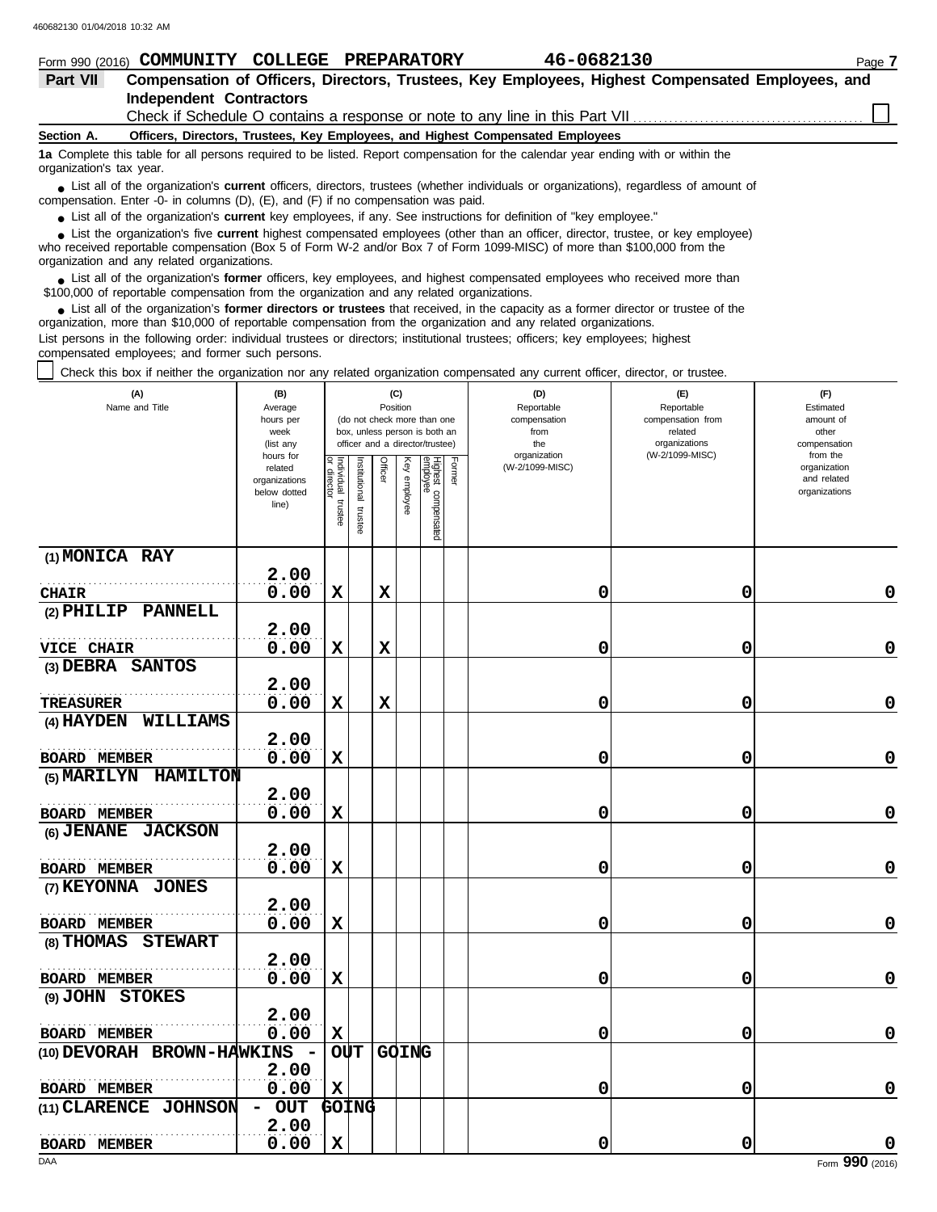Form 990 (2016) **COMMUNITY COLLEGE PREPARATORY** **46-0682130** Page **7**

## Part VII Compensation of Officers, Directors, Trustees, Key Employees, Highest Compensated Employees, and Independent Contractors

Check if Schedule O contains a response or note to any line in this Part VII ☐

### Section A. Officers, Directors, Trustees, Key Employees, and Highest Compensated Employees

**1a** Complete this table for all persons required to be listed. Report compensation for the calendar year ending with or within the organization's tax year.

- List all of the organization's **current** officers, directors, trustees (whether individuals or organizations), regardless of amount of compensation. Enter -0- in columns (D), (E), and (F) if no compensation was paid.
- List all of the organization's **current** key employees, if any. See instructions for definition of "key employee."
- List the organization's five **current** highest compensated employees (other than an officer, director, trustee, or key employee) who received reportable compensation (Box 5 of Form W-2 and/or Box 7 of Form 1099-MISC) of more than $100,000 from the organization and any related organizations.
- List all of the organization's **former** officers, key employees, and highest compensated employees who received more than $100,000 of reportable compensation from the organization and any related organizations.
- List all of the organization's **former directors or trustees** that received, in the capacity as a former director or trustee of the organization, more than $10,000 of reportable compensation from the organization and any related organizations.

List persons in the following order: individual trustees or directors; institutional trustees; officers; key employees; highest compensated employees; and former such persons.

☐ Check this box if neither the organization nor any related organization compensated any current officer, director, or trustee.

| (A) Name and Title | (B) Average hours per week (list any hours for related organizations below dotted line) | (C) Position (do not check more than one box, unless person is both an officer and a director/trustee): Individual trustee or director | Institutional trustee | Officer | Key employee | Highest compensated employee | Former | (D) Reportable compensation from the organization (W-2/1099-MISC) | (E) Reportable compensation from related organizations (W-2/1099-MISC) | (F) Estimated amount of other compensation from the organization and related organizations |
|---|---|---|---|---|---|---|---|---|---|---|
| (1) **MONICA RAY**<br>CHAIR | 2.00<br>0.00 | X | | X | | | | 0 | 0 | 0 |
| (2) **PHILIP PANNELL**<br>VICE CHAIR | 2.00<br>0.00 | X | | X | | | | 0 | 0 | 0 |
| (3) **DEBRA SANTOS**<br>TREASURER | 2.00<br>0.00 | X | | X | | | | 0 | 0 | 0 |
| (4) **HAYDEN WILLIAMS**<br>BOARD MEMBER | 2.00<br>0.00 | X | | | | | | 0 | 0 | 0 |
| (5) **MARILYN HAMILTON**<br>BOARD MEMBER | 2.00<br>0.00 | X | | | | | | 0 | 0 | 0 |
| (6) **JENANE JACKSON**<br>BOARD MEMBER | 2.00<br>0.00 | X | | | | | | 0 | 0 | 0 |
| (7) **KEYONNA JONES**<br>BOARD MEMBER | 2.00<br>0.00 | X | | | | | | 0 | 0 | 0 |
| (8) **THOMAS STEWART**<br>BOARD MEMBER | 2.00<br>0.00 | X | | | | | | 0 | 0 | 0 |
| (9) **JOHN STOKES**<br>BOARD MEMBER | 2.00<br>0.00 | X | | | | | | 0 | 0 | 0 |
| (10) **DEVORAH BROWN-HAWKINS - OUT GOING**<br>BOARD MEMBER | 2.00<br>0.00 | X | | | | | | 0 | 0 | 0 |
| (11) **CLARENCE JOHNSON - OUT GOING**<br>BOARD MEMBER | 2.00<br>0.00 | X | | | | | | 0 | 0 | 0 |

Form **990** (2016)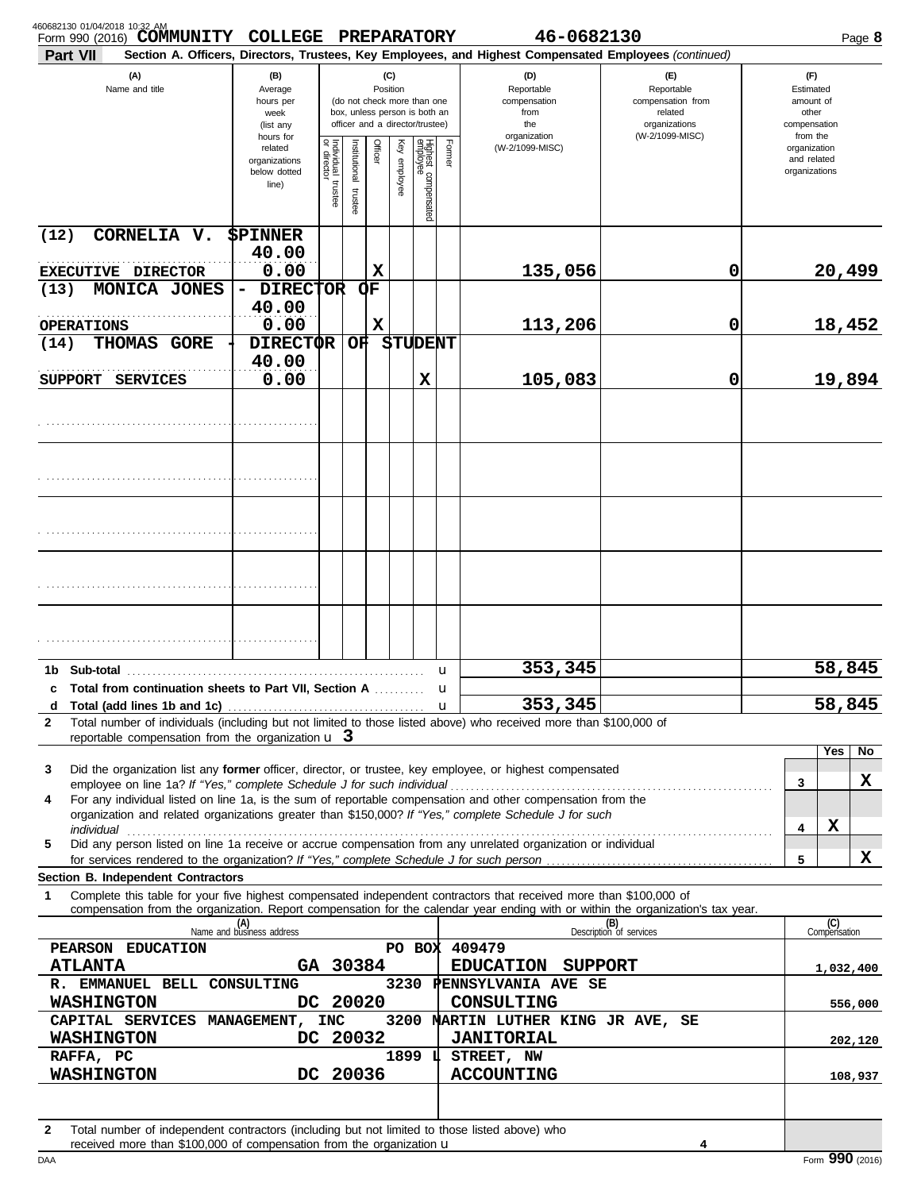460682130 01/04/2018 10:32 AM

Form 990 (2016) **COMMUNITY COLLEGE PREPARATORY** **46-0682130** Page **8**

**Part VII** **Section A. Officers, Directors, Trustees, Key Employees, and Highest Compensated Employees** *(continued)*

| (A) Name and title | (B) Average hours per week (list any hours for related organizations below dotted line) | (C) Position: Individual trustee or director | Institutional trustee | Officer | Key employee | Highest compensated employee | Former | (D) Reportable compensation from the organization (W-2/1099-MISC) | (E) Reportable compensation from related organizations (W-2/1099-MISC) | (F) Estimated amount of other compensation from the organization and related organizations |
|---|---|---|---|---|---|---|---|---|---|---|
| (12) CORNELIA V. SPINNER EXECUTIVE DIRECTOR | 40.00 / 0.00 | | | X | | | | 135,056 | 0 | 20,499 |
| (13) MONICA JONES - DIRECTOR OF OPERATIONS | 40.00 / 0.00 | | | X | | | | 113,206 | 0 | 18,452 |
| (14) THOMAS GORE - DIRECTOR OF STUDENT SUPPORT SERVICES | 40.00 / 0.00 | | | | | X | | 105,083 | 0 | 19,894 |
| | | | | | | | | | | |
| | | | | | | | | | | |
| | | | | | | | | | | |
| | | | | | | | | | | |
| | | | | | | | | | | |

| | | (D) | (E) | (F) |
|---|---|---|---|---|
| 1b | Sub-total | 353,345 | | 58,845 |
| c | Total from continuation sheets to Part VII, Section A | | | |
| d | Total (add lines 1b and 1c) | 353,345 | | 58,845 |

**2** Total number of individuals (including but not limited to those listed above) who received more than $100,000 of reportable compensation from the organization **3**

| | | | Yes | No |
|---|---|---|---|---|
| 3 | Did the organization list any **former** officer, director, or trustee, key employee, or highest compensated employee on line 1a? *If "Yes," complete Schedule J for such individual* | 3 | | X |
| 4 | For any individual listed on line 1a, is the sum of reportable compensation and other compensation from the organization and related organizations greater than $150,000? *If "Yes," complete Schedule J for such individual* | 4 | X | |
| 5 | Did any person listed on line 1a receive or accrue compensation from any unrelated organization or individual for services rendered to the organization? *If "Yes," complete Schedule J for such person* | 5 | | X |

**Section B. Independent Contractors**

**1** Complete this table for your five highest compensated independent contractors that received more than $100,000 of compensation from the organization. Report compensation for the calendar year ending with or within the organization's tax year.

| (A) Name and business address | (B) Description of services | (C) Compensation |
|---|---|---|
| PEARSON EDUCATION PO BOX 409479 ATLANTA GA 30384 | EDUCATION SUPPORT | 1,032,400 |
| R. EMMANUEL BELL CONSULTING 3230 PENNSYLVANIA AVE SE WASHINGTON DC 20020 | CONSULTING | 556,000 |
| CAPITAL SERVICES MANAGEMENT, INC 3200 MARTIN LUTHER KING JR AVE, SE WASHINGTON DC 20032 | JANITORIAL | 202,120 |
| RAFFA, PC 1899 L STREET, NW WASHINGTON DC 20036 | ACCOUNTING | 108,937 |
| | | |

**2** Total number of independent contractors (including but not limited to those listed above) who received more than $100,000 of compensation from the organization **4**

DAA Form **990** (2016)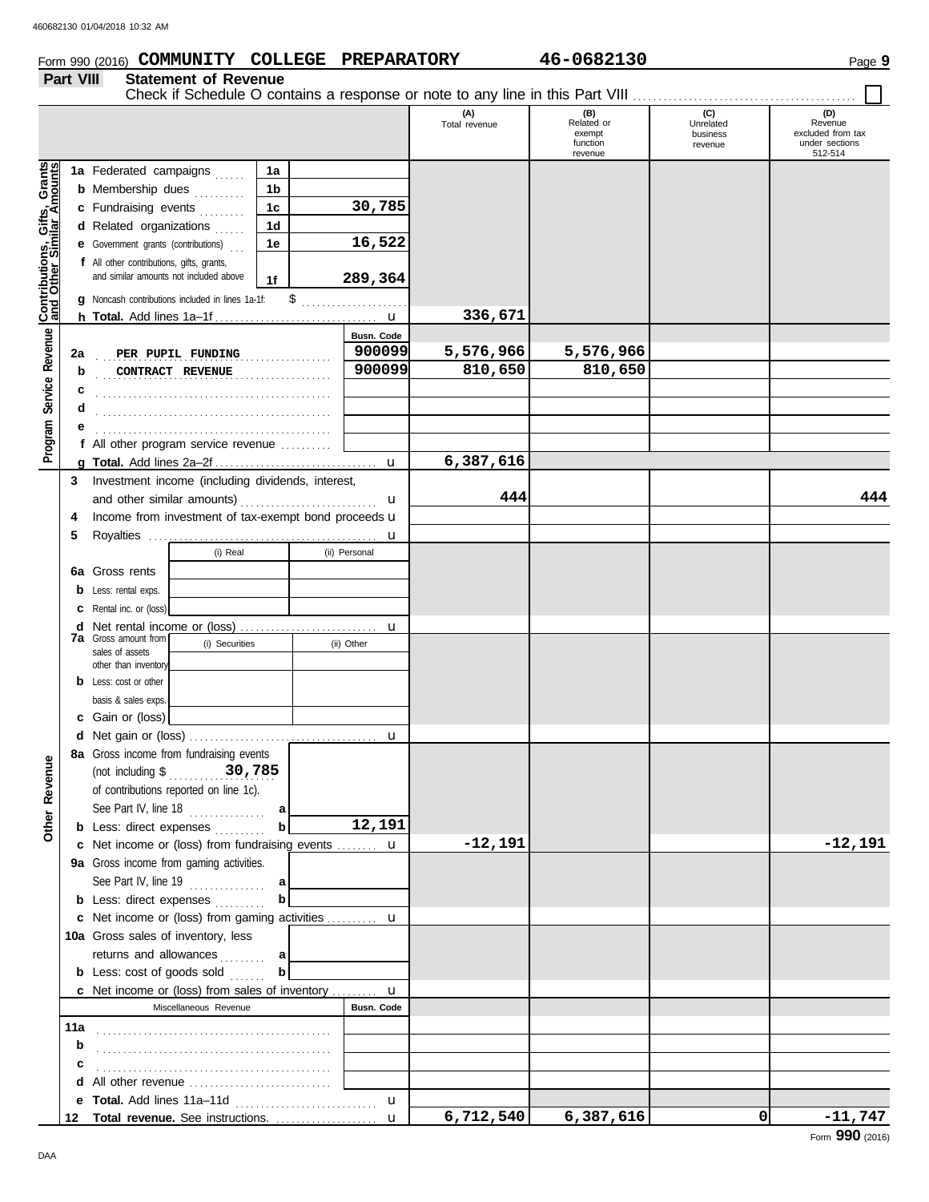Form 990 (2016) **COMMUNITY COLLEGE PREPARATORY** **46-0682130**

## Part VIII Statement of Revenue

Check if Schedule O contains a response or note to any line in this Part VIII . . . . . . . . . . . . . . . . . . . . . . . . . . . . . . . . ☐

| | | | | (A) Total revenue | (B) Related or exempt function revenue | (C) Unrelated business revenue | (D) Revenue excluded from tax under sections 512-514 |
|---|---|---|---|---|---|---|---|
| **Contributions, Gifts, Grants and Other Similar Amounts** | **1a** Federated campaigns | 1a | | | | | |
| | **b** Membership dues | 1b | | | | | |
| | **c** Fundraising events | 1c | 30,785 | | | | |
| | **d** Related organizations | 1d | | | | | |
| | **e** Government grants (contributions) | 1e | 16,522 | | | | |
| | **f** All other contributions, gifts, grants, and similar amounts not included above | 1f | 289,364 | | | | |
| | **g** Noncash contributions included in lines 1a-1f: $ | | | | | | |
| | **h Total.** Add lines 1a–1f | | u | 336,671 | | | |
| **Program Service Revenue** | | | **Busn. Code** | | | | |
| | **2a** PER PUPIL FUNDING | | 900099 | 5,576,966 | 5,576,966 | | |
| | **b** CONTRACT REVENUE | | 900099 | 810,650 | 810,650 | | |
| | **c** | | | | | | |
| | **d** | | | | | | |
| | **e** | | | | | | |
| | **f** All other program service revenue | | | | | | |
| | **g Total.** Add lines 2a–2f | | u | 6,387,616 | | | |
| **Other Revenue** | **3** Investment income (including dividends, interest, and other similar amounts) | | u | 444 | | | 444 |
| | **4** Income from investment of tax-exempt bond proceeds | | u | | | | |
| | **5** Royalties | | u | | | | |
| | | (i) Real | (ii) Personal | | | | |
| | **6a** Gross rents | | | | | | |
| | **b** Less: rental exps. | | | | | | |
| | **c** Rental inc. or (loss) | | | | | | |
| | **d** Net rental income or (loss) | | u | | | | |
| | **7a** Gross amount from sales of assets other than inventory | (i) Securities | (ii) Other | | | | |
| | **b** Less: cost or other basis & sales exps. | | | | | | |
| | **c** Gain or (loss) | | | | | | |
| | **d** Net gain or (loss) | | u | | | | |
| | **8a** Gross income from fundraising events (not including $ 30,785 of contributions reported on line 1c). See Part IV, line 18 | a | | | | | |
| | **b** Less: direct expenses | b | 12,191 | | | | |
| | **c** Net income or (loss) from fundraising events | | u | -12,191 | | | -12,191 |
| | **9a** Gross income from gaming activities. See Part IV, line 19 | a | | | | | |
| | **b** Less: direct expenses | b | | | | | |
| | **c** Net income or (loss) from gaming activities | | u | | | | |
| | **10a** Gross sales of inventory, less returns and allowances | a | | | | | |
| | **b** Less: cost of goods sold | b | | | | | |
| | **c** Net income or (loss) from sales of inventory | | u | | | | |
| | Miscellaneous Revenue | | **Busn. Code** | | | | |
| | **11a** | | | | | | |
| | **b** | | | | | | |
| | **c** | | | | | | |
| | **d** All other revenue | | | | | | |
| | **e Total.** Add lines 11a–11d | | u | | | | |
| | **12 Total revenue.** See instructions. | | u | 6,712,540 | 6,387,616 | 0 | -11,747 |

Form **990** (2016)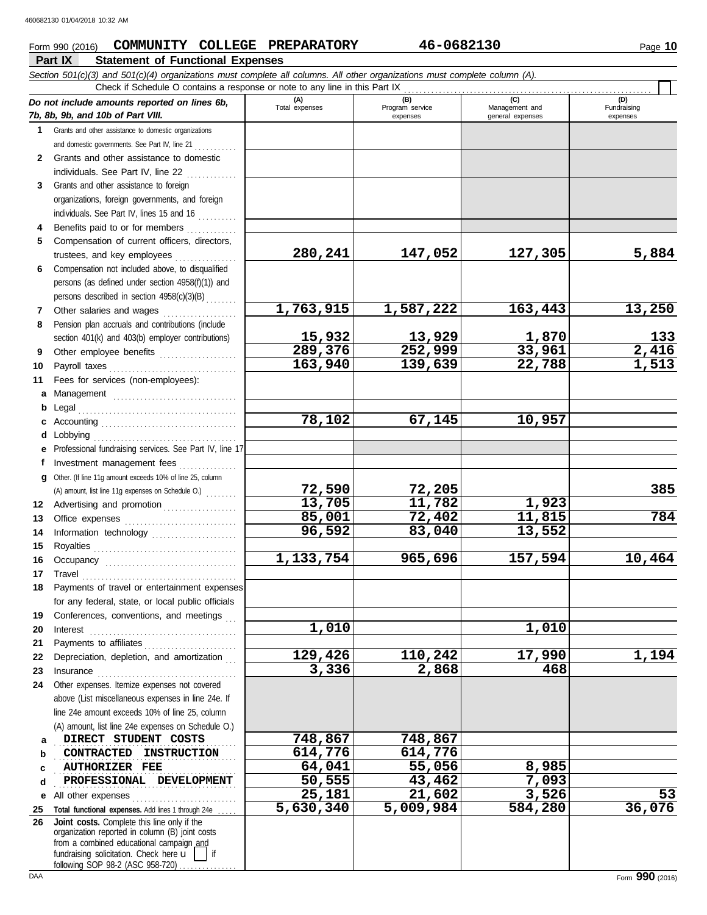Form 990 (2016) **COMMUNITY COLLEGE PREPARATORY** **46-0682130**

## Part IX Statement of Functional Expenses

*Section 501(c)(3) and 501(c)(4) organizations must complete all columns. All other organizations must complete column (A).*

Check if Schedule O contains a response or note to any line in this Part IX ☐

| | *Do not include amounts reported on lines 6b, 7b, 8b, 9b, and 10b of Part VIII.* | (A) Total expenses | (B) Program service expenses | (C) Management and general expenses | (D) Fundraising expenses |
|---|---|---|---|---|---|
| 1 | Grants and other assistance to domestic organizations and domestic governments. See Part IV, line 21 | | | | |
| 2 | Grants and other assistance to domestic individuals. See Part IV, line 22 | | | | |
| 3 | Grants and other assistance to foreign organizations, foreign governments, and foreign individuals. See Part IV, lines 15 and 16 | | | | |
| 4 | Benefits paid to or for members | | | | |
| 5 | Compensation of current officers, directors, trustees, and key employees | 280,241 | 147,052 | 127,305 | 5,884 |
| 6 | Compensation not included above, to disqualified persons (as defined under section 4958(f)(1)) and persons described in section 4958(c)(3)(B) | | | | |
| 7 | Other salaries and wages | 1,763,915 | 1,587,222 | 163,443 | 13,250 |
| 8 | Pension plan accruals and contributions (include section 401(k) and 403(b) employer contributions) | 15,932 | 13,929 | 1,870 | 133 |
| 9 | Other employee benefits | 289,376 | 252,999 | 33,961 | 2,416 |
| 10 | Payroll taxes | 163,940 | 139,639 | 22,788 | 1,513 |
| 11 | Fees for services (non-employees): | | | | |
| a | Management | | | | |
| b | Legal | | | | |
| c | Accounting | 78,102 | 67,145 | 10,957 | |
| d | Lobbying | | | | |
| e | Professional fundraising services. See Part IV, line 17 | | | | |
| f | Investment management fees | | | | |
| g | Other. (If line 11g amount exceeds 10% of line 25, column (A) amount, list line 11g expenses on Schedule O.) | 72,590 | 72,205 | | 385 |
| 12 | Advertising and promotion | 13,705 | 11,782 | 1,923 | |
| 13 | Office expenses | 85,001 | 72,402 | 11,815 | 784 |
| 14 | Information technology | 96,592 | 83,040 | 13,552 | |
| 15 | Royalties | | | | |
| 16 | Occupancy | 1,133,754 | 965,696 | 157,594 | 10,464 |
| 17 | Travel | | | | |
| 18 | Payments of travel or entertainment expenses for any federal, state, or local public officials | | | | |
| 19 | Conferences, conventions, and meetings | | | | |
| 20 | Interest | 1,010 | | 1,010 | |
| 21 | Payments to affiliates | | | | |
| 22 | Depreciation, depletion, and amortization | 129,426 | 110,242 | 17,990 | 1,194 |
| 23 | Insurance | 3,336 | 2,868 | 468 | |
| 24 | Other expenses. Itemize expenses not covered above (List miscellaneous expenses in line 24e. If line 24e amount exceeds 10% of line 25, column (A) amount, list line 24e expenses on Schedule O.) | | | | |
| a | DIRECT STUDENT COSTS | 748,867 | 748,867 | | |
| b | CONTRACTED INSTRUCTION | 614,776 | 614,776 | | |
| c | AUTHORIZER FEE | 64,041 | 55,056 | 8,985 | |
| d | PROFESSIONAL DEVELOPMENT | 50,555 | 43,462 | 7,093 | |
| e | All other expenses | 25,181 | 21,602 | 3,526 | 53 |
| 25 | **Total functional expenses.** Add lines 1 through 24e | 5,630,340 | 5,009,984 | 584,280 | 36,076 |
| 26 | **Joint costs.** Complete this line only if the organization reported in column (B) joint costs from a combined educational campaign and fundraising solicitation. Check here ☐ if following SOP 98-2 (ASC 958-720) | | | | |

Form **990** (2016)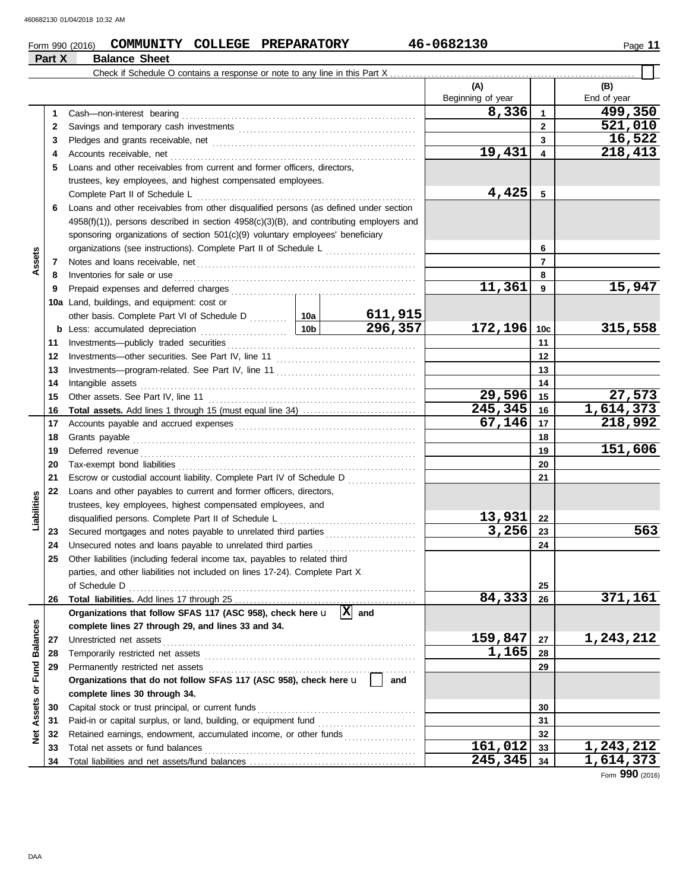Form 990 (2016) **COMMUNITY COLLEGE PREPARATORY** 46-0682130

## Part X Balance Sheet

Check if Schedule O contains a response or note to any line in this Part X ☐

| | | | | (A) Beginning of year | | (B) End of year |
|---|---|---|---|---|---|---|
| **Assets** | 1 | Cash—non-interest bearing | | 8,336 | 1 | 499,350 |
| | 2 | Savings and temporary cash investments | | | 2 | 521,010 |
| | 3 | Pledges and grants receivable, net | | | 3 | 16,522 |
| | 4 | Accounts receivable, net | | 19,431 | 4 | 218,413 |
| | 5 | Loans and other receivables from current and former officers, directors, trustees, key employees, and highest compensated employees. Complete Part II of Schedule L | | 4,425 | 5 | |
| | 6 | Loans and other receivables from other disqualified persons (as defined under section 4958(f)(1)), persons described in section 4958(c)(3)(B), and contributing employers and sponsoring organizations of section 501(c)(9) voluntary employees' beneficiary organizations (see instructions). Complete Part II of Schedule L | | | 6 | |
| | 7 | Notes and loans receivable, net | | | 7 | |
| | 8 | Inventories for sale or use | | | 8 | |
| | 9 | Prepaid expenses and deferred charges | | 11,361 | 9 | 15,947 |
| | 10a | Land, buildings, and equipment: cost or other basis. Complete Part VI of Schedule D | 10a 611,915 | | | |
| | b | Less: accumulated depreciation | 10b 296,357 | 172,196 | 10c | 315,558 |
| | 11 | Investments—publicly traded securities | | | 11 | |
| | 12 | Investments—other securities. See Part IV, line 11 | | | 12 | |
| | 13 | Investments—program-related. See Part IV, line 11 | | | 13 | |
| | 14 | Intangible assets | | | 14 | |
| | 15 | Other assets. See Part IV, line 11 | | 29,596 | 15 | 27,573 |
| | 16 | **Total assets.** Add lines 1 through 15 (must equal line 34) | | 245,345 | 16 | 1,614,373 |
| **Liabilities** | 17 | Accounts payable and accrued expenses | | 67,146 | 17 | 218,992 |
| | 18 | Grants payable | | | 18 | |
| | 19 | Deferred revenue | | | 19 | 151,606 |
| | 20 | Tax-exempt bond liabilities | | | 20 | |
| | 21 | Escrow or custodial account liability. Complete Part IV of Schedule D | | | 21 | |
| | 22 | Loans and other payables to current and former officers, directors, trustees, key employees, highest compensated employees, and disqualified persons. Complete Part II of Schedule L | | 13,931 | 22 | |
| | 23 | Secured mortgages and notes payable to unrelated third parties | | 3,256 | 23 | 563 |
| | 24 | Unsecured notes and loans payable to unrelated third parties | | | 24 | |
| | 25 | Other liabilities (including federal income tax, payables to related third parties, and other liabilities not included on lines 17-24). Complete Part X of Schedule D | | | 25 | |
| | 26 | **Total liabilities.** Add lines 17 through 25 | | 84,333 | 26 | 371,161 |
| **Net Assets or Fund Balances** | | **Organizations that follow SFAS 117 (ASC 958), check here** ☒ **and complete lines 27 through 29, and lines 33 and 34.** | | | | |
| | 27 | Unrestricted net assets | | 159,847 | 27 | 1,243,212 |
| | 28 | Temporarily restricted net assets | | 1,165 | 28 | |
| | 29 | Permanently restricted net assets | | | 29 | |
| | | **Organizations that do not follow SFAS 117 (ASC 958), check here** ☐ **and complete lines 30 through 34.** | | | | |
| | 30 | Capital stock or trust principal, or current funds | | | 30 | |
| | 31 | Paid-in or capital surplus, or land, building, or equipment fund | | | 31 | |
| | 32 | Retained earnings, endowment, accumulated income, or other funds | | | 32 | |
| | 33 | Total net assets or fund balances | | 161,012 | 33 | 1,243,212 |
| | 34 | Total liabilities and net assets/fund balances | | 245,345 | 34 | 1,614,373 |

Form **990** (2016)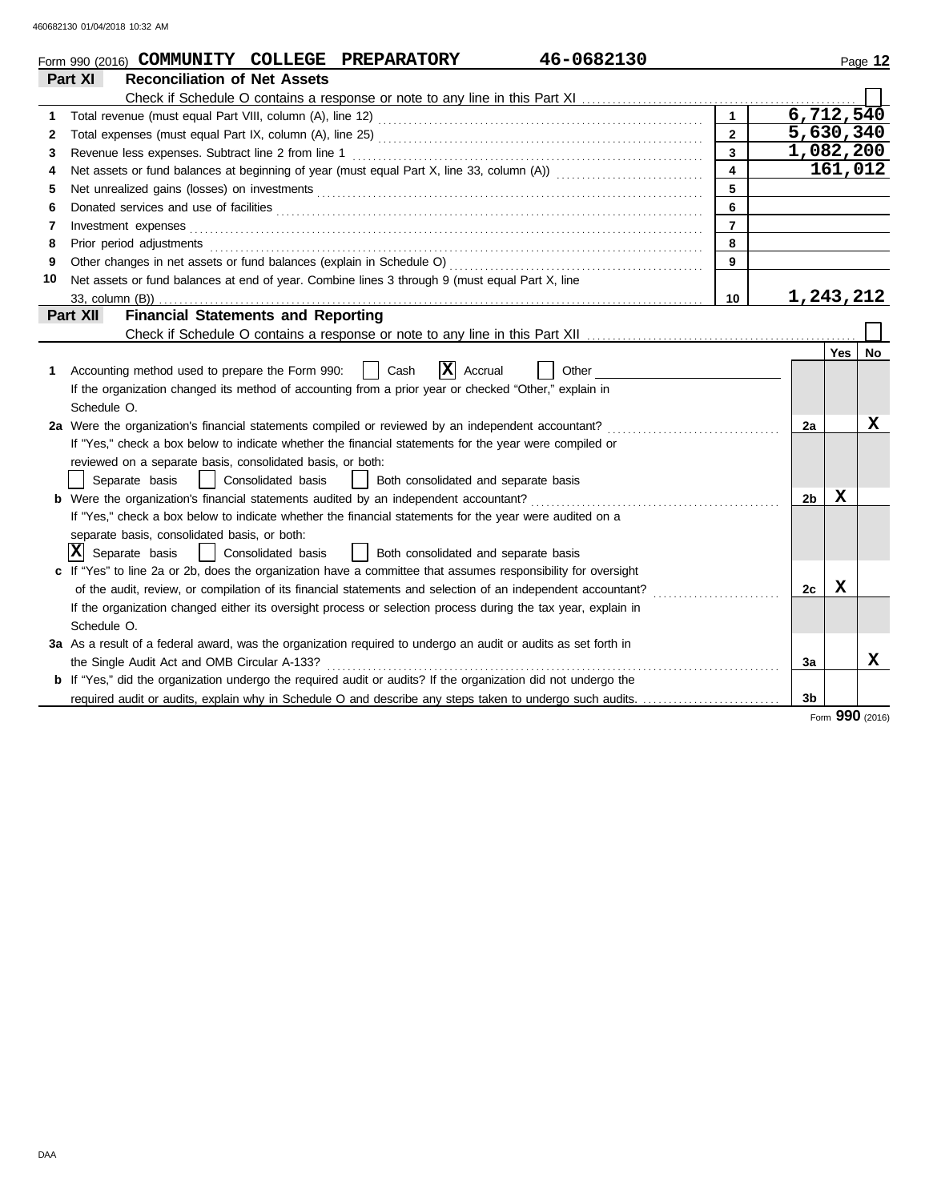Form 990 (2016) **COMMUNITY COLLEGE PREPARATORY** **46-0682130** Page **12**

## Part XI Reconciliation of Net Assets

Check if Schedule O contains a response or note to any line in this Part XI . . . . . . . . . . . . . . . . . . . . . . . . . . . . . . . . . . . . . . ☐

| | | | |
|---|---|---|---|
| 1 | Total revenue (must equal Part VIII, column (A), line 12) | 1 | 6,712,540 |
| 2 | Total expenses (must equal Part IX, column (A), line 25) | 2 | 5,630,340 |
| 3 | Revenue less expenses. Subtract line 2 from line 1 | 3 | 1,082,200 |
| 4 | Net assets or fund balances at beginning of year (must equal Part X, line 33, column (A)) | 4 | 161,012 |
| 5 | Net unrealized gains (losses) on investments | 5 | |
| 6 | Donated services and use of facilities | 6 | |
| 7 | Investment expenses | 7 | |
| 8 | Prior period adjustments | 8 | |
| 9 | Other changes in net assets or fund balances (explain in Schedule O) | 9 | |
| 10 | Net assets or fund balances at end of year. Combine lines 3 through 9 (must equal Part X, line 33, column (B)) | 10 | 1,243,212 |

## Part XII Financial Statements and Reporting

Check if Schedule O contains a response or note to any line in this Part XII . . . . . . . . . . . . . . . . . . . . . . . . . . . . . . . . . . . . . . ☐

| | | | Yes | No |
|---|---|---|---|---|
| 1 | Accounting method used to prepare the Form 990: ☐ Cash ☒ Accrual ☐ Other<br>If the organization changed its method of accounting from a prior year or checked "Other," explain in Schedule O. | | | |
| 2a | Were the organization's financial statements compiled or reviewed by an independent accountant?<br>If "Yes," check a box below to indicate whether the financial statements for the year were compiled or reviewed on a separate basis, consolidated basis, or both:<br>☐ Separate basis ☐ Consolidated basis ☐ Both consolidated and separate basis | 2a | | X |
| b | Were the organization's financial statements audited by an independent accountant?<br>If "Yes," check a box below to indicate whether the financial statements for the year were audited on a separate basis, consolidated basis, or both:<br>☒ Separate basis ☐ Consolidated basis ☐ Both consolidated and separate basis | 2b | X | |
| c | If "Yes" to line 2a or 2b, does the organization have a committee that assumes responsibility for oversight of the audit, review, or compilation of its financial statements and selection of an independent accountant?<br>If the organization changed either its oversight process or selection process during the tax year, explain in Schedule O. | 2c | X | |
| 3a | As a result of a federal award, was the organization required to undergo an audit or audits as set forth in the Single Audit Act and OMB Circular A-133? | 3a | | X |
| b | If "Yes," did the organization undergo the required audit or audits? If the organization did not undergo the required audit or audits, explain why in Schedule O and describe any steps taken to undergo such audits. | 3b | | |

Form **990** (2016)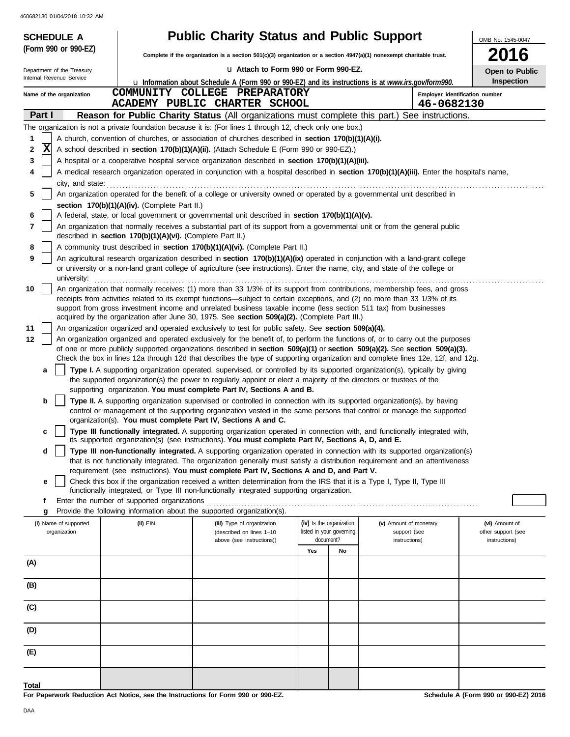460682130 01/04/2018 10:32 AM

**SCHEDULE A (Form 990 or 990-EZ)**

Department of the Treasury
Internal Revenue Service

# Public Charity Status and Public Support

**Complete if the organization is a section 501(c)(3) organization or a section 4947(a)(1) nonexempt charitable trust.**

u **Attach to Form 990 or Form 990-EZ.**

u **Information about Schedule A (Form 990 or 990-EZ) and its instructions is at *www.irs.gov/form990.***

OMB No. 1545-0047

**2016**

**Open to Public Inspection**

Name of the organization: COMMUNITY COLLEGE PREPARATORY ACADEMY PUBLIC CHARTER SCHOOL

Employer identification number: 46-0682130

**Part I — Reason for Public Charity Status** (All organizations must complete this part.) See instructions.

The organization is not a private foundation because it is: (For lines 1 through 12, check only one box.)

1 [ ] A church, convention of churches, or association of churches described in **section 170(b)(1)(A)(i).**

2 [X] A school described in **section 170(b)(1)(A)(ii).** (Attach Schedule E (Form 990 or 990-EZ).)

3 [ ] A hospital or a cooperative hospital service organization described in **section 170(b)(1)(A)(iii).**

4 [ ] A medical research organization operated in conjunction with a hospital described in **section 170(b)(1)(A)(iii).** Enter the hospital's name, city, and state:

5 [ ] An organization operated for the benefit of a college or university owned or operated by a governmental unit described in **section 170(b)(1)(A)(iv).** (Complete Part II.)

6 [ ] A federal, state, or local government or governmental unit described in **section 170(b)(1)(A)(v).**

7 [ ] An organization that normally receives a substantial part of its support from a governmental unit or from the general public described in **section 170(b)(1)(A)(vi).** (Complete Part II.)

8 [ ] A community trust described in **section 170(b)(1)(A)(vi).** (Complete Part II.)

9 [ ] An agricultural research organization described in **section 170(b)(1)(A)(ix)** operated in conjunction with a land-grant college or university or a non-land grant college of agriculture (see instructions). Enter the name, city, and state of the college or university:

10 [ ] An organization that normally receives: (1) more than 33 1/3% of its support from contributions, membership fees, and gross receipts from activities related to its exempt functions—subject to certain exceptions, and (2) no more than 33 1/3% of its support from gross investment income and unrelated business taxable income (less section 511 tax) from businesses acquired by the organization after June 30, 1975. See **section 509(a)(2).** (Complete Part III.)

11 [ ] An organization organized and operated exclusively to test for public safety. See **section 509(a)(4).**

12 [ ] An organization organized and operated exclusively for the benefit of, to perform the functions of, or to carry out the purposes of one or more publicly supported organizations described in **section 509(a)(1)** or **section 509(a)(2).** See **section 509(a)(3).** Check the box in lines 12a through 12d that describes the type of supporting organization and complete lines 12e, 12f, and 12g.

a [ ] **Type I.** A supporting organization operated, supervised, or controlled by its supported organization(s), typically by giving the supported organization(s) the power to regularly appoint or elect a majority of the directors or trustees of the supporting organization. **You must complete Part IV, Sections A and B.**

b [ ] **Type II.** A supporting organization supervised or controlled in connection with its supported organization(s), by having control or management of the supporting organization vested in the same persons that control or manage the supported organization(s). **You must complete Part IV, Sections A and C.**

c [ ] **Type III functionally integrated.** A supporting organization operated in connection with, and functionally integrated with, its supported organization(s) (see instructions). **You must complete Part IV, Sections A, D, and E.**

d [ ] **Type III non-functionally integrated.** A supporting organization operated in connection with its supported organization(s) that is not functionally integrated. The organization generally must satisfy a distribution requirement and an attentiveness requirement (see instructions). **You must complete Part IV, Sections A and D, and Part V.**

e [ ] Check this box if the organization received a written determination from the IRS that it is a Type I, Type II, Type III functionally integrated, or Type III non-functionally integrated supporting organization.

f Enter the number of supported organizations

g Provide the following information about the supported organization(s).

| (i) Name of supported organization | (ii) EIN | (iii) Type of organization (described on lines 1–10 above (see instructions)) | (iv) Is the organization listed in your governing document? Yes | No | (v) Amount of monetary support (see instructions) | (vi) Amount of other support (see instructions) |
|---|---|---|---|---|---|---|
| (A) | | | | | | |
| (B) | | | | | | |
| (C) | | | | | | |
| (D) | | | | | | |
| (E) | | | | | | |
| Total | | | | | | |

**For Paperwork Reduction Act Notice, see the Instructions for Form 990 or 990-EZ.**

**Schedule A (Form 990 or 990-EZ) 2016**

DAA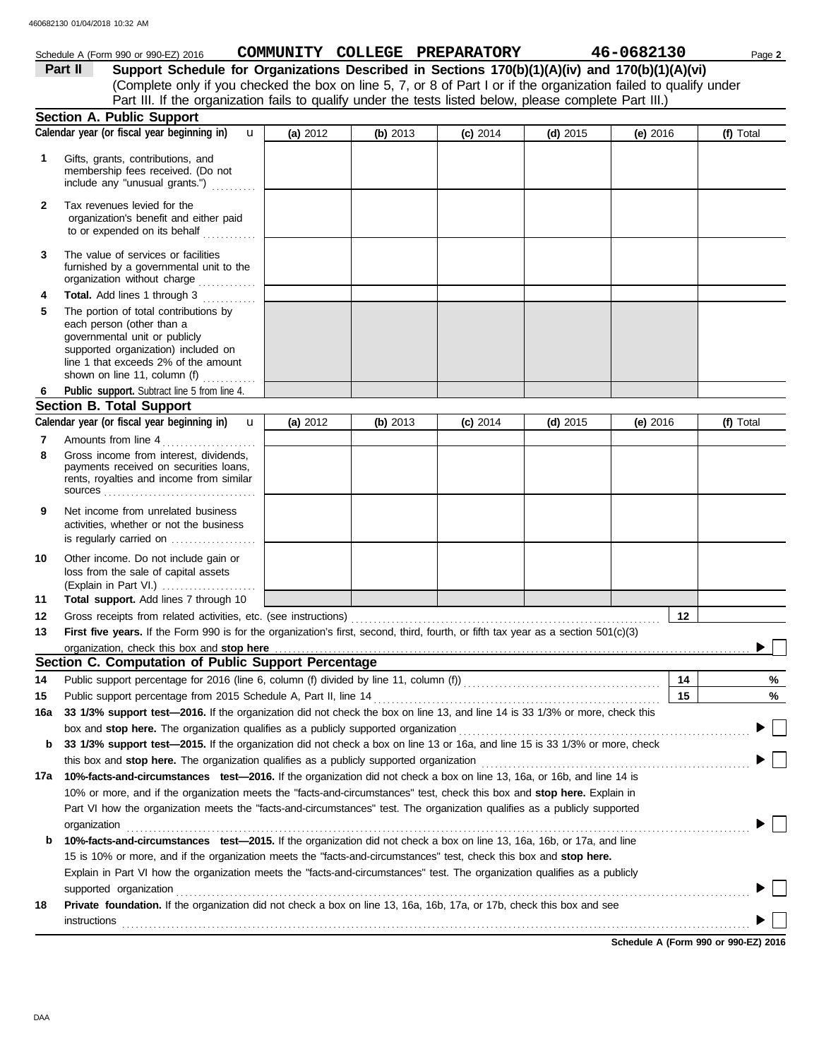460682130 01/04/2018 10:32 AM

Schedule A (Form 990 or 990-EZ) 2016 **COMMUNITY COLLEGE PREPARATORY** **46-0682130** Page **2**

## Part II Support Schedule for Organizations Described in Sections 170(b)(1)(A)(iv) and 170(b)(1)(A)(vi)

(Complete only if you checked the box on line 5, 7, or 8 of Part I or if the organization failed to qualify under Part III. If the organization fails to qualify under the tests listed below, please complete Part III.)

### Section A. Public Support

| Calendar year (or fiscal year beginning in) | (a) 2012 | (b) 2013 | (c) 2014 | (d) 2015 | (e) 2016 | (f) Total |
|---|---|---|---|---|---|---|
| **1** Gifts, grants, contributions, and membership fees received. (Do not include any "unusual grants.") | | | | | | |
| **2** Tax revenues levied for the organization's benefit and either paid to or expended on its behalf | | | | | | |
| **3** The value of services or facilities furnished by a governmental unit to the organization without charge | | | | | | |
| **4** **Total.** Add lines 1 through 3 | | | | | | |
| **5** The portion of total contributions by each person (other than a governmental unit or publicly supported organization) included on line 1 that exceeds 2% of the amount shown on line 11, column (f) | | | | | | |
| **6** **Public support.** Subtract line 5 from line 4. | | | | | | |

### Section B. Total Support

| Calendar year (or fiscal year beginning in) | (a) 2012 | (b) 2013 | (c) 2014 | (d) 2015 | (e) 2016 | (f) Total |
|---|---|---|---|---|---|---|
| **7** Amounts from line 4 | | | | | | |
| **8** Gross income from interest, dividends, payments received on securities loans, rents, royalties and income from similar sources | | | | | | |
| **9** Net income from unrelated business activities, whether or not the business is regularly carried on | | | | | | |
| **10** Other income. Do not include gain or loss from the sale of capital assets (Explain in Part VI.) | | | | | | |
| **11** **Total support.** Add lines 7 through 10 | | | | | | |

**12** Gross receipts from related activities, etc. (see instructions) **12**

**13** **First five years.** If the Form 990 is for the organization's first, second, third, fourth, or fifth tax year as a section 501(c)(3) organization, check this box and **stop here** ☐

### Section C. Computation of Public Support Percentage

**14** Public support percentage for 2016 (line 6, column (f) divided by line 11, column (f)) **14** %

**15** Public support percentage from 2015 Schedule A, Part II, line 14 **15** %

**16a** **33 1/3% support test—2016.** If the organization did not check the box on line 13, and line 14 is 33 1/3% or more, check this box and **stop here.** The organization qualifies as a publicly supported organization ☐

**b** **33 1/3% support test—2015.** If the organization did not check a box on line 13 or 16a, and line 15 is 33 1/3% or more, check this box and **stop here.** The organization qualifies as a publicly supported organization ☐

**17a** **10%-facts-and-circumstances test—2016.** If the organization did not check a box on line 13, 16a, or 16b, and line 14 is 10% or more, and if the organization meets the "facts-and-circumstances" test, check this box and **stop here.** Explain in Part VI how the organization meets the "facts-and-circumstances" test. The organization qualifies as a publicly supported organization ☐

**b** **10%-facts-and-circumstances test—2015.** If the organization did not check a box on line 13, 16a, 16b, or 17a, and line 15 is 10% or more, and if the organization meets the "facts-and-circumstances" test, check this box and **stop here.** Explain in Part VI how the organization meets the "facts-and-circumstances" test. The organization qualifies as a publicly supported organization ☐

**18** **Private foundation.** If the organization did not check a box on line 13, 16a, 16b, 17a, or 17b, check this box and see instructions ☐

**Schedule A (Form 990 or 990-EZ) 2016**

DAA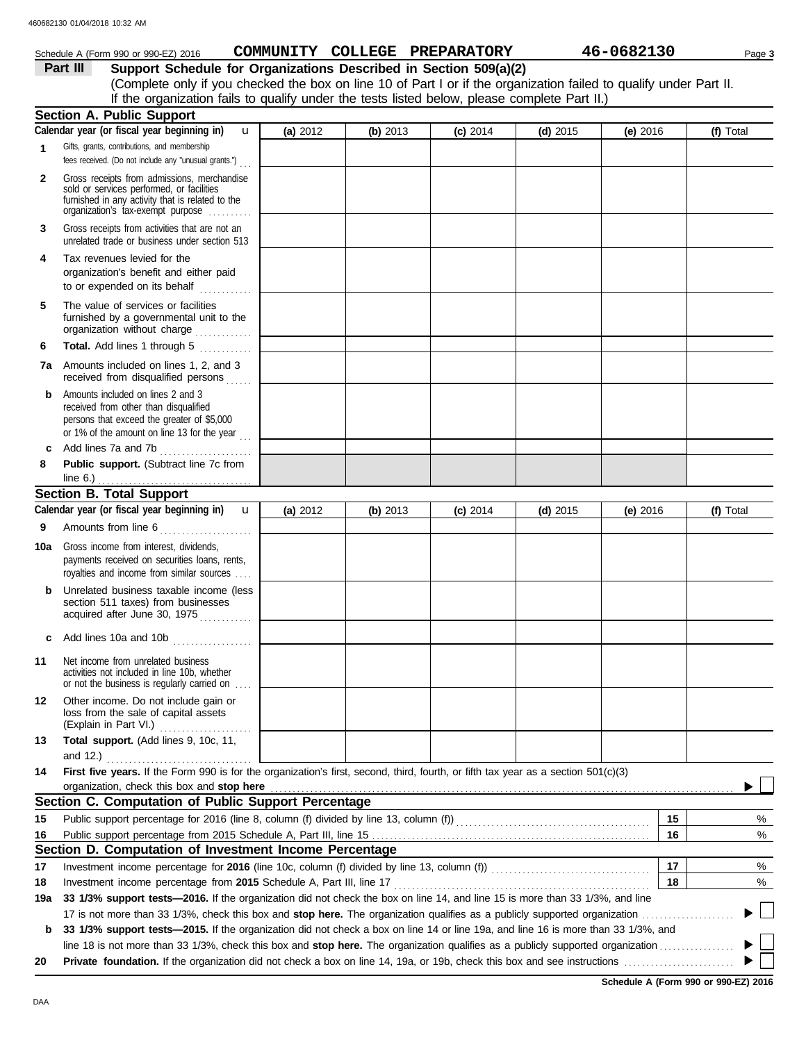Schedule A (Form 990 or 990-EZ) 2016 **COMMUNITY COLLEGE PREPARATORY** **46-0682130**

## Part III Support Schedule for Organizations Described in Section 509(a)(2)

(Complete only if you checked the box on line 10 of Part I or if the organization failed to qualify under Part II. If the organization fails to qualify under the tests listed below, please complete Part II.)

### Section A. Public Support

| Calendar year (or fiscal year beginning in) | (a) 2012 | (b) 2013 | (c) 2014 | (d) 2015 | (e) 2016 | (f) Total |
|---|---|---|---|---|---|---|
| **1** Gifts, grants, contributions, and membership fees received. (Do not include any "unusual grants.") | | | | | | |
| **2** Gross receipts from admissions, merchandise sold or services performed, or facilities furnished in any activity that is related to the organization's tax-exempt purpose | | | | | | |
| **3** Gross receipts from activities that are not an unrelated trade or business under section 513 | | | | | | |
| **4** Tax revenues levied for the organization's benefit and either paid to or expended on its behalf | | | | | | |
| **5** The value of services or facilities furnished by a governmental unit to the organization without charge | | | | | | |
| **6** **Total.** Add lines 1 through 5 | | | | | | |
| **7a** Amounts included on lines 1, 2, and 3 received from disqualified persons | | | | | | |
| **b** Amounts included on lines 2 and 3 received from other than disqualified persons that exceed the greater of $5,000 or 1% of the amount on line 13 for the year | | | | | | |
| **c** Add lines 7a and 7b | | | | | | |
| **8** **Public support.** (Subtract line 7c from line 6.) | | | | | | |

### Section B. Total Support

| Calendar year (or fiscal year beginning in) | (a) 2012 | (b) 2013 | (c) 2014 | (d) 2015 | (e) 2016 | (f) Total |
|---|---|---|---|---|---|---|
| **9** Amounts from line 6 | | | | | | |
| **10a** Gross income from interest, dividends, payments received on securities loans, rents, royalties and income from similar sources | | | | | | |
| **b** Unrelated business taxable income (less section 511 taxes) from businesses acquired after June 30, 1975 | | | | | | |
| **c** Add lines 10a and 10b | | | | | | |
| **11** Net income from unrelated business activities not included in line 10b, whether or not the business is regularly carried on | | | | | | |
| **12** Other income. Do not include gain or loss from the sale of capital assets (Explain in Part VI.) | | | | | | |
| **13** **Total support.** (Add lines 9, 10c, 11, and 12.) | | | | | | |

**14** **First five years.** If the Form 990 is for the organization's first, second, third, fourth, or fifth tax year as a section 501(c)(3) organization, check this box and **stop here** ☐

### Section C. Computation of Public Support Percentage

| | | | |
|---|---|---|---|
| **15** | Public support percentage for 2016 (line 8, column (f) divided by line 13, column (f)) | 15 | % |
| **16** | Public support percentage from 2015 Schedule A, Part III, line 15 | 16 | % |

### Section D. Computation of Investment Income Percentage

| | | | |
|---|---|---|---|
| **17** | Investment income percentage for **2016** (line 10c, column (f) divided by line 13, column (f)) | 17 | % |
| **18** | Investment income percentage from **2015** Schedule A, Part III, line 17 | 18 | % |

**19a** **33 1/3% support tests—2016.** If the organization did not check the box on line 14, and line 15 is more than 33 1/3%, and line 17 is not more than 33 1/3%, check this box and **stop here.** The organization qualifies as a publicly supported organization ☐

**b** **33 1/3% support tests—2015.** If the organization did not check a box on line 14 or line 19a, and line 16 is more than 33 1/3%, and line 18 is not more than 33 1/3%, check this box and **stop here.** The organization qualifies as a publicly supported organization ☐

**20** **Private foundation.** If the organization did not check a box on line 14, 19a, or 19b, check this box and see instructions ☐

**Schedule A (Form 990 or 990-EZ) 2016**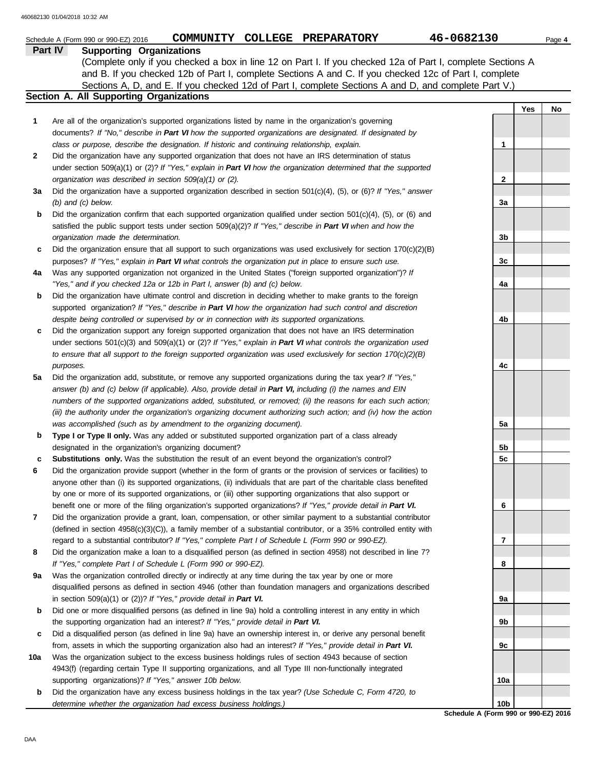Schedule A (Form 990 or 990-EZ) 2016 **COMMUNITY COLLEGE PREPARATORY** **46-0682130**

## Part IV Supporting Organizations

(Complete only if you checked a box in line 12 on Part I. If you checked 12a of Part I, complete Sections A and B. If you checked 12b of Part I, complete Sections A and C. If you checked 12c of Part I, complete Sections A, D, and E. If you checked 12d of Part I, complete Sections A and D, and complete Part V.)

### Section A. All Supporting Organizations

| | | | Yes | No |
|---|---|---|---|---|
| **1** | Are all of the organization's supported organizations listed by name in the organization's governing documents? *If "No," describe in **Part VI** how the supported organizations are designated. If designated by class or purpose, describe the designation. If historic and continuing relationship, explain.* | 1 | | |
| **2** | Did the organization have any supported organization that does not have an IRS determination of status under section 509(a)(1) or (2)? *If "Yes," explain in **Part VI** how the organization determined that the supported organization was described in section 509(a)(1) or (2).* | 2 | | |
| **3a** | Did the organization have a supported organization described in section 501(c)(4), (5), or (6)? *If "Yes," answer (b) and (c) below.* | 3a | | |
| **b** | Did the organization confirm that each supported organization qualified under section 501(c)(4), (5), or (6) and satisfied the public support tests under section 509(a)(2)? *If "Yes," describe in **Part VI** when and how the organization made the determination.* | 3b | | |
| **c** | Did the organization ensure that all support to such organizations was used exclusively for section 170(c)(2)(B) purposes? *If "Yes," explain in **Part VI** what controls the organization put in place to ensure such use.* | 3c | | |
| **4a** | Was any supported organization not organized in the United States ("foreign supported organization")? *If "Yes," and if you checked 12a or 12b in Part I, answer (b) and (c) below.* | 4a | | |
| **b** | Did the organization have ultimate control and discretion in deciding whether to make grants to the foreign supported organization? *If "Yes," describe in **Part VI** how the organization had such control and discretion despite being controlled or supervised by or in connection with its supported organizations.* | 4b | | |
| **c** | Did the organization support any foreign supported organization that does not have an IRS determination under sections 501(c)(3) and 509(a)(1) or (2)? *If "Yes," explain in **Part VI** what controls the organization used to ensure that all support to the foreign supported organization was used exclusively for section 170(c)(2)(B) purposes.* | 4c | | |
| **5a** | Did the organization add, substitute, or remove any supported organizations during the tax year? *If "Yes," answer (b) and (c) below (if applicable). Also, provide detail in **Part VI,** including (i) the names and EIN numbers of the supported organizations added, substituted, or removed; (ii) the reasons for each such action; (iii) the authority under the organization's organizing document authorizing such action; and (iv) how the action was accomplished (such as by amendment to the organizing document).* | 5a | | |
| **b** | **Type I or Type II only.** Was any added or substituted supported organization part of a class already designated in the organization's organizing document? | 5b | | |
| **c** | **Substitutions only.** Was the substitution the result of an event beyond the organization's control? | 5c | | |
| **6** | Did the organization provide support (whether in the form of grants or the provision of services or facilities) to anyone other than (i) its supported organizations, (ii) individuals that are part of the charitable class benefited by one or more of its supported organizations, or (iii) other supporting organizations that also support or benefit one or more of the filing organization's supported organizations? *If "Yes," provide detail in **Part VI.*** | 6 | | |
| **7** | Did the organization provide a grant, loan, compensation, or other similar payment to a substantial contributor (defined in section 4958(c)(3)(C)), a family member of a substantial contributor, or a 35% controlled entity with regard to a substantial contributor? *If "Yes," complete Part I of Schedule L (Form 990 or 990-EZ).* | 7 | | |
| **8** | Did the organization make a loan to a disqualified person (as defined in section 4958) not described in line 7? *If "Yes," complete Part I of Schedule L (Form 990 or 990-EZ).* | 8 | | |
| **9a** | Was the organization controlled directly or indirectly at any time during the tax year by one or more disqualified persons as defined in section 4946 (other than foundation managers and organizations described in section 509(a)(1) or (2))? *If "Yes," provide detail in **Part VI.*** | 9a | | |
| **b** | Did one or more disqualified persons (as defined in line 9a) hold a controlling interest in any entity in which the supporting organization had an interest? *If "Yes," provide detail in **Part VI.*** | 9b | | |
| **c** | Did a disqualified person (as defined in line 9a) have an ownership interest in, or derive any personal benefit from, assets in which the supporting organization also had an interest? *If "Yes," provide detail in **Part VI.*** | 9c | | |
| **10a** | Was the organization subject to the excess business holdings rules of section 4943 because of section 4943(f) (regarding certain Type II supporting organizations, and all Type III non-functionally integrated supporting organizations)? *If "Yes," answer 10b below.* | 10a | | |
| **b** | Did the organization have any excess business holdings in the tax year? *(Use Schedule C, Form 4720, to determine whether the organization had excess business holdings.)* | 10b | | |

**Schedule A (Form 990 or 990-EZ) 2016**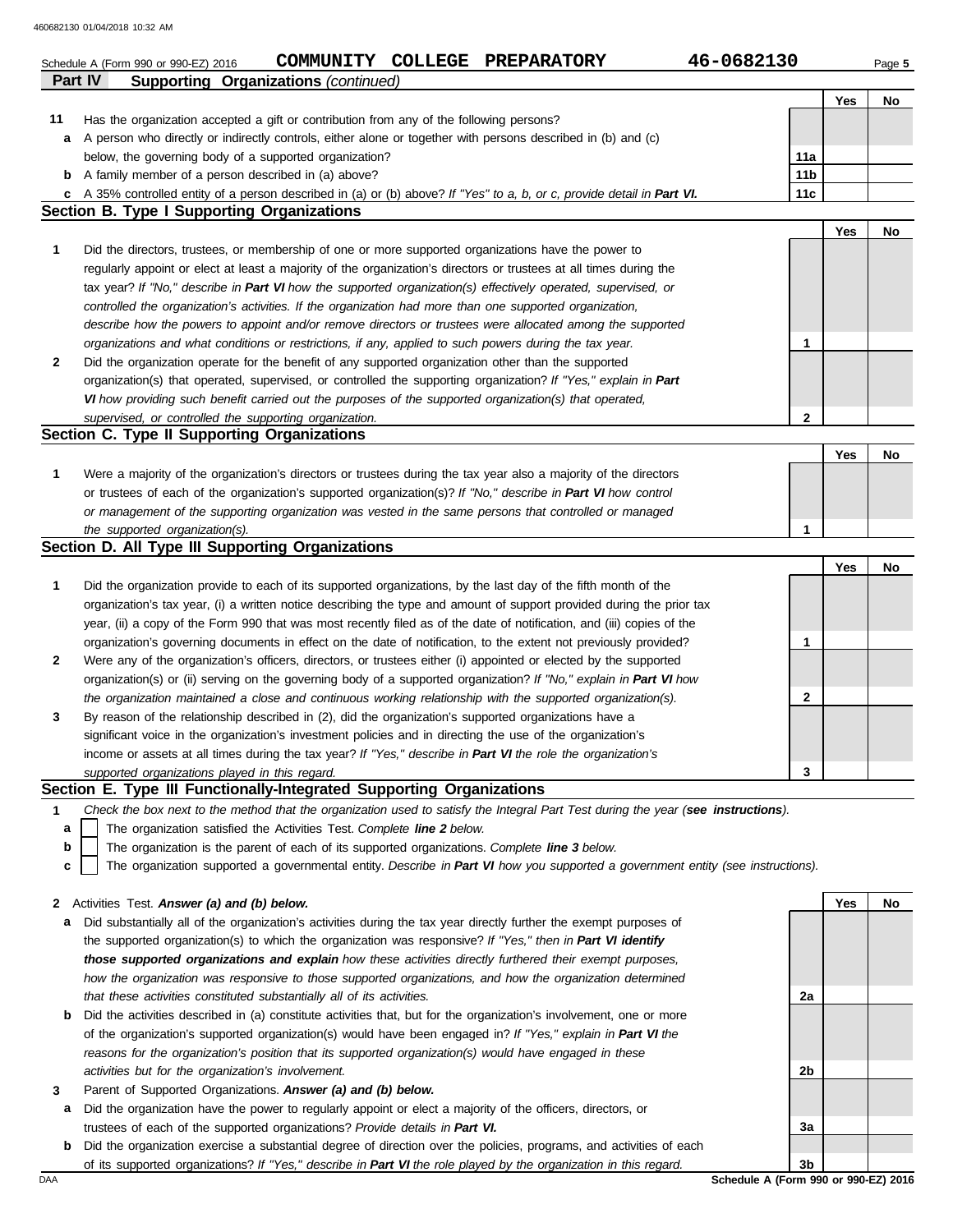Schedule A (Form 990 or 990-EZ) 2016 **COMMUNITY COLLEGE PREPARATORY** **46-0682130**

## Part IV Supporting Organizations *(continued)*

| | | | Yes | No |
|---|---|---|---|---|
| **11** | Has the organization accepted a gift or contribution from any of the following persons? | | | |
| **a** | A person who directly or indirectly controls, either alone or together with persons described in (b) and (c) below, the governing body of a supported organization? | **11a** | | |
| **b** | A family member of a person described in (a) above? | **11b** | | |
| **c** | A 35% controlled entity of a person described in (a) or (b) above? *If "Yes" to a, b, or c, provide detail in **Part VI.*** | **11c** | | |

### Section B. Type I Supporting Organizations

| | | | Yes | No |
|---|---|---|---|---|
| **1** | Did the directors, trustees, or membership of one or more supported organizations have the power to regularly appoint or elect at least a majority of the organization's directors or trustees at all times during the tax year? *If "No," describe in **Part VI** how the supported organization(s) effectively operated, supervised, or controlled the organization's activities. If the organization had more than one supported organization, describe how the powers to appoint and/or remove directors or trustees were allocated among the supported organizations and what conditions or restrictions, if any, applied to such powers during the tax year.* | **1** | | |
| **2** | Did the organization operate for the benefit of any supported organization other than the supported organization(s) that operated, supervised, or controlled the supporting organization? *If "Yes," explain in **Part VI** how providing such benefit carried out the purposes of the supported organization(s) that operated, supervised, or controlled the supporting organization.* | **2** | | |

### Section C. Type II Supporting Organizations

| | | | Yes | No |
|---|---|---|---|---|
| **1** | Were a majority of the organization's directors or trustees during the tax year also a majority of the directors or trustees of each of the organization's supported organization(s)? *If "No," describe in **Part VI** how control or management of the supporting organization was vested in the same persons that controlled or managed the supported organization(s).* | **1** | | |

### Section D. All Type III Supporting Organizations

| | | | Yes | No |
|---|---|---|---|---|
| **1** | Did the organization provide to each of its supported organizations, by the last day of the fifth month of the organization's tax year, (i) a written notice describing the type and amount of support provided during the prior tax year, (ii) a copy of the Form 990 that was most recently filed as of the date of notification, and (iii) copies of the organization's governing documents in effect on the date of notification, to the extent not previously provided? | **1** | | |
| **2** | Were any of the organization's officers, directors, or trustees either (i) appointed or elected by the supported organization(s) or (ii) serving on the governing body of a supported organization? *If "No," explain in **Part VI** how the organization maintained a close and continuous working relationship with the supported organization(s).* | **2** | | |
| **3** | By reason of the relationship described in (2), did the organization's supported organizations have a significant voice in the organization's investment policies and in directing the use of the organization's income or assets at all times during the tax year? *If "Yes," describe in **Part VI** the role the organization's supported organizations played in this regard.* | **3** | | |

### Section E. Type III Functionally-Integrated Supporting Organizations

**1** *Check the box next to the method that the organization used to satisfy the Integral Part Test during the year (**see instructions**).*

- **a** ☐ The organization satisfied the Activities Test. *Complete **line 2** below.*
- **b** ☐ The organization is the parent of each of its supported organizations. *Complete **line 3** below.*
- **c** ☐ The organization supported a governmental entity. *Describe in **Part VI** how you supported a government entity (see instructions).*

| | | | Yes | No |
|---|---|---|---|---|
| **2** | Activities Test. ***Answer (a) and (b) below.*** | | | |
| **a** | Did substantially all of the organization's activities during the tax year directly further the exempt purposes of the supported organization(s) to which the organization was responsive? *If "Yes," then in **Part VI identify those supported organizations and explain** how these activities directly furthered their exempt purposes, how the organization was responsive to those supported organizations, and how the organization determined that these activities constituted substantially all of its activities.* | **2a** | | |
| **b** | Did the activities described in (a) constitute activities that, but for the organization's involvement, one or more of the organization's supported organization(s) would have been engaged in? *If "Yes," explain in **Part VI** the reasons for the organization's position that its supported organization(s) would have engaged in these activities but for the organization's involvement.* | **2b** | | |
| **3** | Parent of Supported Organizations. ***Answer (a) and (b) below.*** | | | |
| **a** | Did the organization have the power to regularly appoint or elect a majority of the officers, directors, or trustees of each of the supported organizations? *Provide details in **Part VI.*** | **3a** | | |
| **b** | Did the organization exercise a substantial degree of direction over the policies, programs, and activities of each of its supported organizations? *If "Yes," describe in **Part VI** the role played by the organization in this regard.* | **3b** | | |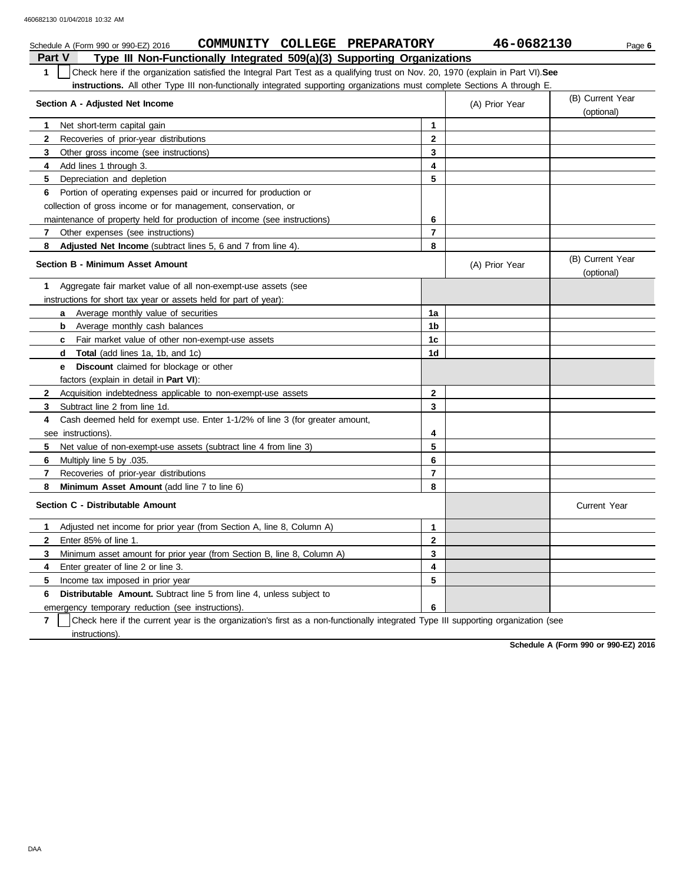Schedule A (Form 990 or 990-EZ) 2016 **COMMUNITY COLLEGE PREPARATORY** **46-0682130** Page **6**

## Part V Type III Non-Functionally Integrated 509(a)(3) Supporting Organizations

**1** ☐ Check here if the organization satisfied the Integral Part Test as a qualifying trust on Nov. 20, 1970 (explain in Part VI). **See instructions.** All other Type III non-functionally integrated supporting organizations must complete Sections A through E.

| Section A - Adjusted Net Income | | (A) Prior Year | (B) Current Year (optional) |
|---|---|---|---|
| **1** Net short-term capital gain | 1 | | |
| **2** Recoveries of prior-year distributions | 2 | | |
| **3** Other gross income (see instructions) | 3 | | |
| **4** Add lines 1 through 3. | 4 | | |
| **5** Depreciation and depletion | 5 | | |
| **6** Portion of operating expenses paid or incurred for production or collection of gross income or for management, conservation, or maintenance of property held for production of income (see instructions) | 6 | | |
| **7** Other expenses (see instructions) | 7 | | |
| **8** **Adjusted Net Income** (subtract lines 5, 6 and 7 from line 4). | 8 | | |

| Section B - Minimum Asset Amount | | (A) Prior Year | (B) Current Year (optional) |
|---|---|---|---|
| **1** Aggregate fair market value of all non-exempt-use assets (see instructions for short tax year or assets held for part of year): | | | |
| **a** Average monthly value of securities | 1a | | |
| **b** Average monthly cash balances | 1b | | |
| **c** Fair market value of other non-exempt-use assets | 1c | | |
| **d** **Total** (add lines 1a, 1b, and 1c) | 1d | | |
| **e** **Discount** claimed for blockage or other factors (explain in detail in **Part VI**): | | | |
| **2** Acquisition indebtedness applicable to non-exempt-use assets | 2 | | |
| **3** Subtract line 2 from line 1d. | 3 | | |
| **4** Cash deemed held for exempt use. Enter 1-1/2% of line 3 (for greater amount, see instructions). | 4 | | |
| **5** Net value of non-exempt-use assets (subtract line 4 from line 3) | 5 | | |
| **6** Multiply line 5 by .035. | 6 | | |
| **7** Recoveries of prior-year distributions | 7 | | |
| **8** **Minimum Asset Amount** (add line 7 to line 6) | 8 | | |

| Section C - Distributable Amount | | | Current Year |
|---|---|---|---|
| **1** Adjusted net income for prior year (from Section A, line 8, Column A) | 1 | | |
| **2** Enter 85% of line 1. | 2 | | |
| **3** Minimum asset amount for prior year (from Section B, line 8, Column A) | 3 | | |
| **4** Enter greater of line 2 or line 3. | 4 | | |
| **5** Income tax imposed in prior year | 5 | | |
| **6** **Distributable Amount.** Subtract line 5 from line 4, unless subject to emergency temporary reduction (see instructions). | 6 | | |

**7** ☐ Check here if the current year is the organization's first as a non-functionally integrated Type III supporting organization (see instructions).

**Schedule A (Form 990 or 990-EZ) 2016**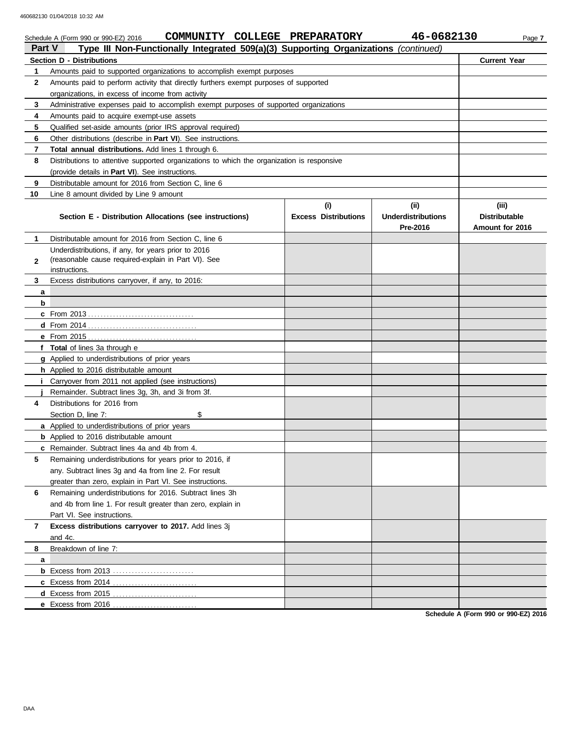Schedule A (Form 990 or 990-EZ) 2016 **COMMUNITY COLLEGE PREPARATORY** **46-0682130**

## Part V Type III Non-Functionally Integrated 509(a)(3) Supporting Organizations *(continued)*

| **Section D - Distributions** | | **Current Year** |
|---|---|---|
| 1 | Amounts paid to supported organizations to accomplish exempt purposes | |
| 2 | Amounts paid to perform activity that directly furthers exempt purposes of supported organizations, in excess of income from activity | |
| 3 | Administrative expenses paid to accomplish exempt purposes of supported organizations | |
| 4 | Amounts paid to acquire exempt-use assets | |
| 5 | Qualified set-aside amounts (prior IRS approval required) | |
| 6 | Other distributions (describe in **Part VI**). See instructions. | |
| 7 | **Total annual distributions.** Add lines 1 through 6. | |
| 8 | Distributions to attentive supported organizations to which the organization is responsive (provide details in **Part VI**). See instructions. | |
| 9 | Distributable amount for 2016 from Section C, line 6 | |
| 10 | Line 8 amount divided by Line 9 amount | |

| | **Section E - Distribution Allocations (see instructions)** | **(i) Excess Distributions** | **(ii) Underdistributions Pre-2016** | **(iii) Distributable Amount for 2016** |
|---|---|---|---|---|
| 1 | Distributable amount for 2016 from Section C, line 6 | | | |
| 2 | Underdistributions, if any, for years prior to 2016 (reasonable cause required-explain in Part VI). See instructions. | | | |
| 3 | Excess distributions carryover, if any, to 2016: | | | |
| a | | | | |
| b | | | | |
| c | From 2013 | | | |
| d | From 2014 | | | |
| e | From 2015 | | | |
| f | **Total** of lines 3a through e | | | |
| g | Applied to underdistributions of prior years | | | |
| h | Applied to 2016 distributable amount | | | |
| i | Carryover from 2011 not applied (see instructions) | | | |
| j | Remainder. Subtract lines 3g, 3h, and 3i from 3f. | | | |
| 4 | Distributions for 2016 from Section D, line 7: $ | | | |
| a | Applied to underdistributions of prior years | | | |
| b | Applied to 2016 distributable amount | | | |
| c | Remainder. Subtract lines 4a and 4b from 4. | | | |
| 5 | Remaining underdistributions for years prior to 2016, if any. Subtract lines 3g and 4a from line 2. For result greater than zero, explain in Part VI. See instructions. | | | |
| 6 | Remaining underdistributions for 2016. Subtract lines 3h and 4b from line 1. For result greater than zero, explain in Part VI. See instructions. | | | |
| 7 | **Excess distributions carryover to 2017.** Add lines 3j and 4c. | | | |
| 8 | Breakdown of line 7: | | | |
| a | | | | |
| b | Excess from 2013 | | | |
| c | Excess from 2014 | | | |
| d | Excess from 2015 | | | |
| e | Excess from 2016 | | | |

**Schedule A (Form 990 or 990-EZ) 2016**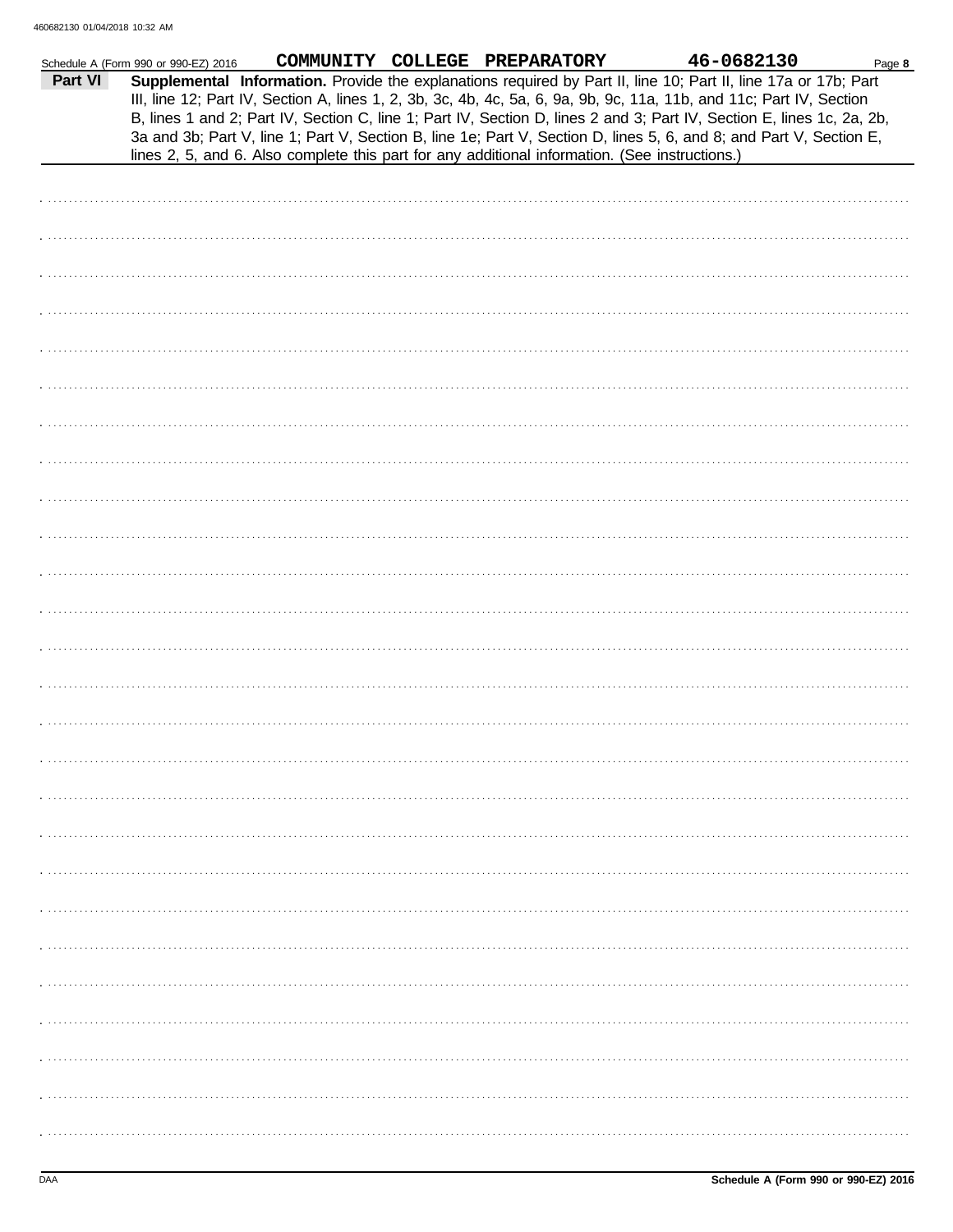Schedule A (Form 990 or 990-EZ) 2016 COMMUNITY COLLEGE PREPARATORY 46-0682130 Page **8**

**Part VI** **Supplemental Information.** Provide the explanations required by Part II, line 10; Part II, line 17a or 17b; Part III, line 12; Part IV, Section A, lines 1, 2, 3b, 3c, 4b, 4c, 5a, 6, 9a, 9b, 9c, 11a, 11b, and 11c; Part IV, Section B, lines 1 and 2; Part IV, Section C, line 1; Part IV, Section D, lines 2 and 3; Part IV, Section E, lines 1c, 2a, 2b, 3a and 3b; Part V, line 1; Part V, Section B, line 1e; Part V, Section D, lines 5, 6, and 8; and Part V, Section E, lines 2, 5, and 6. Also complete this part for any additional information. (See instructions.)

Schedule A (Form 990 or 990-EZ) 2016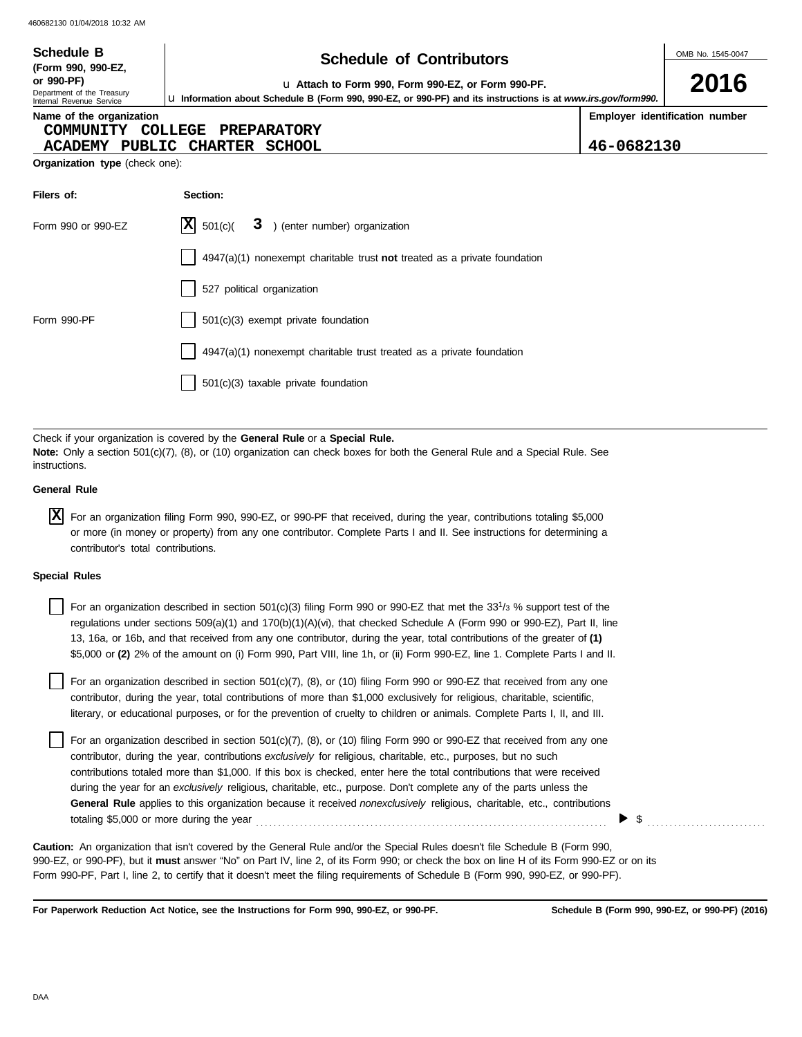**Schedule B**
**(Form 990, 990-EZ, or 990-PF)**
Department of the Treasury
Internal Revenue Service

# Schedule of Contributors

u Attach to Form 990, Form 990-EZ, or Form 990-PF.

u Information about Schedule B (Form 990, 990-EZ, or 990-PF) and its instructions is at *www.irs.gov/form990.*

OMB No. 1545-0047

**2016**

| Name of the organization | Employer identification number |
|---|---|
| COMMUNITY COLLEGE PREPARATORY ACADEMY PUBLIC CHARTER SCHOOL | 46-0682130 |

**Organization type** (check one):

| Filers of: | Section: |
|---|---|
| Form 990 or 990-EZ | [X] 501(c)( 3 ) (enter number) organization |
| | [ ] 4947(a)(1) nonexempt charitable trust **not** treated as a private foundation |
| | [ ] 527 political organization |
| Form 990-PF | [ ] 501(c)(3) exempt private foundation |
| | [ ] 4947(a)(1) nonexempt charitable trust treated as a private foundation |
| | [ ] 501(c)(3) taxable private foundation |

Check if your organization is covered by the **General Rule** or a **Special Rule.**

**Note:** Only a section 501(c)(7), (8), or (10) organization can check boxes for both the General Rule and a Special Rule. See instructions.

**General Rule**

[X] For an organization filing Form 990, 990-EZ, or 990-PF that received, during the year, contributions totaling $5,000 or more (in money or property) from any one contributor. Complete Parts I and II. See instructions for determining a contributor's total contributions.

**Special Rules**

[ ] For an organization described in section 501(c)(3) filing Form 990 or 990-EZ that met the $33^1/_3$ % support test of the regulations under sections 509(a)(1) and 170(b)(1)(A)(vi), that checked Schedule A (Form 990 or 990-EZ), Part II, line 13, 16a, or 16b, and that received from any one contributor, during the year, total contributions of the greater of **(1)** $5,000 or **(2)** 2% of the amount on (i) Form 990, Part VIII, line 1h, or (ii) Form 990-EZ, line 1. Complete Parts I and II.

[ ] For an organization described in section 501(c)(7), (8), or (10) filing Form 990 or 990-EZ that received from any one contributor, during the year, total contributions of more than $1,000 exclusively for religious, charitable, scientific, literary, or educational purposes, or for the prevention of cruelty to children or animals. Complete Parts I, II, and III.

[ ] For an organization described in section 501(c)(7), (8), or (10) filing Form 990 or 990-EZ that received from any one contributor, during the year, contributions *exclusively* for religious, charitable, etc., purposes, but no such contributions totaled more than $1,000. If this box is checked, enter here the total contributions that were received during the year for an *exclusively* religious, charitable, etc., purpose. Don't complete any of the parts unless the **General Rule** applies to this organization because it received *nonexclusively* religious, charitable, etc., contributions totaling $5,000 or more during the year . . . . . . . . . . ▶ $ . . . . . . . . . .

**Caution:** An organization that isn't covered by the General Rule and/or the Special Rules doesn't file Schedule B (Form 990, 990-EZ, or 990-PF), but it **must** answer "No" on Part IV, line 2, of its Form 990; or check the box on line H of its Form 990-EZ or on its Form 990-PF, Part I, line 2, to certify that it doesn't meet the filing requirements of Schedule B (Form 990, 990-EZ, or 990-PF).

**For Paperwork Reduction Act Notice, see the Instructions for Form 990, 990-EZ, or 990-PF.** **Schedule B (Form 990, 990-EZ, or 990-PF) (2016)**

DAA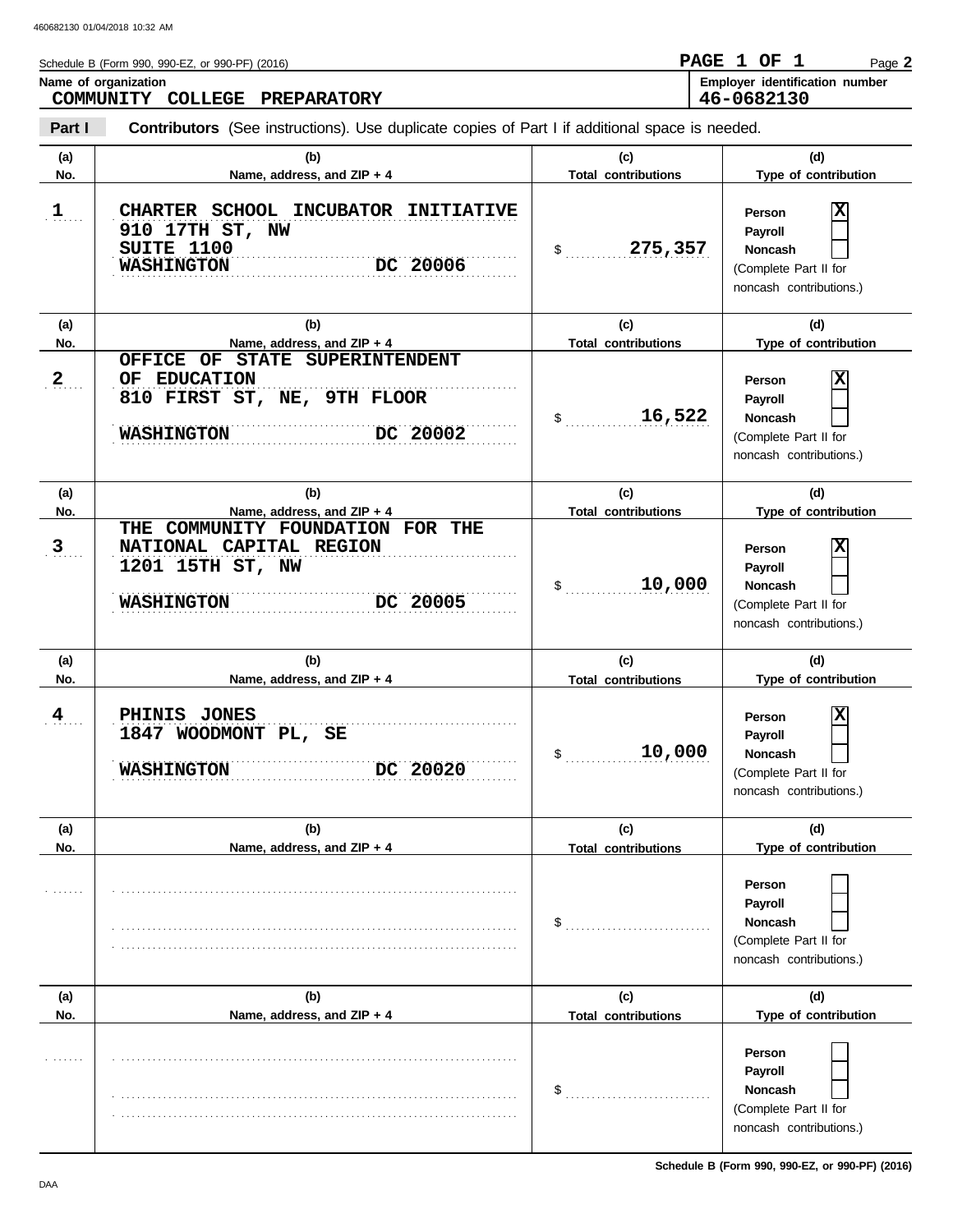Schedule B (Form 990, 990-EZ, or 990-PF) (2016)

PAGE 1 OF 1

**Name of organization**
COMMUNITY COLLEGE PREPARATORY

**Employer identification number**
46-0682130

**Part I** **Contributors** (See instructions). Use duplicate copies of Part I if additional space is needed.

| (a) No. | (b) Name, address, and ZIP + 4 | (c) Total contributions | (d) Type of contribution |
|---|---|---|---|
| 1 | CHARTER SCHOOL INCUBATOR INITIATIVE<br>910 17TH ST, NW<br>SUITE 1100<br>WASHINGTON DC 20006 | $ 275,357 | Person [X]<br>Payroll [ ]<br>Noncash [ ]<br>(Complete Part II for noncash contributions.) |
| 2 | OFFICE OF STATE SUPERINTENDENT OF EDUCATION<br>810 FIRST ST, NE, 9TH FLOOR<br>WASHINGTON DC 20002 | $ 16,522 | Person [X]<br>Payroll [ ]<br>Noncash [ ]<br>(Complete Part II for noncash contributions.) |
| 3 | THE COMMUNITY FOUNDATION FOR THE NATIONAL CAPITAL REGION<br>1201 15TH ST, NW<br>WASHINGTON DC 20005 | $ 10,000 | Person [X]<br>Payroll [ ]<br>Noncash [ ]<br>(Complete Part II for noncash contributions.) |
| 4 | PHINIS JONES<br>1847 WOODMONT PL, SE<br>WASHINGTON DC 20020 | $ 10,000 | Person [X]<br>Payroll [ ]<br>Noncash [ ]<br>(Complete Part II for noncash contributions.) |
| | | $ | Person [ ]<br>Payroll [ ]<br>Noncash [ ]<br>(Complete Part II for noncash contributions.) |
| | | $ | Person [ ]<br>Payroll [ ]<br>Noncash [ ]<br>(Complete Part II for noncash contributions.) |

Schedule B (Form 990, 990-EZ, or 990-PF) (2016)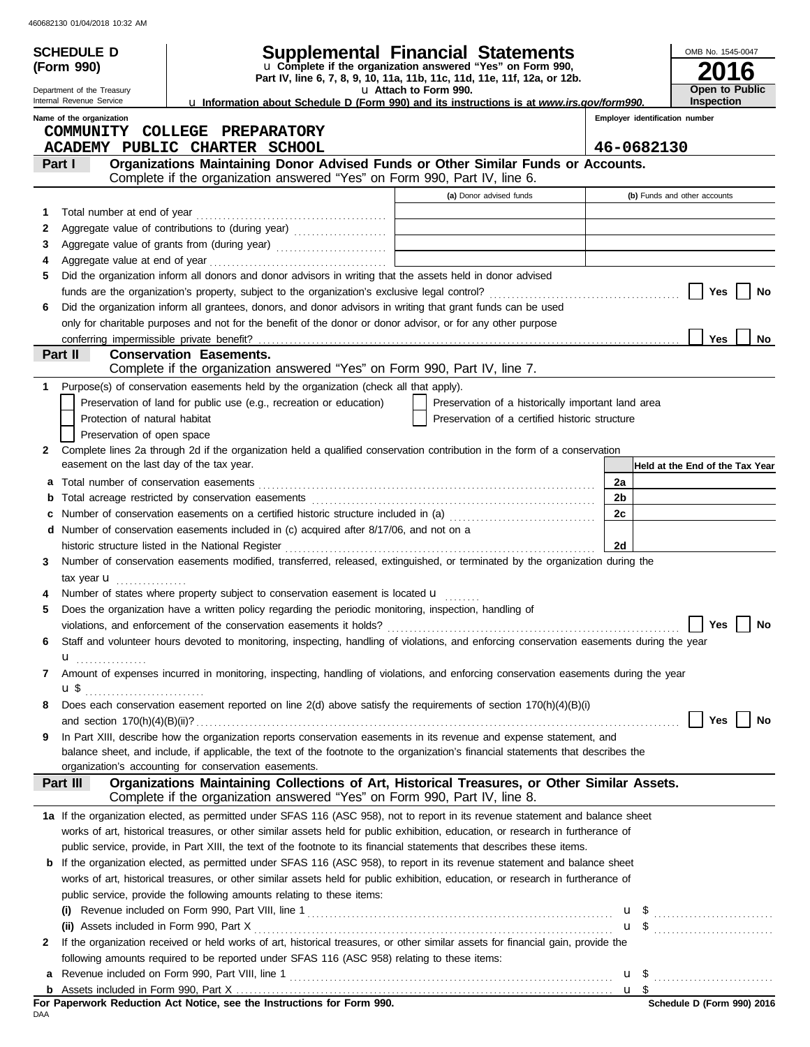**SCHEDULE D (Form 990)**

Department of the Treasury
Internal Revenue Service

# Supplemental Financial Statements

u Complete if the organization answered "Yes" on Form 990, Part IV, line 6, 7, 8, 9, 10, 11a, 11b, 11c, 11d, 11e, 11f, 12a, or 12b.
u Attach to Form 990.
u Information about Schedule D (Form 990) and its instructions is at *www.irs.gov/form990.*

OMB No. 1545-0047
**2016**
**Open to Public Inspection**

**Name of the organization**
COMMUNITY COLLEGE PREPARATORY ACADEMY PUBLIC CHARTER SCHOOL

**Employer identification number**
46-0682130

## Part I Organizations Maintaining Donor Advised Funds or Other Similar Funds or Accounts.
Complete if the organization answered "Yes" on Form 990, Part IV, line 6.

| | | (a) Donor advised funds | (b) Funds and other accounts |
|---|---|---|---|
| 1 | Total number at end of year | | |
| 2 | Aggregate value of contributions to (during year) | | |
| 3 | Aggregate value of grants from (during year) | | |
| 4 | Aggregate value at end of year | | |

5 Did the organization inform all donors and donor advisors in writing that the assets held in donor advised funds are the organization's property, subject to the organization's exclusive legal control? Yes No

6 Did the organization inform all grantees, donors, and donor advisors in writing that grant funds can be used only for charitable purposes and not for the benefit of the donor or donor advisor, or for any other purpose conferring impermissible private benefit? Yes No

## Part II Conservation Easements.
Complete if the organization answered "Yes" on Form 990, Part IV, line 7.

1 Purpose(s) of conservation easements held by the organization (check all that apply).
- Preservation of land for public use (e.g., recreation or education)
- Protection of natural habitat
- Preservation of open space
- Preservation of a historically important land area
- Preservation of a certified historic structure

2 Complete lines 2a through 2d if the organization held a qualified conservation contribution in the form of a conservation easement on the last day of the tax year.

| | | | Held at the End of the Tax Year |
|---|---|---|---|
| a | Total number of conservation easements | 2a | |
| b | Total acreage restricted by conservation easements | 2b | |
| c | Number of conservation easements on a certified historic structure included in (a) | 2c | |
| d | Number of conservation easements included in (c) acquired after 8/17/06, and not on a historic structure listed in the National Register | 2d | |

3 Number of conservation easements modified, transferred, released, extinguished, or terminated by the organization during the tax year u

4 Number of states where property subject to conservation easement is located u

5 Does the organization have a written policy regarding the periodic monitoring, inspection, handling of violations, and enforcement of the conservation easements it holds? Yes No

6 Staff and volunteer hours devoted to monitoring, inspecting, handling of violations, and enforcing conservation easements during the year u

7 Amount of expenses incurred in monitoring, inspecting, handling of violations, and enforcing conservation easements during the year u $

8 Does each conservation easement reported on line 2(d) above satisfy the requirements of section 170(h)(4)(B)(i) and section 170(h)(4)(B)(ii)? Yes No

9 In Part XIII, describe how the organization reports conservation easements in its revenue and expense statement, and balance sheet, and include, if applicable, the text of the footnote to the organization's financial statements that describes the organization's accounting for conservation easements.

## Part III Organizations Maintaining Collections of Art, Historical Treasures, or Other Similar Assets.
Complete if the organization answered "Yes" on Form 990, Part IV, line 8.

1a If the organization elected, as permitted under SFAS 116 (ASC 958), not to report in its revenue statement and balance sheet works of art, historical treasures, or other similar assets held for public exhibition, education, or research in furtherance of public service, provide, in Part XIII, the text of the footnote to its financial statements that describes these items.

b If the organization elected, as permitted under SFAS 116 (ASC 958), to report in its revenue statement and balance sheet works of art, historical treasures, or other similar assets held for public exhibition, education, or research in furtherance of public service, provide the following amounts relating to these items:

(i) Revenue included on Form 990, Part VIII, line 1 u $

(ii) Assets included in Form 990, Part X u $

2 If the organization received or held works of art, historical treasures, or other similar assets for financial gain, provide the following amounts required to be reported under SFAS 116 (ASC 958) relating to these items:

a Revenue included on Form 990, Part VIII, line 1 u $

b Assets included in Form 990, Part X u $

**For Paperwork Reduction Act Notice, see the Instructions for Form 990.**

Schedule D (Form 990) 2016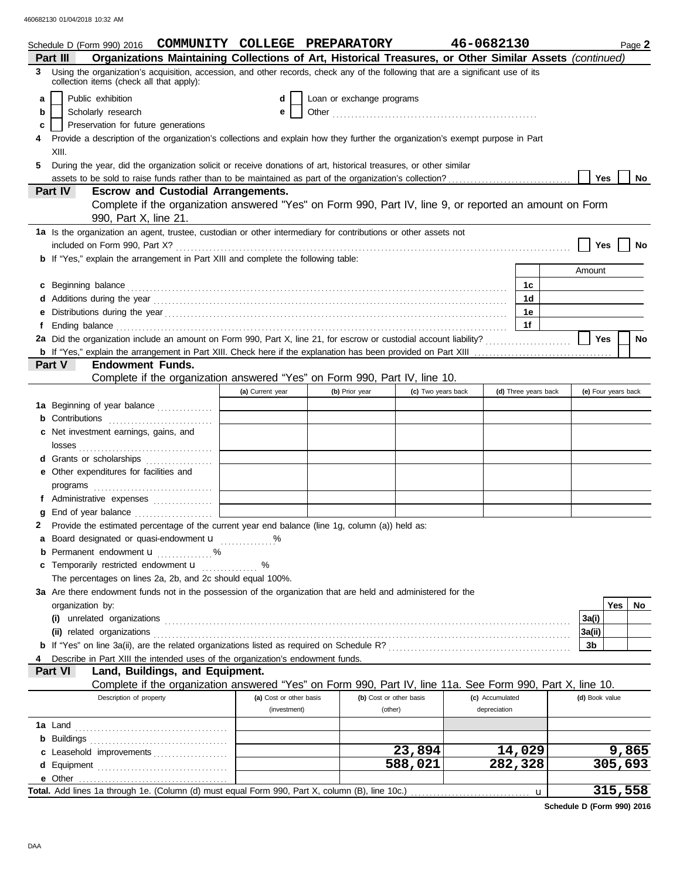Schedule D (Form 990) 2016 **COMMUNITY COLLEGE PREPARATORY** **46-0682130** Page **2**

## Part III — Organizations Maintaining Collections of Art, Historical Treasures, or Other Similar Assets *(continued)*

**3** Using the organization's acquisition, accession, and other records, check any of the following that are a significant use of its collection items (check all that apply):

- **a** ☐ Public exhibition
- **b** ☐ Scholarly research
- **c** ☐ Preservation for future generations
- **d** ☐ Loan or exchange programs
- **e** ☐ Other

**4** Provide a description of the organization's collections and explain how they further the organization's exempt purpose in Part XIII.

**5** During the year, did the organization solicit or receive donations of art, historical treasures, or other similar assets to be sold to raise funds rather than to be maintained as part of the organization's collection? ☐ Yes ☐ No

## Part IV — Escrow and Custodial Arrangements.

Complete if the organization answered "Yes" on Form 990, Part IV, line 9, or reported an amount on Form 990, Part X, line 21.

**1a** Is the organization an agent, trustee, custodian or other intermediary for contributions or other assets not included on Form 990, Part X? ☐ Yes ☐ No

**b** If "Yes," explain the arrangement in Part XIII and complete the following table:

| | | Amount |
|---|---|---|
| **c** Beginning balance | 1c | |
| **d** Additions during the year | 1d | |
| **e** Distributions during the year | 1e | |
| **f** Ending balance | 1f | |

**2a** Did the organization include an amount on Form 990, Part X, line 21, for escrow or custodial account liability? ☐ Yes ☐ No

**b** If "Yes," explain the arrangement in Part XIII. Check here if the explanation has been provided on Part XIII ☐

## Part V — Endowment Funds.

Complete if the organization answered "Yes" on Form 990, Part IV, line 10.

| | (a) Current year | (b) Prior year | (c) Two years back | (d) Three years back | (e) Four years back |
|---|---|---|---|---|---|
| **1a** Beginning of year balance | | | | | |
| **b** Contributions | | | | | |
| **c** Net investment earnings, gains, and losses | | | | | |
| **d** Grants or scholarships | | | | | |
| **e** Other expenditures for facilities and programs | | | | | |
| **f** Administrative expenses | | | | | |
| **g** End of year balance | | | | | |

**2** Provide the estimated percentage of the current year end balance (line 1g, column (a)) held as:

- **a** Board designated or quasi-endowment u ............ %
- **b** Permanent endowment u ............ %
- **c** Temporarily restricted endowment u ............ %

The percentages on lines 2a, 2b, and 2c should equal 100%.

**3a** Are there endowment funds not in the possession of the organization that are held and administered for the organization by:

| | | Yes | No |
|---|---|---|---|
| **(i)** unrelated organizations | 3a(i) | | |
| **(ii)** related organizations | 3a(ii) | | |
| **b** If "Yes" on line 3a(ii), are the related organizations listed as required on Schedule R? | 3b | | |

**4** Describe in Part XIII the intended uses of the organization's endowment funds.

## Part VI — Land, Buildings, and Equipment.

Complete if the organization answered "Yes" on Form 990, Part IV, line 11a. See Form 990, Part X, line 10.

| Description of property | (a) Cost or other basis (investment) | (b) Cost or other basis (other) | (c) Accumulated depreciation | (d) Book value |
|---|---|---|---|---|
| **1a** Land | | | | |
| **b** Buildings | | | | |
| **c** Leasehold improvements | | 23,894 | 14,029 | 9,865 |
| **d** Equipment | | 588,021 | 282,328 | 305,693 |
| **e** Other | | | | |
| **Total.** Add lines 1a through 1e. (Column (d) must equal Form 990, Part X, column (B), line 10c.) u | | | | 315,558 |

**Schedule D (Form 990) 2016**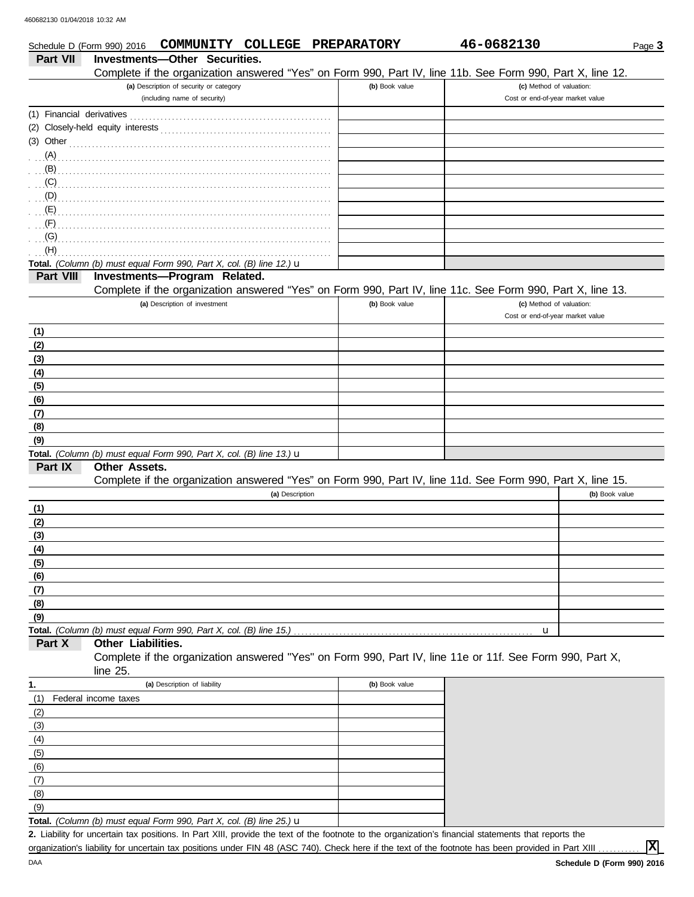Schedule D (Form 990) 2016 **COMMUNITY COLLEGE PREPARATORY** **46-0682130** Page **3**

## Part VII Investments—Other Securities.

Complete if the organization answered "Yes" on Form 990, Part IV, line 11b. See Form 990, Part X, line 12.

| (a) Description of security or category (including name of security) | (b) Book value | (c) Method of valuation: Cost or end-of-year market value |
|---|---|---|
| (1) Financial derivatives | | |
| (2) Closely-held equity interests | | |
| (3) Other | | |
| (A) | | |
| (B) | | |
| (C) | | |
| (D) | | |
| (E) | | |
| (F) | | |
| (G) | | |
| (H) | | |
| **Total.** *(Column (b) must equal Form 990, Part X, col. (B) line 12.)* u | | |

## Part VIII Investments—Program Related.

Complete if the organization answered "Yes" on Form 990, Part IV, line 11c. See Form 990, Part X, line 13.

| (a) Description of investment | (b) Book value | (c) Method of valuation: Cost or end-of-year market value |
|---|---|---|
| (1) | | |
| (2) | | |
| (3) | | |
| (4) | | |
| (5) | | |
| (6) | | |
| (7) | | |
| (8) | | |
| (9) | | |
| **Total.** *(Column (b) must equal Form 990, Part X, col. (B) line 13.)* u | | |

## Part IX Other Assets.

Complete if the organization answered "Yes" on Form 990, Part IV, line 11d. See Form 990, Part X, line 15.

| (a) Description | (b) Book value |
|---|---|
| (1) | |
| (2) | |
| (3) | |
| (4) | |
| (5) | |
| (6) | |
| (7) | |
| (8) | |
| (9) | |
| **Total.** *(Column (b) must equal Form 990, Part X, col. (B) line 15.)* u | |

## Part X Other Liabilities.

Complete if the organization answered "Yes" on Form 990, Part IV, line 11e or 11f. See Form 990, Part X, line 25.

| 1. (a) Description of liability | (b) Book value |
|---|---|
| (1) Federal income taxes | |
| (2) | |
| (3) | |
| (4) | |
| (5) | |
| (6) | |
| (7) | |
| (8) | |
| (9) | |
| **Total.** *(Column (b) must equal Form 990, Part X, col. (B) line 25.)* u | |

**2.** Liability for uncertain tax positions. In Part XIII, provide the text of the footnote to the organization's financial statements that reports the organization's liability for uncertain tax positions under FIN 48 (ASC 740). Check here if the text of the footnote has been provided in Part XIII .......... **X**

DAA **Schedule D (Form 990) 2016**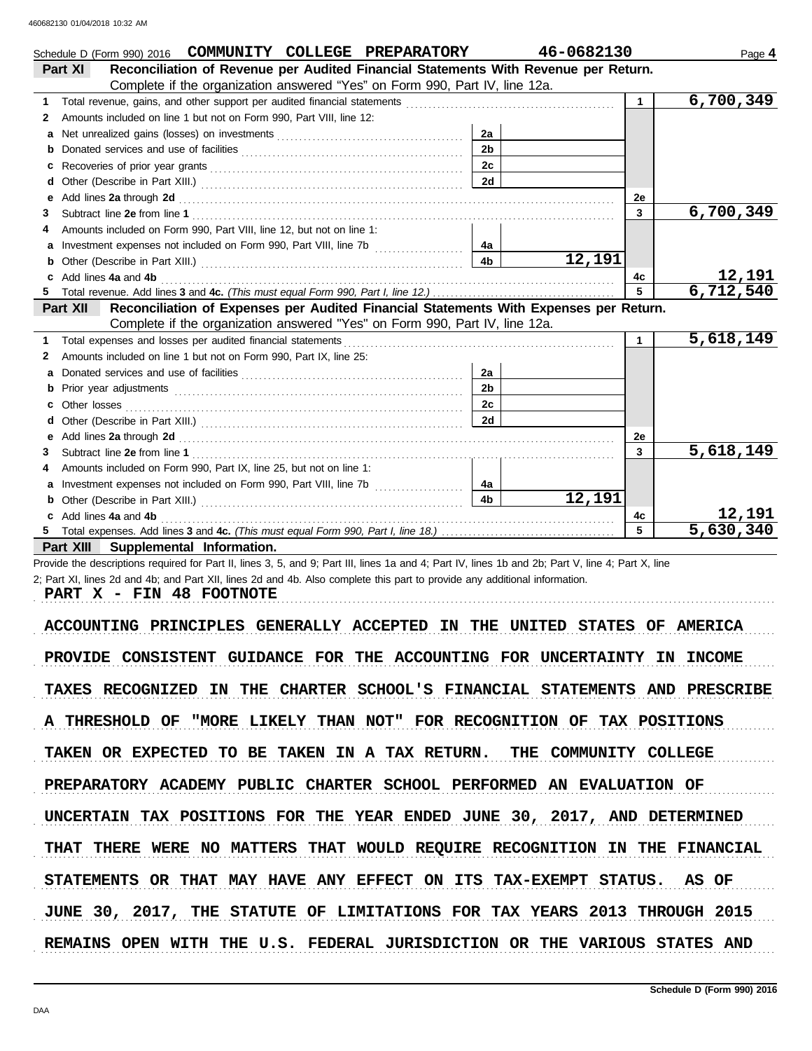Schedule D (Form 990) 2016 **COMMUNITY COLLEGE PREPARATORY** **46-0682130** Page **4**

**Part XI** **Reconciliation of Revenue per Audited Financial Statements With Revenue per Return.**
Complete if the organization answered "Yes" on Form 990, Part IV, line 12a.

| | | | | | |
|---|---|---|---|---|---|
| **1** | Total revenue, gains, and other support per audited financial statements | | | 1 | 6,700,349 |
| **2** | Amounts included on line 1 but not on Form 990, Part VIII, line 12: | | | | |
| **a** | Net unrealized gains (losses) on investments | 2a | | | |
| **b** | Donated services and use of facilities | 2b | | | |
| **c** | Recoveries of prior year grants | 2c | | | |
| **d** | Other (Describe in Part XIII.) | 2d | | | |
| **e** | Add lines **2a** through **2d** | | | 2e | |
| **3** | Subtract line **2e** from line **1** | | | 3 | 6,700,349 |
| **4** | Amounts included on Form 990, Part VIII, line 12, but not on line 1: | | | | |
| **a** | Investment expenses not included on Form 990, Part VIII, line 7b | 4a | | | |
| **b** | Other (Describe in Part XIII.) | 4b | 12,191 | | |
| **c** | Add lines **4a** and **4b** | | | 4c | 12,191 |
| **5** | Total revenue. Add lines **3** and **4c.** *(This must equal Form 990, Part I, line 12.)* | | | 5 | 6,712,540 |

**Part XII** **Reconciliation of Expenses per Audited Financial Statements With Expenses per Return.**
Complete if the organization answered "Yes" on Form 990, Part IV, line 12a.

| | | | | | |
|---|---|---|---|---|---|
| **1** | Total expenses and losses per audited financial statements | | | 1 | 5,618,149 |
| **2** | Amounts included on line 1 but not on Form 990, Part IX, line 25: | | | | |
| **a** | Donated services and use of facilities | 2a | | | |
| **b** | Prior year adjustments | 2b | | | |
| **c** | Other losses | 2c | | | |
| **d** | Other (Describe in Part XIII.) | 2d | | | |
| **e** | Add lines **2a** through **2d** | | | 2e | |
| **3** | Subtract line **2e** from line **1** | | | 3 | 5,618,149 |
| **4** | Amounts included on Form 990, Part IX, line 25, but not on line 1: | | | | |
| **a** | Investment expenses not included on Form 990, Part VIII, line 7b | 4a | | | |
| **b** | Other (Describe in Part XIII.) | 4b | 12,191 | | |
| **c** | Add lines **4a** and **4b** | | | 4c | 12,191 |
| **5** | Total expenses. Add lines **3** and **4c.** *(This must equal Form 990, Part I, line 18.)* | | | 5 | 5,630,340 |

**Part XIII** **Supplemental Information.**

Provide the descriptions required for Part II, lines 3, 5, and 9; Part III, lines 1a and 4; Part IV, lines 1b and 2b; Part V, line 4; Part X, line 2; Part XI, lines 2d and 4b; and Part XII, lines 2d and 4b. Also complete this part to provide any additional information.

PART X - FIN 48 FOOTNOTE

ACCOUNTING PRINCIPLES GENERALLY ACCEPTED IN THE UNITED STATES OF AMERICA PROVIDE CONSISTENT GUIDANCE FOR THE ACCOUNTING FOR UNCERTAINTY IN INCOME TAXES RECOGNIZED IN THE CHARTER SCHOOL'S FINANCIAL STATEMENTS AND PRESCRIBE A THRESHOLD OF "MORE LIKELY THAN NOT" FOR RECOGNITION OF TAX POSITIONS TAKEN OR EXPECTED TO BE TAKEN IN A TAX RETURN. THE COMMUNITY COLLEGE PREPARATORY ACADEMY PUBLIC CHARTER SCHOOL PERFORMED AN EVALUATION OF UNCERTAIN TAX POSITIONS FOR THE YEAR ENDED JUNE 30, 2017, AND DETERMINED THAT THERE WERE NO MATTERS THAT WOULD REQUIRE RECOGNITION IN THE FINANCIAL STATEMENTS OR THAT MAY HAVE ANY EFFECT ON ITS TAX-EXEMPT STATUS. AS OF JUNE 30, 2017, THE STATUTE OF LIMITATIONS FOR TAX YEARS 2013 THROUGH 2015 REMAINS OPEN WITH THE U.S. FEDERAL JURISDICTION OR THE VARIOUS STATES AND

Schedule D (Form 990) 2016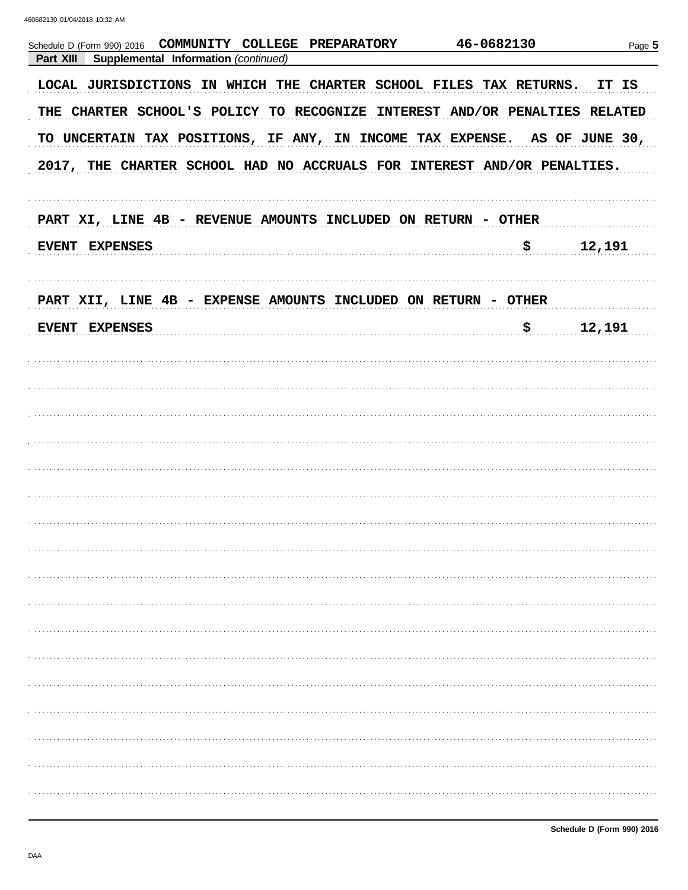Schedule D (Form 990) 2016 COMMUNITY COLLEGE PREPARATORY 46-0682130

**Part XIII Supplemental Information** *(continued)*

LOCAL JURISDICTIONS IN WHICH THE CHARTER SCHOOL FILES TAX RETURNS. IT IS THE CHARTER SCHOOL'S POLICY TO RECOGNIZE INTEREST AND/OR PENALTIES RELATED TO UNCERTAIN TAX POSITIONS, IF ANY, IN INCOME TAX EXPENSE. AS OF JUNE 30, 2017, THE CHARTER SCHOOL HAD NO ACCRUALS FOR INTEREST AND/OR PENALTIES.

PART XI, LINE 4B - REVENUE AMOUNTS INCLUDED ON RETURN - OTHER

| | | |
|---|---|---|
| EVENT EXPENSES | $ | 12,191 |

PART XII, LINE 4B - EXPENSE AMOUNTS INCLUDED ON RETURN - OTHER

| | | |
|---|---|---|
| EVENT EXPENSES | $ | 12,191 |

Schedule D (Form 990) 2016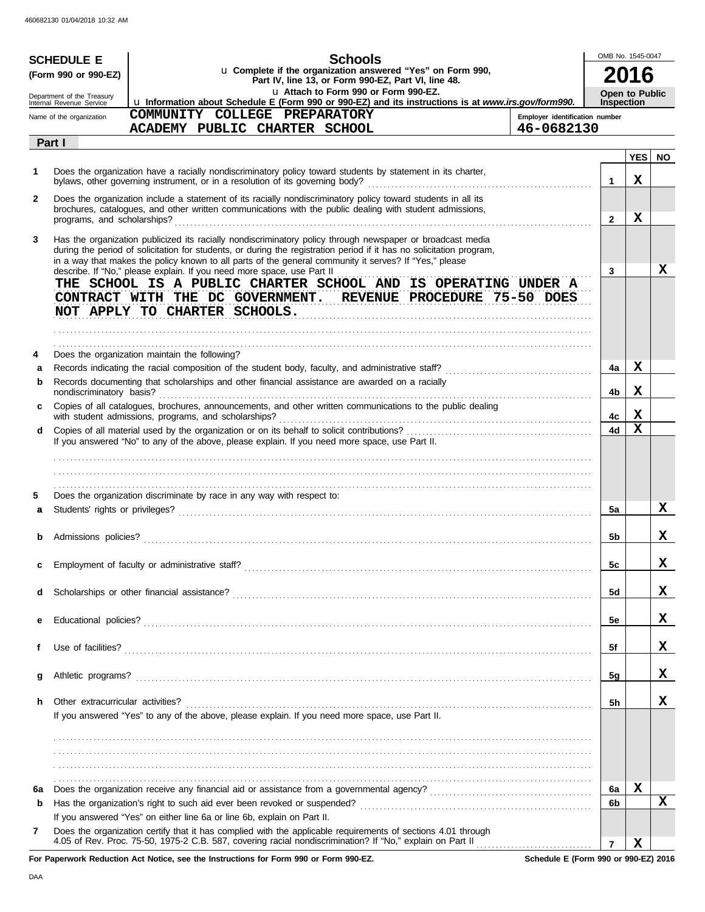**SCHEDULE E (Form 990 or 990-EZ)**

Department of the Treasury
Internal Revenue Service

# Schools

u Complete if the organization answered "Yes" on Form 990, Part IV, line 13, or Form 990-EZ, Part VI, line 48.
u Attach to Form 990 or Form 990-EZ.
u Information about Schedule E (Form 990 or 990-EZ) and its instructions is at *www.irs.gov/form990.*

OMB No. 1545-0047

**2016**

**Open to Public Inspection**

Name of the organization: COMMUNITY COLLEGE PREPARATORY ACADEMY PUBLIC CHARTER SCHOOL

Employer identification number: 46-0682130

**Part I**

| | | | YES | NO |
|---|---|---|---|---|
| **1** | Does the organization have a racially nondiscriminatory policy toward students by statement in its charter, bylaws, other governing instrument, or in a resolution of its governing body? | 1 | X | |
| **2** | Does the organization include a statement of its racially nondiscriminatory policy toward students in all its brochures, catalogues, and other written communications with the public dealing with student admissions, programs, and scholarships? | 2 | X | |
| **3** | Has the organization publicized its racially nondiscriminatory policy through newspaper or broadcast media during the period of solicitation for students, or during the registration period if it has no solicitation program, in a way that makes the policy known to all parts of the general community it serves? If "Yes," please describe. If "No," please explain. If you need more space, use Part II<br>THE SCHOOL IS A PUBLIC CHARTER SCHOOL AND IS OPERATING UNDER A CONTRACT WITH THE DC GOVERNMENT. REVENUE PROCEDURE 75-50 DOES NOT APPLY TO CHARTER SCHOOLS. | 3 | | X |
| **4** | Does the organization maintain the following? | | | |
| **a** | Records indicating the racial composition of the student body, faculty, and administrative staff? | 4a | X | |
| **b** | Records documenting that scholarships and other financial assistance are awarded on a racially nondiscriminatory basis? | 4b | X | |
| **c** | Copies of all catalogues, brochures, announcements, and other written communications to the public dealing with student admissions, programs, and scholarships? | 4c | X | |
| **d** | Copies of all material used by the organization or on its behalf to solicit contributions?<br>If you answered "No" to any of the above, please explain. If you need more space, use Part II. | 4d | X | |
| **5** | Does the organization discriminate by race in any way with respect to: | | | |
| **a** | Students' rights or privileges? | 5a | | X |
| **b** | Admissions policies? | 5b | | X |
| **c** | Employment of faculty or administrative staff? | 5c | | X |
| **d** | Scholarships or other financial assistance? | 5d | | X |
| **e** | Educational policies? | 5e | | X |
| **f** | Use of facilities? | 5f | | X |
| **g** | Athletic programs? | 5g | | X |
| **h** | Other extracurricular activities?<br>If you answered "Yes" to any of the above, please explain. If you need more space, use Part II. | 5h | | X |
| **6a** | Does the organization receive any financial aid or assistance from a governmental agency? | 6a | X | |
| **b** | Has the organization's right to such aid ever been revoked or suspended?<br>If you answered "Yes" on either line 6a or line 6b, explain on Part II. | 6b | | X |
| **7** | Does the organization certify that it has complied with the applicable requirements of sections 4.01 through 4.05 of Rev. Proc. 75-50, 1975-2 C.B. 587, covering racial nondiscrimination? If "No," explain on Part II | 7 | X | |

**For Paperwork Reduction Act Notice, see the Instructions for Form 990 or Form 990-EZ.**

**Schedule E (Form 990 or 990-EZ) 2016**

DAA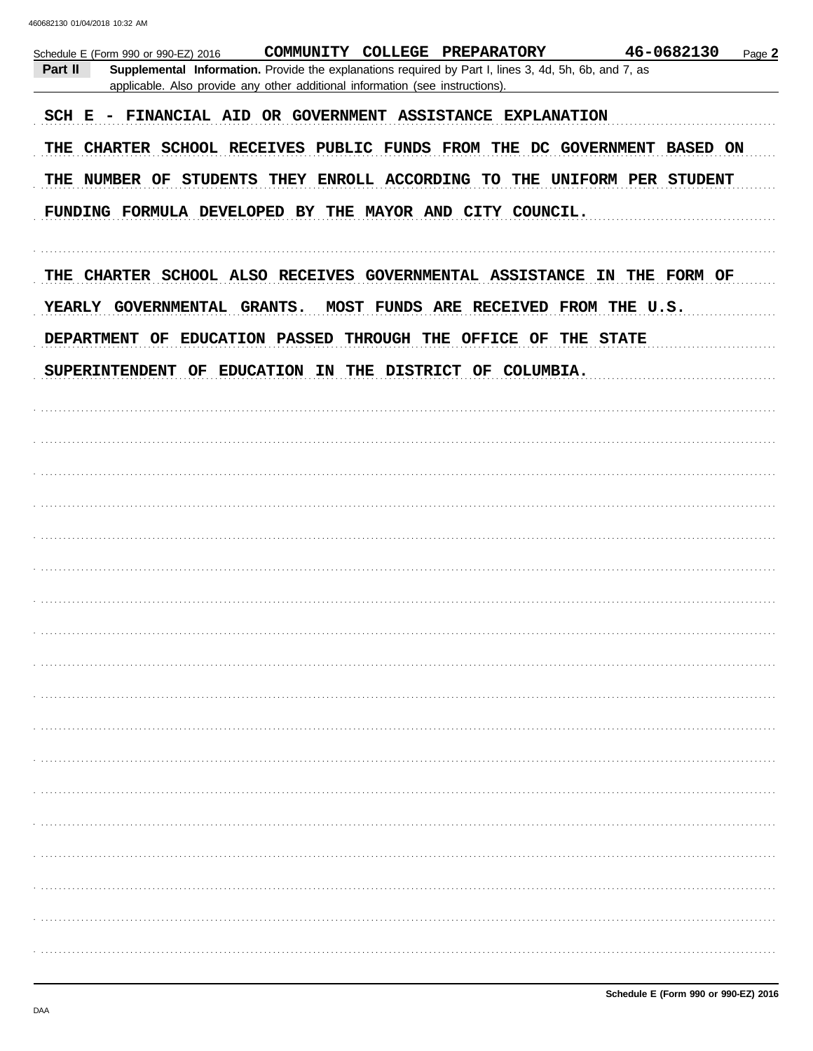Schedule E (Form 990 or 990-EZ) 2016 **COMMUNITY COLLEGE PREPARATORY** **46-0682130**

**Part II** **Supplemental Information.** Provide the explanations required by Part I, lines 3, 4d, 5h, 6b, and 7, as applicable. Also provide any other additional information (see instructions).

SCH E - FINANCIAL AID OR GOVERNMENT ASSISTANCE EXPLANATION

THE CHARTER SCHOOL RECEIVES PUBLIC FUNDS FROM THE DC GOVERNMENT BASED ON THE NUMBER OF STUDENTS THEY ENROLL ACCORDING TO THE UNIFORM PER STUDENT FUNDING FORMULA DEVELOPED BY THE MAYOR AND CITY COUNCIL.

THE CHARTER SCHOOL ALSO RECEIVES GOVERNMENTAL ASSISTANCE IN THE FORM OF YEARLY GOVERNMENTAL GRANTS. MOST FUNDS ARE RECEIVED FROM THE U.S. DEPARTMENT OF EDUCATION PASSED THROUGH THE OFFICE OF THE STATE SUPERINTENDENT OF EDUCATION IN THE DISTRICT OF COLUMBIA.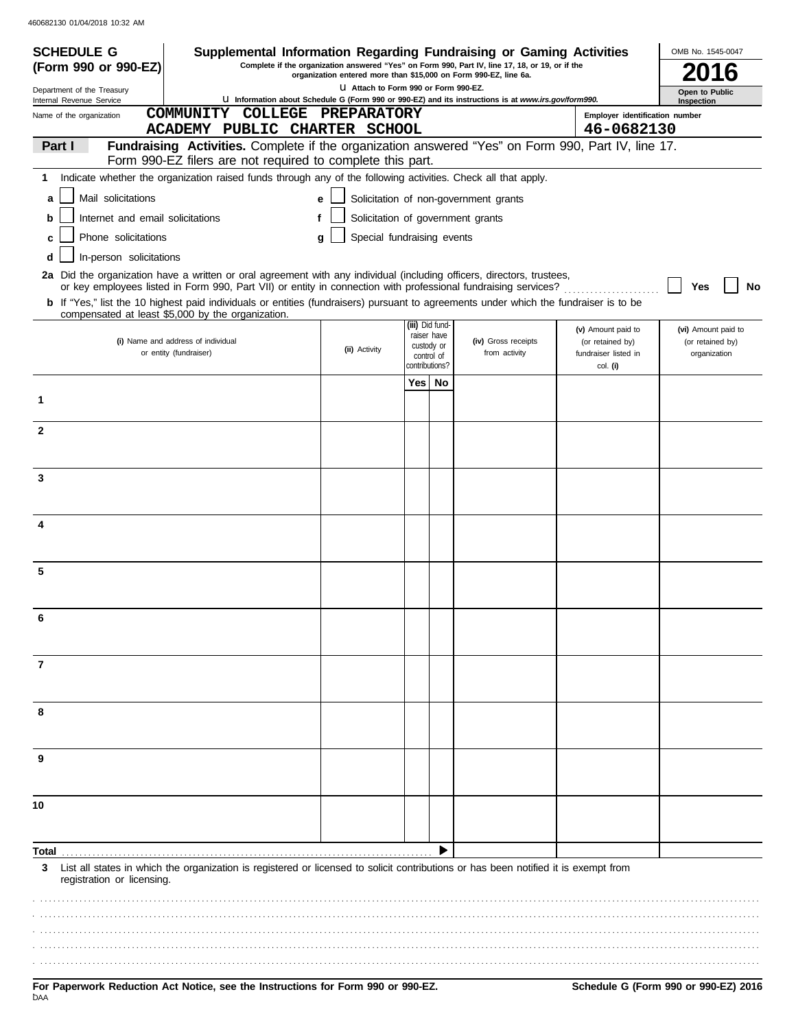**SCHEDULE G (Form 990 or 990-EZ)**

Department of the Treasury
Internal Revenue Service

# Supplemental Information Regarding Fundraising or Gaming Activities

**Complete if the organization answered "Yes" on Form 990, Part IV, line 17, 18, or 19, or if the organization entered more than $15,000 on Form 990-EZ, line 6a.**

u Attach to Form 990 or Form 990-EZ.

u Information about Schedule G (Form 990 or 990-EZ) and its instructions is at *www.irs.gov/form990.*

OMB No. 1545-0047

**2016**

**Open to Public Inspection**

Name of the organization: COMMUNITY COLLEGE PREPARATORY ACADEMY PUBLIC CHARTER SCHOOL

Employer identification number: 46-0682130

**Part I** **Fundraising Activities.** Complete if the organization answered "Yes" on Form 990, Part IV, line 17. Form 990-EZ filers are not required to complete this part.

**1** Indicate whether the organization raised funds through any of the following activities. Check all that apply.

- **a** ☐ Mail solicitations
- **b** ☐ Internet and email solicitations
- **c** ☐ Phone solicitations
- **d** ☐ In-person solicitations
- **e** ☐ Solicitation of non-government grants
- **f** ☐ Solicitation of government grants
- **g** ☐ Special fundraising events

**2a** Did the organization have a written or oral agreement with any individual (including officers, directors, trustees, or key employees listed in Form 990, Part VII) or entity in connection with professional fundraising services? ☐ Yes ☐ No

**b** If "Yes," list the 10 highest paid individuals or entities (fundraisers) pursuant to agreements under which the fundraiser is to be compensated at least $5,000 by the organization.

| | (i) Name and address of individual or entity (fundraiser) | (ii) Activity | (iii) Did fund-raiser have custody or control of contributions? Yes | No | (iv) Gross receipts from activity | (v) Amount paid to (or retained by) fundraiser listed in col. (i) | (vi) Amount paid to (or retained by) organization |
|---|---|---|---|---|---|---|---|
| 1 | | | | | | | |
| 2 | | | | | | | |
| 3 | | | | | | | |
| 4 | | | | | | | |
| 5 | | | | | | | |
| 6 | | | | | | | |
| 7 | | | | | | | |
| 8 | | | | | | | |
| 9 | | | | | | | |
| 10 | | | | | | | |
| **Total** | | | | ▶ | | | |

**3** List all states in which the organization is registered or licensed to solicit contributions or has been notified it is exempt from registration or licensing.

**For Paperwork Reduction Act Notice, see the Instructions for Form 990 or 990-EZ.**

**Schedule G (Form 990 or 990-EZ) 2016**

DAA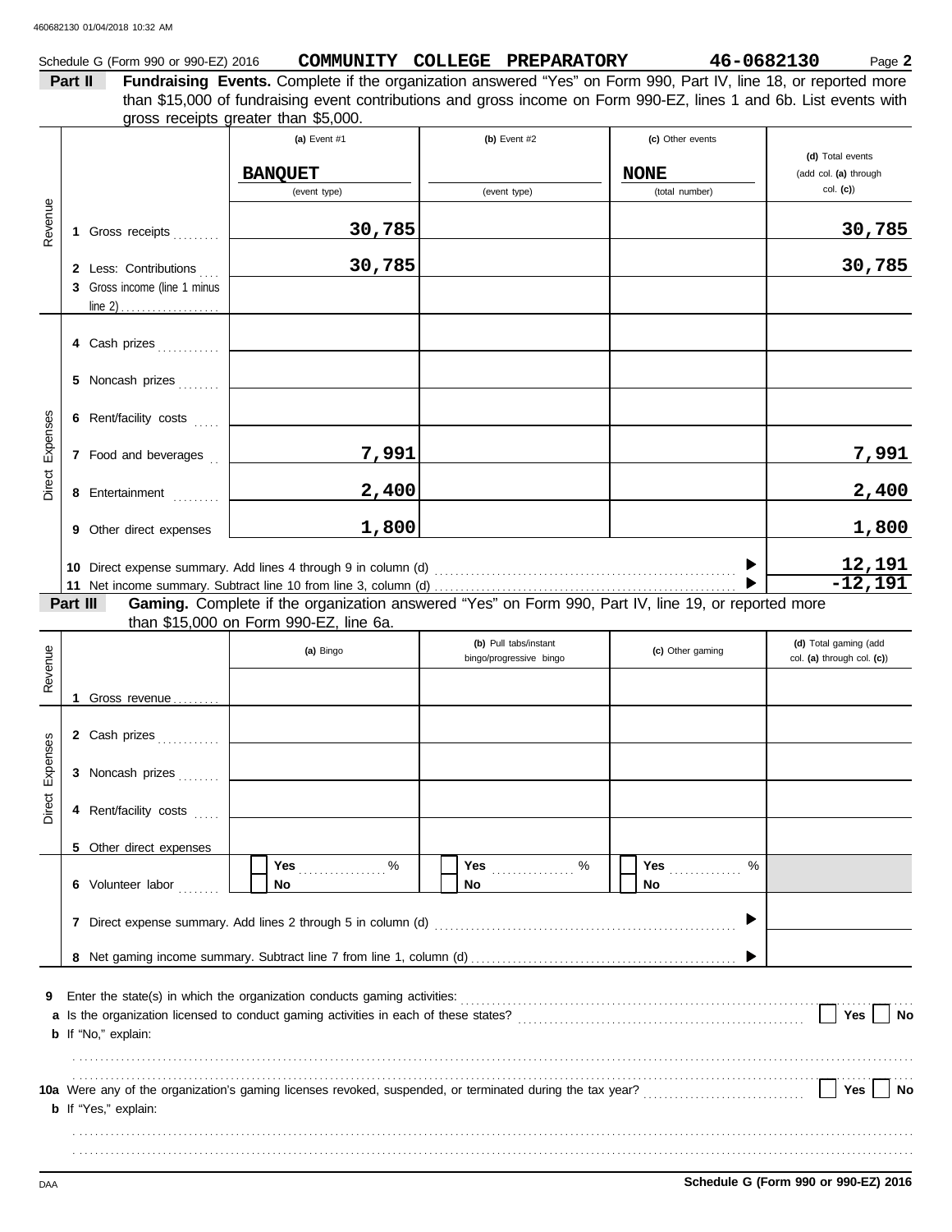460682130 01/04/2018 10:32 AM

Schedule G (Form 990 or 990-EZ) 2016 **COMMUNITY COLLEGE PREPARATORY** **46-0682130** Page **2**

**Part II** **Fundraising Events.** Complete if the organization answered "Yes" on Form 990, Part IV, line 18, or reported more than $15,000 of fundraising event contributions and gross income on Form 990-EZ, lines 1 and 6b. List events with gross receipts greater than $5,000.

| | | (a) Event #1 | (b) Event #2 | (c) Other events | (d) Total events (add col. (a) through col. (c)) |
|---|---|---|---|---|---|
| | | BANQUET (event type) | (event type) | NONE (total number) | |
| Revenue | 1 Gross receipts | 30,785 | | | 30,785 |
| | 2 Less: Contributions | 30,785 | | | 30,785 |
| | 3 Gross income (line 1 minus line 2) | | | | |
| Direct Expenses | 4 Cash prizes | | | | |
| | 5 Noncash prizes | | | | |
| | 6 Rent/facility costs | | | | |
| | 7 Food and beverages | 7,991 | | | 7,991 |
| | 8 Entertainment | 2,400 | | | 2,400 |
| | 9 Other direct expenses | 1,800 | | | 1,800 |

10 Direct expense summary. Add lines 4 through 9 in column (d) ▶ **12,191**

11 Net income summary. Subtract line 10 from line 3, column (d) ▶ **-12,191**

**Part III** **Gaming.** Complete if the organization answered "Yes" on Form 990, Part IV, line 19, or reported more than $15,000 on Form 990-EZ, line 6a.

| | | (a) Bingo | (b) Pull tabs/instant bingo/progressive bingo | (c) Other gaming | (d) Total gaming (add col. (a) through col. (c)) |
|---|---|---|---|---|---|
| Revenue | 1 Gross revenue | | | | |
| Direct Expenses | 2 Cash prizes | | | | |
| | 3 Noncash prizes | | | | |
| | 4 Rent/facility costs | | | | |
| | 5 Other direct expenses | | | | |
| | 6 Volunteer labor | Yes ..... % / No | Yes ..... % / No | Yes ..... % / No | |

7 Direct expense summary. Add lines 2 through 5 in column (d) ▶

8 Net gaming income summary. Subtract line 7 from line 1, column (d) ▶

9 Enter the state(s) in which the organization conducts gaming activities:

a Is the organization licensed to conduct gaming activities in each of these states? Yes No

b If "No," explain:

10a Were any of the organization's gaming licenses revoked, suspended, or terminated during the tax year? Yes No

b If "Yes," explain:

DAA **Schedule G (Form 990 or 990-EZ) 2016**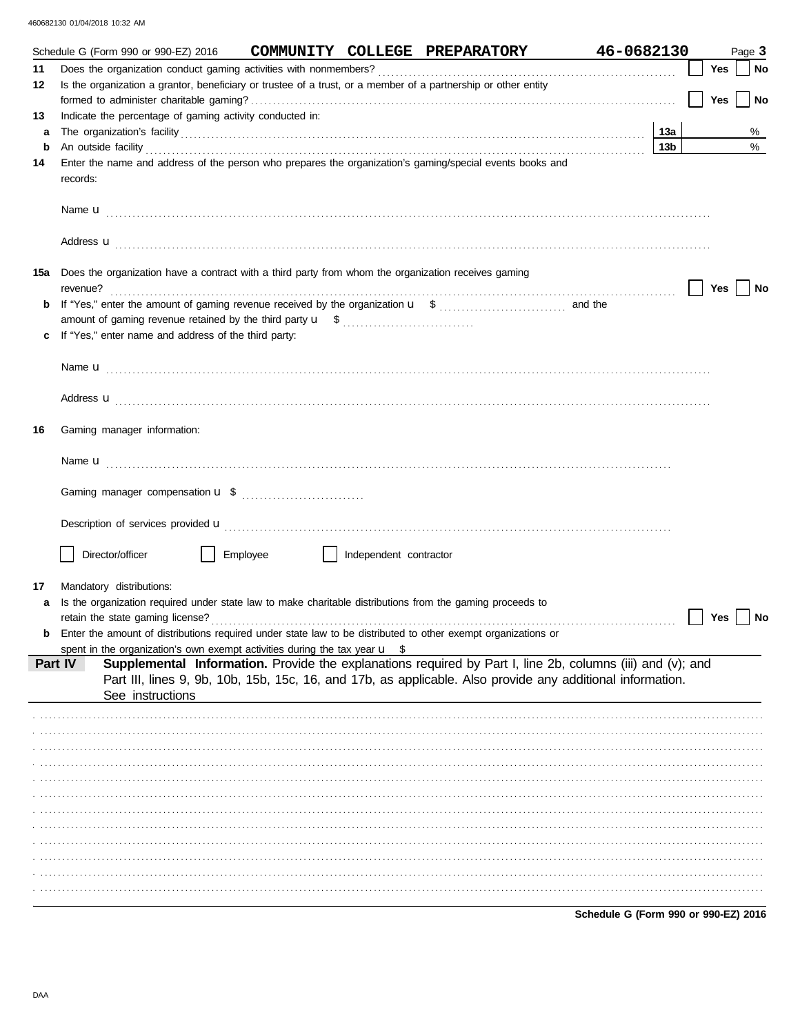Schedule G (Form 990 or 990-EZ) 2016 **COMMUNITY COLLEGE PREPARATORY** **46-0682130** Page **3**

**11** Does the organization conduct gaming activities with nonmembers? ☐ Yes ☐ No

**12** Is the organization a grantor, beneficiary or trustee of a trust, or a member of a partnership or other entity formed to administer charitable gaming? ☐ Yes ☐ No

**13** Indicate the percentage of gaming activity conducted in:

**a** The organization's facility **13a** %

**b** An outside facility **13b** %

**14** Enter the name and address of the person who prepares the organization's gaming/special events books and records:

Name u

Address u

**15a** Does the organization have a contract with a third party from whom the organization receives gaming revenue? ☐ Yes ☐ No

**b** If "Yes," enter the amount of gaming revenue received by the organization u $ and the amount of gaming revenue retained by the third party u $

**c** If "Yes," enter name and address of the third party:

Name u

Address u

**16** Gaming manager information:

Name u

Gaming manager compensation u $

Description of services provided u

☐ Director/officer ☐ Employee ☐ Independent contractor

**17** Mandatory distributions:

**a** Is the organization required under state law to make charitable distributions from the gaming proceeds to retain the state gaming license? ☐ Yes ☐ No

**b** Enter the amount of distributions required under state law to be distributed to other exempt organizations or spent in the organization's own exempt activities during the tax year u $

**Part IV** **Supplemental Information.** Provide the explanations required by Part I, line 2b, columns (iii) and (v); and Part III, lines 9, 9b, 10b, 15b, 15c, 16, and 17b, as applicable. Also provide any additional information. See instructions

Schedule G (Form 990 or 990-EZ) 2016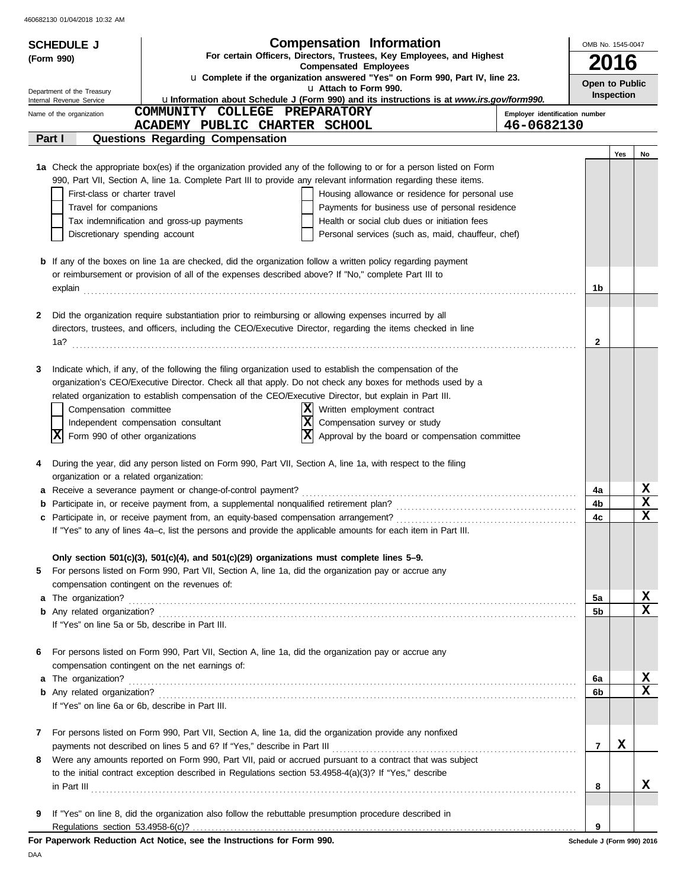460682130 01/04/2018 10:32 AM

**SCHEDULE J (Form 990)**

Department of the Treasury
Internal Revenue Service

# Compensation Information

**For certain Officers, Directors, Trustees, Key Employees, and Highest Compensated Employees**

u **Complete if the organization answered "Yes" on Form 990, Part IV, line 23.**
u **Attach to Form 990.**
u **Information about Schedule J (Form 990) and its instructions is at *www.irs.gov/form990.***

OMB No. 1545-0047

**2016**

**Open to Public Inspection**

Name of the organization: COMMUNITY COLLEGE PREPARATORY ACADEMY PUBLIC CHARTER SCHOOL

Employer identification number: 46-0682130

## Part I — Questions Regarding Compensation

| | | | Yes | No |
|---|---|---|---|---|
| **1a** | Check the appropriate box(es) if the organization provided any of the following to or for a person listed on Form 990, Part VII, Section A, line 1a. Complete Part III to provide any relevant information regarding these items.<br>☐ First-class or charter travel ☐ Housing allowance or residence for personal use<br>☐ Travel for companions ☐ Payments for business use of personal residence<br>☐ Tax indemnification and gross-up payments ☐ Health or social club dues or initiation fees<br>☐ Discretionary spending account ☐ Personal services (such as, maid, chauffeur, chef) | | | |
| **b** | If any of the boxes on line 1a are checked, did the organization follow a written policy regarding payment or reimbursement or provision of all of the expenses described above? If "No," complete Part III to explain | 1b | | |
| **2** | Did the organization require substantiation prior to reimbursing or allowing expenses incurred by all directors, trustees, and officers, including the CEO/Executive Director, regarding the items checked in line 1a? | 2 | | |
| **3** | Indicate which, if any, of the following the filing organization used to establish the compensation of the organization's CEO/Executive Director. Check all that apply. Do not check any boxes for methods used by a related organization to establish compensation of the CEO/Executive Director, but explain in Part III.<br>☐ Compensation committee ☒ Written employment contract<br>☐ Independent compensation consultant ☒ Compensation survey or study<br>☒ Form 990 of other organizations ☒ Approval by the board or compensation committee | | | |
| **4** | During the year, did any person listed on Form 990, Part VII, Section A, line 1a, with respect to the filing organization or a related organization: | | | |
| **a** | Receive a severance payment or change-of-control payment? | 4a | | X |
| **b** | Participate in, or receive payment from, a supplemental nonqualified retirement plan? | 4b | | X |
| **c** | Participate in, or receive payment from, an equity-based compensation arrangement? | 4c | | X |
| | If "Yes" to any of lines 4a–c, list the persons and provide the applicable amounts for each item in Part III. | | | |
| | **Only section 501(c)(3), 501(c)(4), and 501(c)(29) organizations must complete lines 5–9.** | | | |
| **5** | For persons listed on Form 990, Part VII, Section A, line 1a, did the organization pay or accrue any compensation contingent on the revenues of: | | | |
| **a** | The organization? | 5a | | X |
| **b** | Any related organization? | 5b | | X |
| | If "Yes" on line 5a or 5b, describe in Part III. | | | |
| **6** | For persons listed on Form 990, Part VII, Section A, line 1a, did the organization pay or accrue any compensation contingent on the net earnings of: | | | |
| **a** | The organization? | 6a | | X |
| **b** | Any related organization? | 6b | | X |
| | If "Yes" on line 6a or 6b, describe in Part III. | | | |
| **7** | For persons listed on Form 990, Part VII, Section A, line 1a, did the organization provide any nonfixed payments not described on lines 5 and 6? If "Yes," describe in Part III | 7 | X | |
| **8** | Were any amounts reported on Form 990, Part VII, paid or accrued pursuant to a contract that was subject to the initial contract exception described in Regulations section 53.4958-4(a)(3)? If "Yes," describe in Part III | 8 | | X |
| **9** | If "Yes" on line 8, did the organization also follow the rebuttable presumption procedure described in Regulations section 53.4958-6(c)? | 9 | | |

**For Paperwork Reduction Act Notice, see the Instructions for Form 990.**

Schedule J (Form 990) 2016

DAA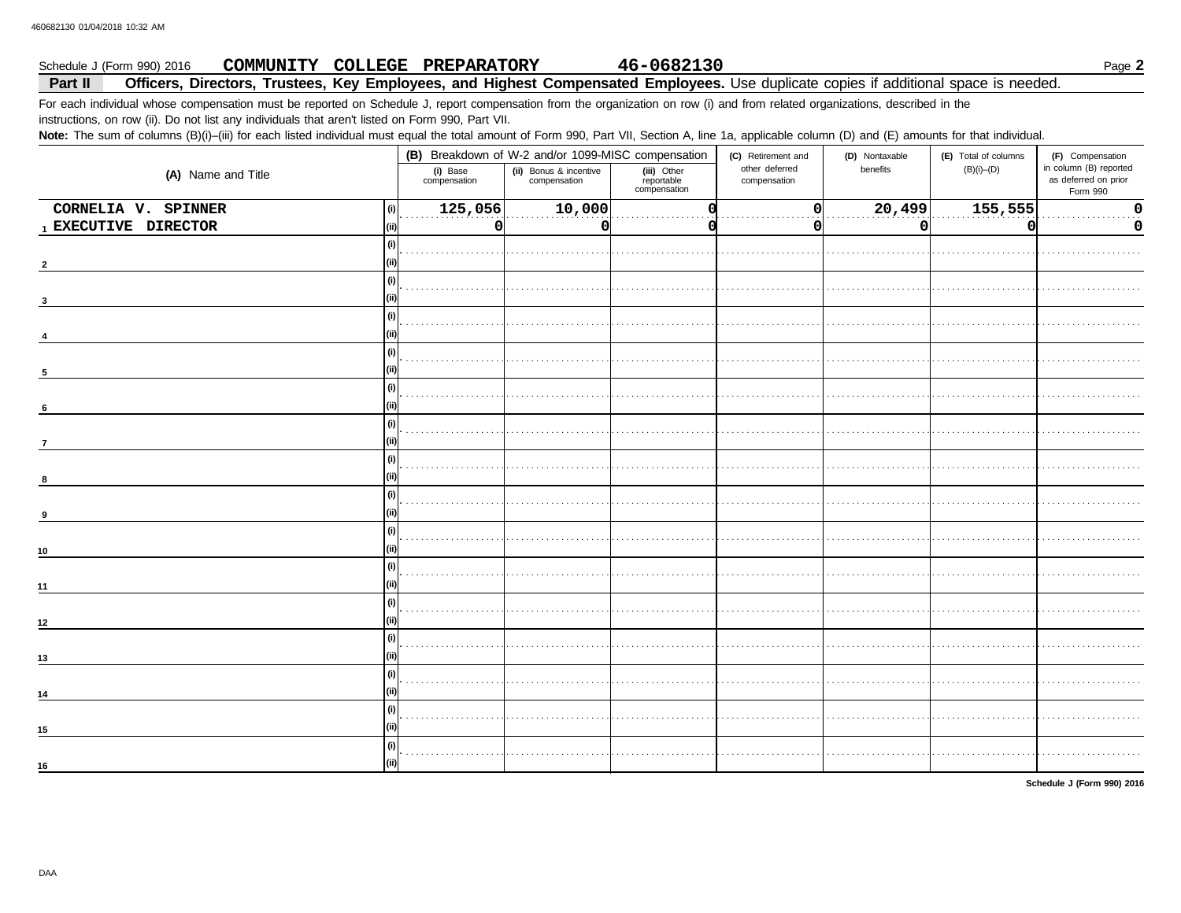460682130 01/04/2018 10:32 AM

Schedule J (Form 990) 2016 **COMMUNITY COLLEGE PREPARATORY** **46-0682130** Page **2**

## Part II Officers, Directors, Trustees, Key Employees, and Highest Compensated Employees. Use duplicate copies if additional space is needed.

For each individual whose compensation must be reported on Schedule J, report compensation from the organization on row (i) and from related organizations, described in the instructions, on row (ii). Do not list any individuals that aren't listed on Form 990, Part VII.

**Note:** The sum of columns (B)(i)–(iii) for each listed individual must equal the total amount of Form 990, Part VII, Section A, line 1a, applicable column (D) and (E) amounts for that individual.

| (A) Name and Title | | (B) Breakdown of W-2 and/or 1099-MISC compensation | | | (C) Retirement and other deferred compensation | (D) Nontaxable benefits | (E) Total of columns (B)(i)–(D) | (F) Compensation in column (B) reported as deferred on prior Form 990 |
|---|---|---|---|---|---|---|---|---|
| | | (i) Base compensation | (ii) Bonus & incentive compensation | (iii) Other reportable compensation | | | | |
| 1 CORNELIA V. SPINNER | (i) | 125,056 | 10,000 | 0 | 0 | 20,499 | 155,555 | 0 |
| EXECUTIVE DIRECTOR | (ii) | 0 | 0 | 0 | 0 | 0 | 0 | 0 |
| 2 | (i) | | | | | | | |
| | (ii) | | | | | | | |
| 3 | (i) | | | | | | | |
| | (ii) | | | | | | | |
| 4 | (i) | | | | | | | |
| | (ii) | | | | | | | |
| 5 | (i) | | | | | | | |
| | (ii) | | | | | | | |
| 6 | (i) | | | | | | | |
| | (ii) | | | | | | | |
| 7 | (i) | | | | | | | |
| | (ii) | | | | | | | |
| 8 | (i) | | | | | | | |
| | (ii) | | | | | | | |
| 9 | (i) | | | | | | | |
| | (ii) | | | | | | | |
| 10 | (i) | | | | | | | |
| | (ii) | | | | | | | |
| 11 | (i) | | | | | | | |
| | (ii) | | | | | | | |
| 12 | (i) | | | | | | | |
| | (ii) | | | | | | | |
| 13 | (i) | | | | | | | |
| | (ii) | | | | | | | |
| 14 | (i) | | | | | | | |
| | (ii) | | | | | | | |
| 15 | (i) | | | | | | | |
| | (ii) | | | | | | | |
| 16 | (i) | | | | | | | |
| | (ii) | | | | | | | |

**Schedule J (Form 990) 2016**

DAA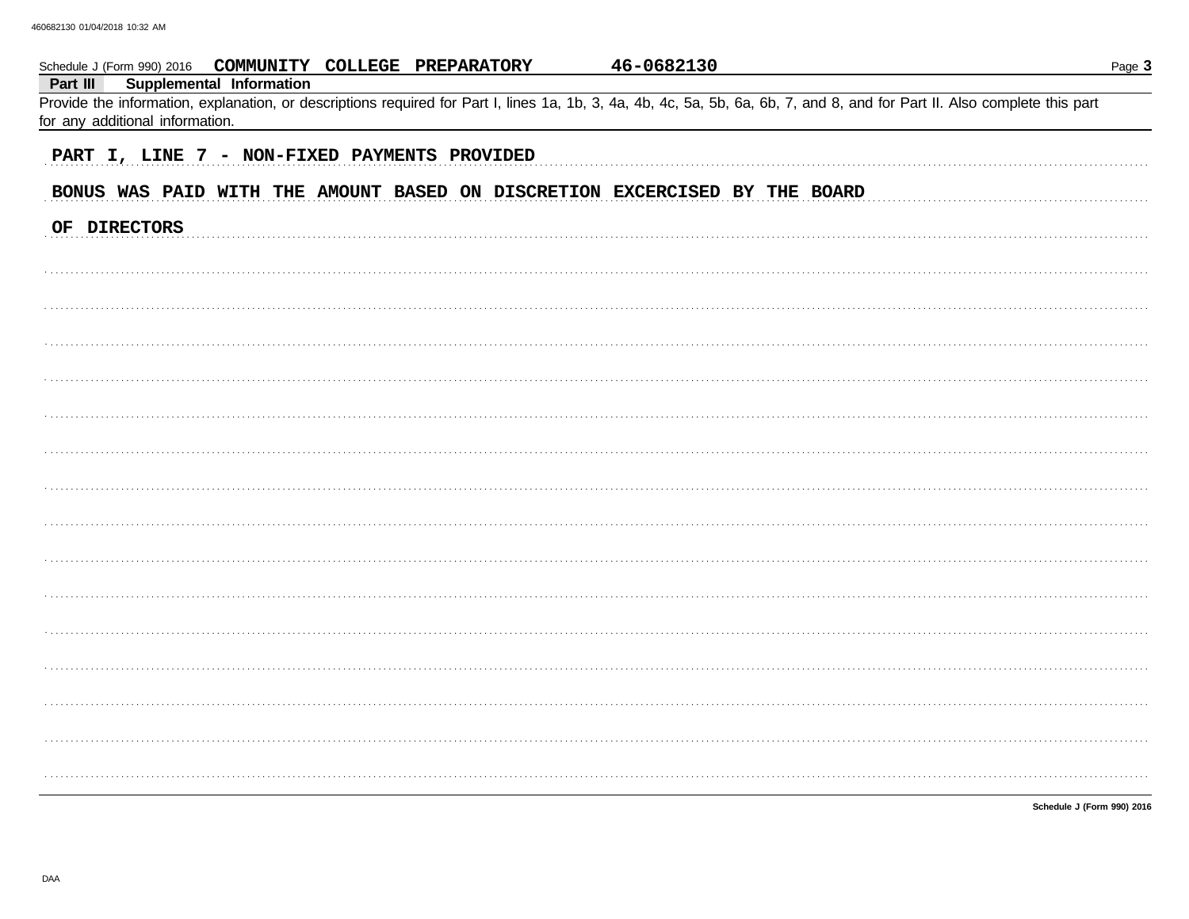Schedule J (Form 990) 2016 **COMMUNITY COLLEGE PREPARATORY** **46-0682130** Page **3**

**Part III** **Supplemental Information**

Provide the information, explanation, or descriptions required for Part I, lines 1a, 1b, 3, 4a, 4b, 4c, 5a, 5b, 6a, 6b, 7, and 8, and for Part II. Also complete this part for any additional information.

**PART I, LINE 7 - NON-FIXED PAYMENTS PROVIDED**

**BONUS WAS PAID WITH THE AMOUNT BASED ON DISCRETION EXCERCISED BY THE BOARD OF DIRECTORS**

**Schedule J (Form 990) 2016**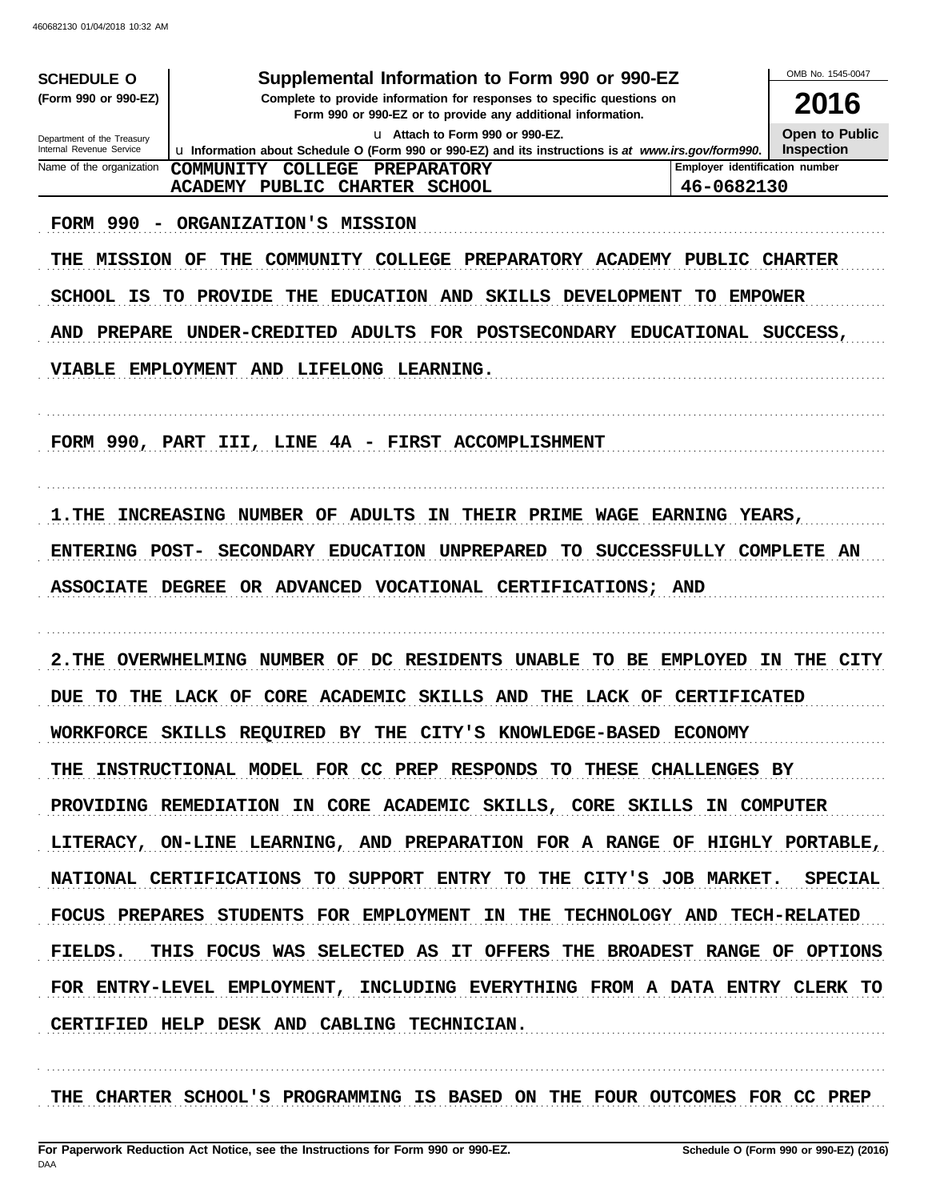**SCHEDULE O**
**(Form 990 or 990-EZ)**

Department of the Treasury
Internal Revenue Service

# Supplemental Information to Form 990 or 990-EZ

**Complete to provide information for responses to specific questions on Form 990 or 990-EZ or to provide any additional information.**

Attach to Form 990 or 990-EZ.

Information about Schedule O (Form 990 or 990-EZ) and its instructions is at *www.irs.gov/form990.*

OMB No. 1545-0047

**2016**

**Open to Public Inspection**

| Name of the organization | Employer identification number |
|---|---|
| COMMUNITY COLLEGE PREPARATORY ACADEMY PUBLIC CHARTER SCHOOL | 46-0682130 |

FORM 990 - ORGANIZATION'S MISSION

THE MISSION OF THE COMMUNITY COLLEGE PREPARATORY ACADEMY PUBLIC CHARTER SCHOOL IS TO PROVIDE THE EDUCATION AND SKILLS DEVELOPMENT TO EMPOWER AND PREPARE UNDER-CREDITED ADULTS FOR POSTSECONDARY EDUCATIONAL SUCCESS, VIABLE EMPLOYMENT AND LIFELONG LEARNING.

FORM 990, PART III, LINE 4A - FIRST ACCOMPLISHMENT

1.THE INCREASING NUMBER OF ADULTS IN THEIR PRIME WAGE EARNING YEARS, ENTERING POST- SECONDARY EDUCATION UNPREPARED TO SUCCESSFULLY COMPLETE AN ASSOCIATE DEGREE OR ADVANCED VOCATIONAL CERTIFICATIONS; AND

2.THE OVERWHELMING NUMBER OF DC RESIDENTS UNABLE TO BE EMPLOYED IN THE CITY DUE TO THE LACK OF CORE ACADEMIC SKILLS AND THE LACK OF CERTIFICATED WORKFORCE SKILLS REQUIRED BY THE CITY'S KNOWLEDGE-BASED ECONOMY THE INSTRUCTIONAL MODEL FOR CC PREP RESPONDS TO THESE CHALLENGES BY PROVIDING REMEDIATION IN CORE ACADEMIC SKILLS, CORE SKILLS IN COMPUTER LITERACY, ON-LINE LEARNING, AND PREPARATION FOR A RANGE OF HIGHLY PORTABLE, NATIONAL CERTIFICATIONS TO SUPPORT ENTRY TO THE CITY'S JOB MARKET. SPECIAL FOCUS PREPARES STUDENTS FOR EMPLOYMENT IN THE TECHNOLOGY AND TECH-RELATED FIELDS. THIS FOCUS WAS SELECTED AS IT OFFERS THE BROADEST RANGE OF OPTIONS FOR ENTRY-LEVEL EMPLOYMENT, INCLUDING EVERYTHING FROM A DATA ENTRY CLERK TO CERTIFIED HELP DESK AND CABLING TECHNICIAN.

THE CHARTER SCHOOL'S PROGRAMMING IS BASED ON THE FOUR OUTCOMES FOR CC PREP

**For Paperwork Reduction Act Notice, see the Instructions for Form 990 or 990-EZ.**
DAA

**Schedule O (Form 990 or 990-EZ) (2016)**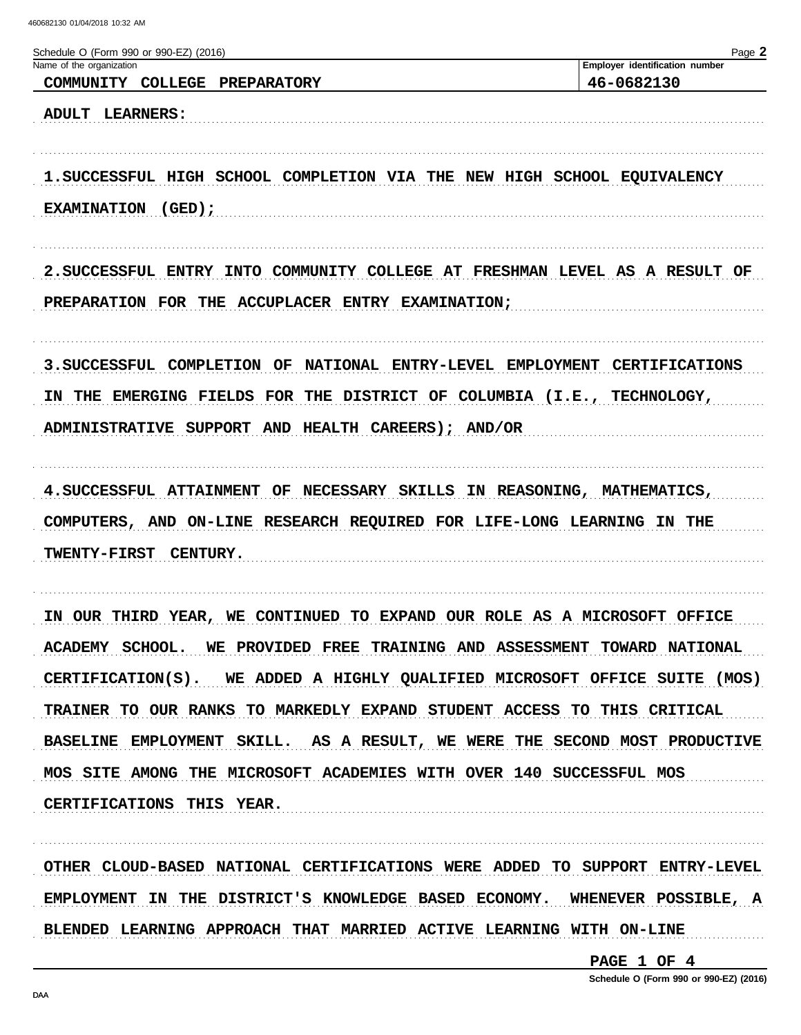Schedule O (Form 990 or 990-EZ) (2016)

| Name of the organization | Employer identification number |
| --- | --- |
| COMMUNITY COLLEGE PREPARATORY | 46-0682130 |

ADULT LEARNERS:

1. SUCCESSFUL HIGH SCHOOL COMPLETION VIA THE NEW HIGH SCHOOL EQUIVALENCY EXAMINATION (GED);

2. SUCCESSFUL ENTRY INTO COMMUNITY COLLEGE AT FRESHMAN LEVEL AS A RESULT OF PREPARATION FOR THE ACCUPLACER ENTRY EXAMINATION;

3. SUCCESSFUL COMPLETION OF NATIONAL ENTRY-LEVEL EMPLOYMENT CERTIFICATIONS IN THE EMERGING FIELDS FOR THE DISTRICT OF COLUMBIA (I.E., TECHNOLOGY, ADMINISTRATIVE SUPPORT AND HEALTH CAREERS); AND/OR

4. SUCCESSFUL ATTAINMENT OF NECESSARY SKILLS IN REASONING, MATHEMATICS, COMPUTERS, AND ON-LINE RESEARCH REQUIRED FOR LIFE-LONG LEARNING IN THE TWENTY-FIRST CENTURY.

IN OUR THIRD YEAR, WE CONTINUED TO EXPAND OUR ROLE AS A MICROSOFT OFFICE ACADEMY SCHOOL. WE PROVIDED FREE TRAINING AND ASSESSMENT TOWARD NATIONAL CERTIFICATION(S). WE ADDED A HIGHLY QUALIFIED MICROSOFT OFFICE SUITE (MOS) TRAINER TO OUR RANKS TO MARKEDLY EXPAND STUDENT ACCESS TO THIS CRITICAL BASELINE EMPLOYMENT SKILL. AS A RESULT, WE WERE THE SECOND MOST PRODUCTIVE MOS SITE AMONG THE MICROSOFT ACADEMIES WITH OVER 140 SUCCESSFUL MOS CERTIFICATIONS THIS YEAR.

OTHER CLOUD-BASED NATIONAL CERTIFICATIONS WERE ADDED TO SUPPORT ENTRY-LEVEL EMPLOYMENT IN THE DISTRICT'S KNOWLEDGE BASED ECONOMY. WHENEVER POSSIBLE, A BLENDED LEARNING APPROACH THAT MARRIED ACTIVE LEARNING WITH ON-LINE

PAGE 1 OF 4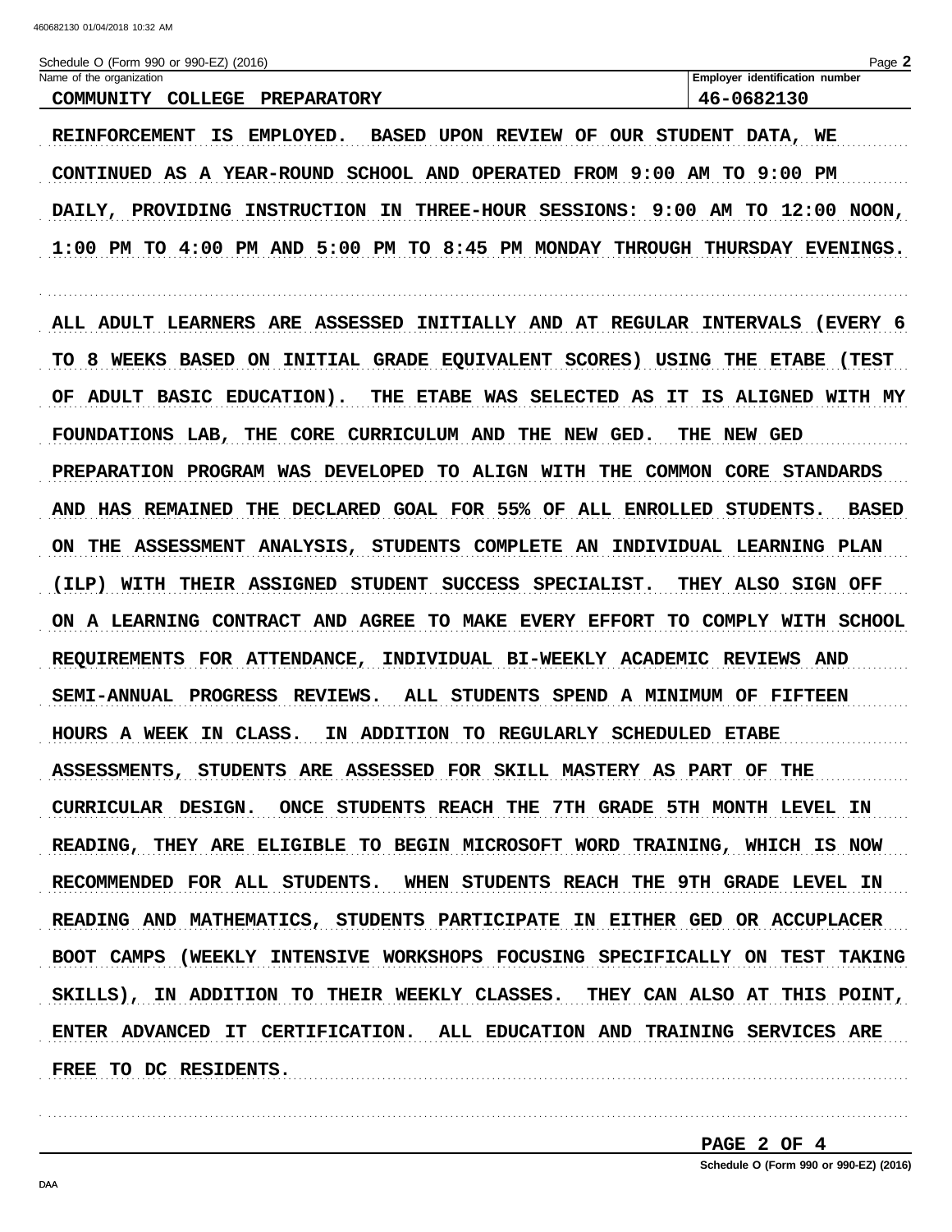Schedule O (Form 990 or 990-EZ) (2016)

| Name of the organization | Employer identification number |
| --- | --- |
| COMMUNITY COLLEGE PREPARATORY | 46-0682130 |

REINFORCEMENT IS EMPLOYED. BASED UPON REVIEW OF OUR STUDENT DATA, WE CONTINUED AS A YEAR-ROUND SCHOOL AND OPERATED FROM 9:00 AM TO 9:00 PM DAILY, PROVIDING INSTRUCTION IN THREE-HOUR SESSIONS: 9:00 AM TO 12:00 NOON, 1:00 PM TO 4:00 PM AND 5:00 PM TO 8:45 PM MONDAY THROUGH THURSDAY EVENINGS.

ALL ADULT LEARNERS ARE ASSESSED INITIALLY AND AT REGULAR INTERVALS (EVERY 6 TO 8 WEEKS BASED ON INITIAL GRADE EQUIVALENT SCORES) USING THE ETABE (TEST OF ADULT BASIC EDUCATION). THE ETABE WAS SELECTED AS IT IS ALIGNED WITH MY FOUNDATIONS LAB, THE CORE CURRICULUM AND THE NEW GED. THE NEW GED PREPARATION PROGRAM WAS DEVELOPED TO ALIGN WITH THE COMMON CORE STANDARDS AND HAS REMAINED THE DECLARED GOAL FOR 55% OF ALL ENROLLED STUDENTS. BASED ON THE ASSESSMENT ANALYSIS, STUDENTS COMPLETE AN INDIVIDUAL LEARNING PLAN (ILP) WITH THEIR ASSIGNED STUDENT SUCCESS SPECIALIST. THEY ALSO SIGN OFF ON A LEARNING CONTRACT AND AGREE TO MAKE EVERY EFFORT TO COMPLY WITH SCHOOL REQUIREMENTS FOR ATTENDANCE, INDIVIDUAL BI-WEEKLY ACADEMIC REVIEWS AND SEMI-ANNUAL PROGRESS REVIEWS. ALL STUDENTS SPEND A MINIMUM OF FIFTEEN HOURS A WEEK IN CLASS. IN ADDITION TO REGULARLY SCHEDULED ETABE ASSESSMENTS, STUDENTS ARE ASSESSED FOR SKILL MASTERY AS PART OF THE CURRICULAR DESIGN. ONCE STUDENTS REACH THE 7TH GRADE 5TH MONTH LEVEL IN READING, THEY ARE ELIGIBLE TO BEGIN MICROSOFT WORD TRAINING, WHICH IS NOW RECOMMENDED FOR ALL STUDENTS. WHEN STUDENTS REACH THE 9TH GRADE LEVEL IN READING AND MATHEMATICS, STUDENTS PARTICIPATE IN EITHER GED OR ACCUPLACER BOOT CAMPS (WEEKLY INTENSIVE WORKSHOPS FOCUSING SPECIFICALLY ON TEST TAKING SKILLS), IN ADDITION TO THEIR WEEKLY CLASSES. THEY CAN ALSO AT THIS POINT, ENTER ADVANCED IT CERTIFICATION. ALL EDUCATION AND TRAINING SERVICES ARE FREE TO DC RESIDENTS.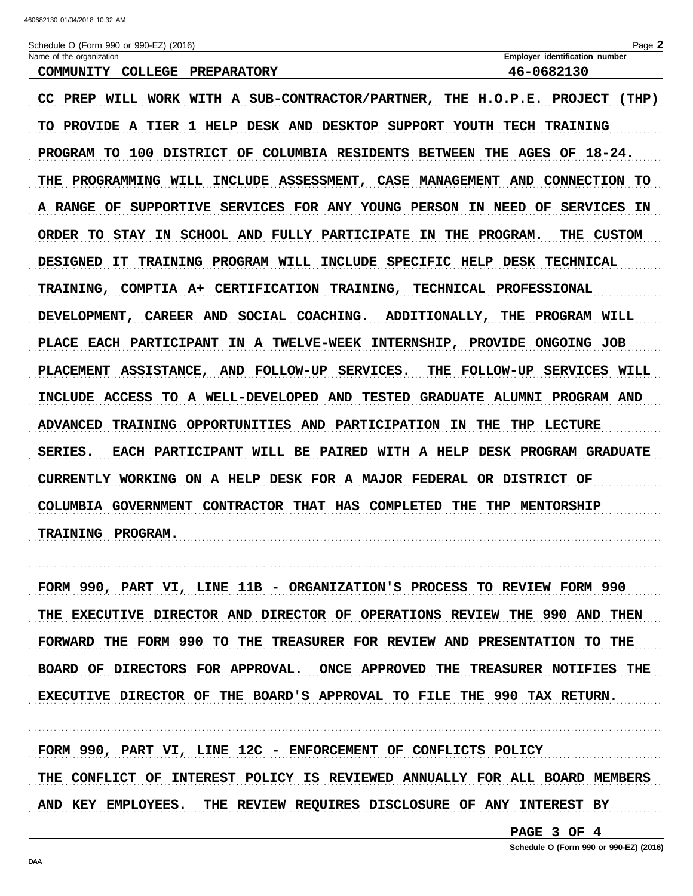Schedule O (Form 990 or 990-EZ) (2016)

| Name of the organization | Employer identification number |
| --- | --- |
| COMMUNITY COLLEGE PREPARATORY | 46-0682130 |

CC PREP WILL WORK WITH A SUB-CONTRACTOR/PARTNER, THE H.O.P.E. PROJECT (THP) TO PROVIDE A TIER 1 HELP DESK AND DESKTOP SUPPORT YOUTH TECH TRAINING PROGRAM TO 100 DISTRICT OF COLUMBIA RESIDENTS BETWEEN THE AGES OF 18-24. THE PROGRAMMING WILL INCLUDE ASSESSMENT, CASE MANAGEMENT AND CONNECTION TO A RANGE OF SUPPORTIVE SERVICES FOR ANY YOUNG PERSON IN NEED OF SERVICES IN ORDER TO STAY IN SCHOOL AND FULLY PARTICIPATE IN THE PROGRAM. THE CUSTOM DESIGNED IT TRAINING PROGRAM WILL INCLUDE SPECIFIC HELP DESK TECHNICAL TRAINING, COMPTIA A+ CERTIFICATION TRAINING, TECHNICAL PROFESSIONAL DEVELOPMENT, CAREER AND SOCIAL COACHING. ADDITIONALLY, THE PROGRAM WILL PLACE EACH PARTICIPANT IN A TWELVE-WEEK INTERNSHIP, PROVIDE ONGOING JOB PLACEMENT ASSISTANCE, AND FOLLOW-UP SERVICES. THE FOLLOW-UP SERVICES WILL INCLUDE ACCESS TO A WELL-DEVELOPED AND TESTED GRADUATE ALUMNI PROGRAM AND ADVANCED TRAINING OPPORTUNITIES AND PARTICIPATION IN THE THP LECTURE SERIES. EACH PARTICIPANT WILL BE PAIRED WITH A HELP DESK PROGRAM GRADUATE CURRENTLY WORKING ON A HELP DESK FOR A MAJOR FEDERAL OR DISTRICT OF COLUMBIA GOVERNMENT CONTRACTOR THAT HAS COMPLETED THE THP MENTORSHIP TRAINING PROGRAM.

FORM 990, PART VI, LINE 11B - ORGANIZATION'S PROCESS TO REVIEW FORM 990

THE EXECUTIVE DIRECTOR AND DIRECTOR OF OPERATIONS REVIEW THE 990 AND THEN FORWARD THE FORM 990 TO THE TREASURER FOR REVIEW AND PRESENTATION TO THE BOARD OF DIRECTORS FOR APPROVAL. ONCE APPROVED THE TREASURER NOTIFIES THE EXECUTIVE DIRECTOR OF THE BOARD'S APPROVAL TO FILE THE 990 TAX RETURN.

FORM 990, PART VI, LINE 12C - ENFORCEMENT OF CONFLICTS POLICY

THE CONFLICT OF INTEREST POLICY IS REVIEWED ANNUALLY FOR ALL BOARD MEMBERS AND KEY EMPLOYEES. THE REVIEW REQUIRES DISCLOSURE OF ANY INTEREST BY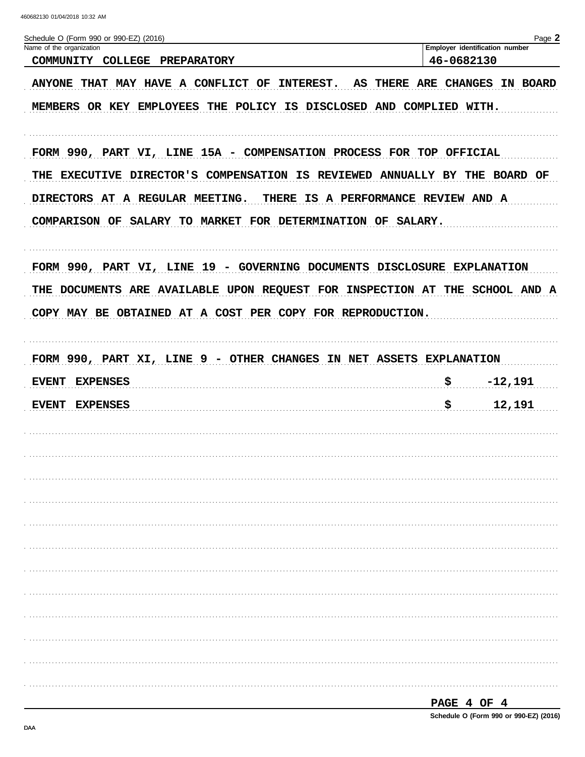Schedule O (Form 990 or 990-EZ) (2016)

| Name of the organization | Employer identification number |
|---|---|
| COMMUNITY COLLEGE PREPARATORY | 46-0682130 |

ANYONE THAT MAY HAVE A CONFLICT OF INTEREST. AS THERE ARE CHANGES IN BOARD MEMBERS OR KEY EMPLOYEES THE POLICY IS DISCLOSED AND COMPLIED WITH.

FORM 990, PART VI, LINE 15A - COMPENSATION PROCESS FOR TOP OFFICIAL

THE EXECUTIVE DIRECTOR'S COMPENSATION IS REVIEWED ANNUALLY BY THE BOARD OF DIRECTORS AT A REGULAR MEETING. THERE IS A PERFORMANCE REVIEW AND A COMPARISON OF SALARY TO MARKET FOR DETERMINATION OF SALARY.

FORM 990, PART VI, LINE 19 - GOVERNING DOCUMENTS DISCLOSURE EXPLANATION

THE DOCUMENTS ARE AVAILABLE UPON REQUEST FOR INSPECTION AT THE SCHOOL AND A COPY MAY BE OBTAINED AT A COST PER COPY FOR REPRODUCTION.

FORM 990, PART XI, LINE 9 - OTHER CHANGES IN NET ASSETS EXPLANATION

| | |
|---|---|
| EVENT EXPENSES | $ -12,191 |
| EVENT EXPENSES | $ 12,191 |

Schedule O (Form 990 or 990-EZ) (2016)